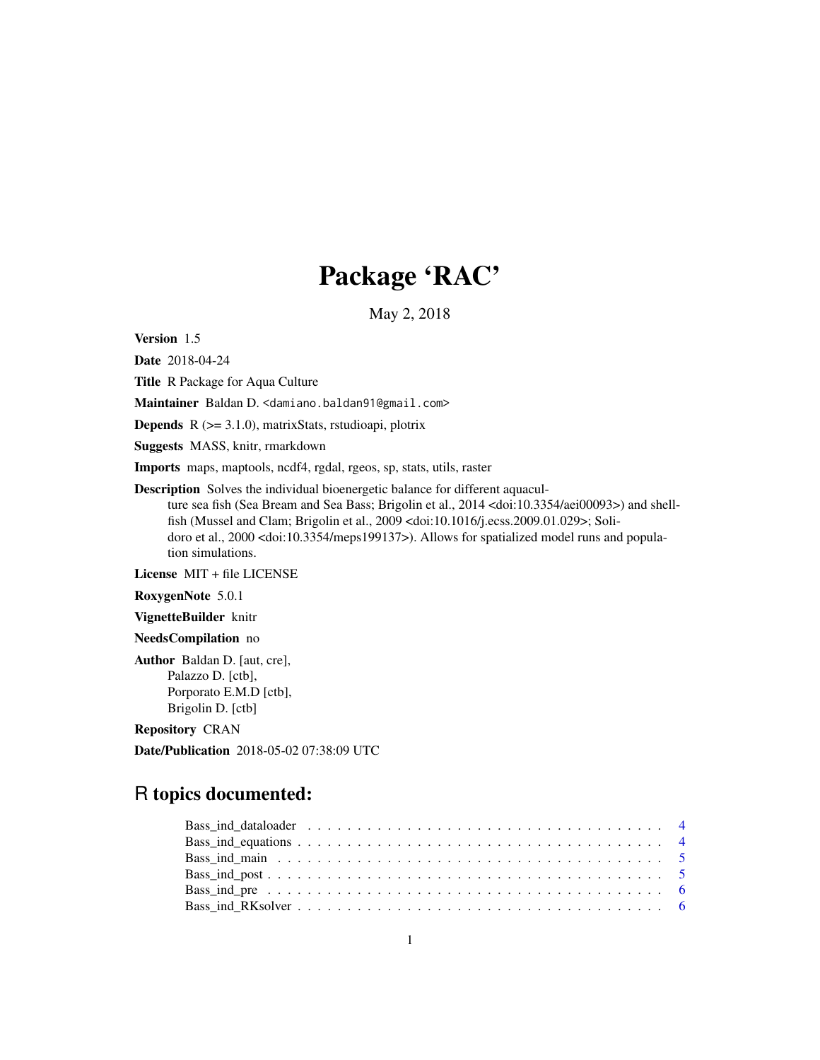# Package 'RAC'

May 2, 2018

**Version** 1.5

**Date** 2018-04-24

**Title** R Package for Aqua Culture

**Maintainer** Baldan D. <damiano.baldan91@gmail.com>

**Depends** R (>= 3.1.0), matrixStats, rstudioapi, plotrix

**Suggests** MASS, knitr, rmarkdown

**Imports** maps, maptools, ncdf4, rgdal, rgeos, sp, stats, utils, raster

**Description** Solves the individual bioenergetic balance for different aquaculture sea fish (Sea Bream and Sea Bass; Brigolin et al., 2014 <doi:10.3354/aei00093>) and shellfish (Mussel and Clam; Brigolin et al., 2009 <doi:10.1016/j.ecss.2009.01.029>; Solidoro et al., 2000 <doi:10.3354/meps199137>). Allows for spatialized model runs and population simulations.

**License** MIT + file LICENSE

**RoxygenNote** 5.0.1

**VignetteBuilder** knitr

**NeedsCompilation** no

**Author** Baldan D. [aut, cre],
Palazzo D. [ctb],
Porporato E.M.D [ctb],
Brigolin D. [ctb]

**Repository** CRAN

**Date/Publication** 2018-05-02 07:38:09 UTC

## R topics documented:

- Bass_ind_dataloader . . . . . . . . . . . . . . . . . . . . . . . . . . . . . . . . . . . . 4
- Bass_ind_equations . . . . . . . . . . . . . . . . . . . . . . . . . . . . . . . . . . . . 4
- Bass_ind_main . . . . . . . . . . . . . . . . . . . . . . . . . . . . . . . . . . . . 5
- Bass_ind_post . . . . . . . . . . . . . . . . . . . . . . . . . . . . . . . . . . . . 5
- Bass_ind_pre . . . . . . . . . . . . . . . . . . . . . . . . . . . . . . . . . . . . 6
- Bass_ind_RKsolver . . . . . . . . . . . . . . . . . . . . . . . . . . . . . . . . . . . . 6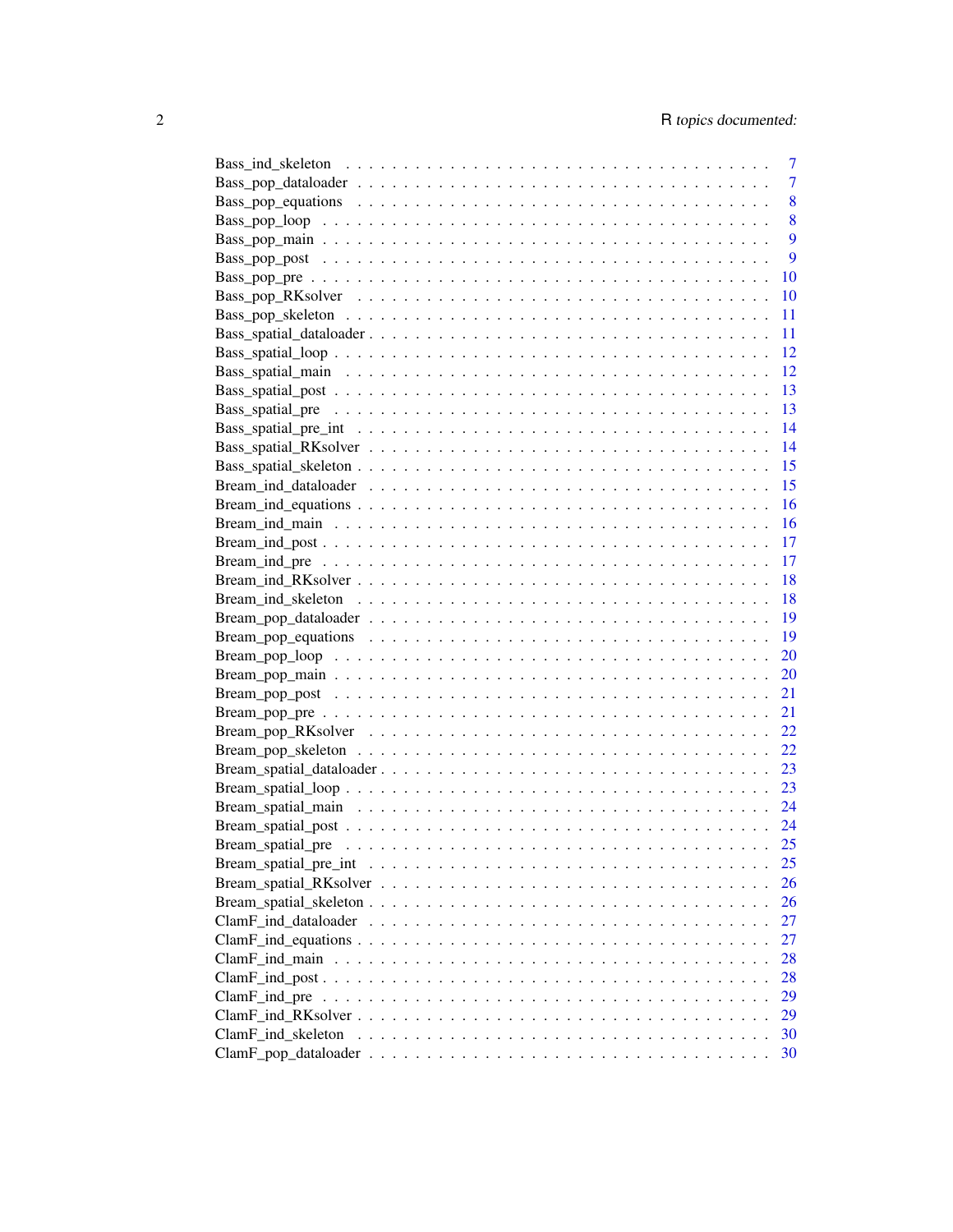Bass_ind_skeleton . . . . . . . . . . . . . . . . . . . . . . . . . . . . . . . . . . . 7
Bass_pop_dataloader . . . . . . . . . . . . . . . . . . . . . . . . . . . . . . . . . . 7
Bass_pop_equations . . . . . . . . . . . . . . . . . . . . . . . . . . . . . . . . . . . 8
Bass_pop_loop . . . . . . . . . . . . . . . . . . . . . . . . . . . . . . . . . . . . . 8
Bass_pop_main . . . . . . . . . . . . . . . . . . . . . . . . . . . . . . . . . . . . . 9
Bass_pop_post . . . . . . . . . . . . . . . . . . . . . . . . . . . . . . . . . . . . . 9
Bass_pop_pre . . . . . . . . . . . . . . . . . . . . . . . . . . . . . . . . . . . . . 10
Bass_pop_RKsolver . . . . . . . . . . . . . . . . . . . . . . . . . . . . . . . . . . 10
Bass_pop_skeleton . . . . . . . . . . . . . . . . . . . . . . . . . . . . . . . . . . 11
Bass_spatial_dataloader . . . . . . . . . . . . . . . . . . . . . . . . . . . . . . . 11
Bass_spatial_loop . . . . . . . . . . . . . . . . . . . . . . . . . . . . . . . . . . 12
Bass_spatial_main . . . . . . . . . . . . . . . . . . . . . . . . . . . . . . . . . . 12
Bass_spatial_post . . . . . . . . . . . . . . . . . . . . . . . . . . . . . . . . . . 13
Bass_spatial_pre . . . . . . . . . . . . . . . . . . . . . . . . . . . . . . . . . . 13
Bass_spatial_pre_int . . . . . . . . . . . . . . . . . . . . . . . . . . . . . . . . 14
Bass_spatial_RKsolver . . . . . . . . . . . . . . . . . . . . . . . . . . . . . . . . 14
Bass_spatial_skeleton . . . . . . . . . . . . . . . . . . . . . . . . . . . . . . . . 15
Bream_ind_dataloader . . . . . . . . . . . . . . . . . . . . . . . . . . . . . . . . 15
Bream_ind_equations . . . . . . . . . . . . . . . . . . . . . . . . . . . . . . . . . 16
Bream_ind_main . . . . . . . . . . . . . . . . . . . . . . . . . . . . . . . . . . . . 16
Bream_ind_post . . . . . . . . . . . . . . . . . . . . . . . . . . . . . . . . . . . . 17
Bream_ind_pre . . . . . . . . . . . . . . . . . . . . . . . . . . . . . . . . . . . . 17
Bream_ind_RKsolver . . . . . . . . . . . . . . . . . . . . . . . . . . . . . . . . . 18
Bream_ind_skeleton . . . . . . . . . . . . . . . . . . . . . . . . . . . . . . . . . 18
Bream_pop_dataloader . . . . . . . . . . . . . . . . . . . . . . . . . . . . . . . . 19
Bream_pop_equations . . . . . . . . . . . . . . . . . . . . . . . . . . . . . . . . . 19
Bream_pop_loop . . . . . . . . . . . . . . . . . . . . . . . . . . . . . . . . . . . . 20
Bream_pop_main . . . . . . . . . . . . . . . . . . . . . . . . . . . . . . . . . . . . 20
Bream_pop_post . . . . . . . . . . . . . . . . . . . . . . . . . . . . . . . . . . . . 21
Bream_pop_pre . . . . . . . . . . . . . . . . . . . . . . . . . . . . . . . . . . . . 21
Bream_pop_RKsolver . . . . . . . . . . . . . . . . . . . . . . . . . . . . . . . . . 22
Bream_pop_skeleton . . . . . . . . . . . . . . . . . . . . . . . . . . . . . . . . . 22
Bream_spatial_dataloader . . . . . . . . . . . . . . . . . . . . . . . . . . . . . . 23
Bream_spatial_loop . . . . . . . . . . . . . . . . . . . . . . . . . . . . . . . . . 23
Bream_spatial_main . . . . . . . . . . . . . . . . . . . . . . . . . . . . . . . . . 24
Bream_spatial_post . . . . . . . . . . . . . . . . . . . . . . . . . . . . . . . . . 24
Bream_spatial_pre . . . . . . . . . . . . . . . . . . . . . . . . . . . . . . . . . . 25
Bream_spatial_pre_int . . . . . . . . . . . . . . . . . . . . . . . . . . . . . . . . 25
Bream_spatial_RKsolver . . . . . . . . . . . . . . . . . . . . . . . . . . . . . . . 26
Bream_spatial_skeleton . . . . . . . . . . . . . . . . . . . . . . . . . . . . . . . 26
ClamF_ind_dataloader . . . . . . . . . . . . . . . . . . . . . . . . . . . . . . . . 27
ClamF_ind_equations . . . . . . . . . . . . . . . . . . . . . . . . . . . . . . . . . 27
ClamF_ind_main . . . . . . . . . . . . . . . . . . . . . . . . . . . . . . . . . . . . 28
ClamF_ind_post . . . . . . . . . . . . . . . . . . . . . . . . . . . . . . . . . . . . 28
ClamF_ind_pre . . . . . . . . . . . . . . . . . . . . . . . . . . . . . . . . . . . . 29
ClamF_ind_RKsolver . . . . . . . . . . . . . . . . . . . . . . . . . . . . . . . . . 29
ClamF_ind_skeleton . . . . . . . . . . . . . . . . . . . . . . . . . . . . . . . . . 30
ClamF_pop_dataloader . . . . . . . . . . . . . . . . . . . . . . . . . . . . . . . . 30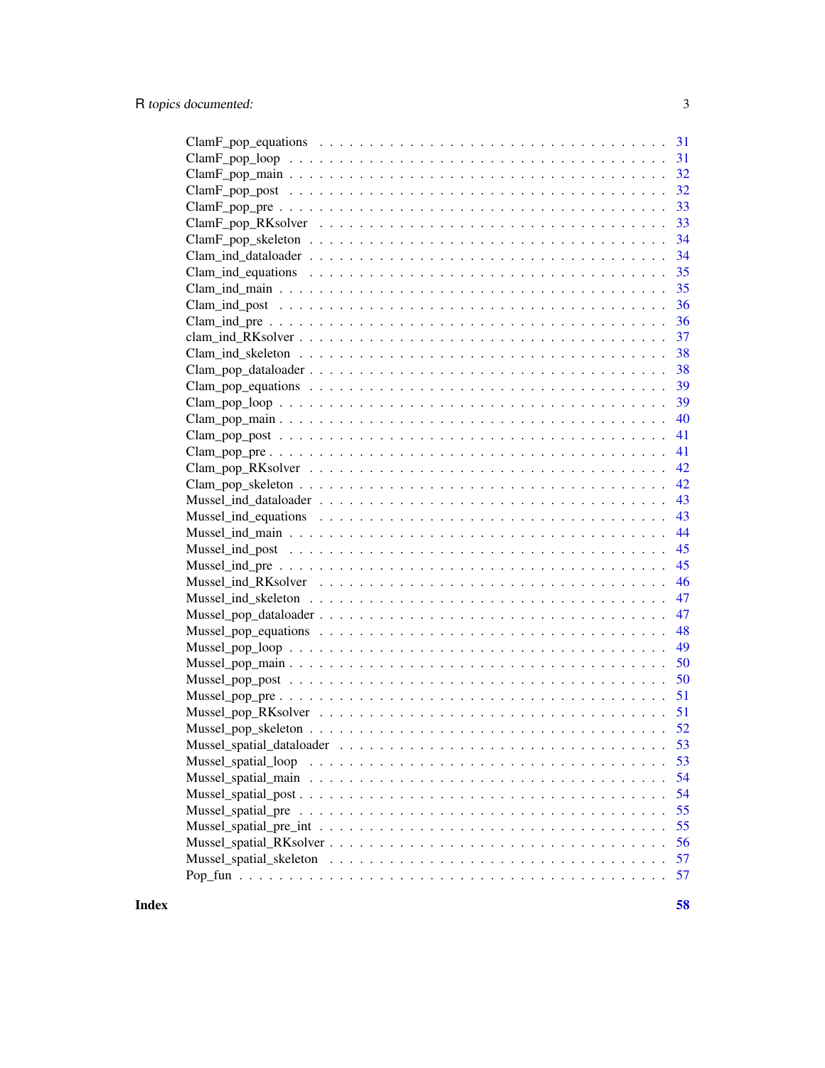ClamF_pop_equations . . . . . . . . . . . . . . . . . . . . . . . . . . . . . . . . . 31
ClamF_pop_loop . . . . . . . . . . . . . . . . . . . . . . . . . . . . . . . . . . . 31
ClamF_pop_main . . . . . . . . . . . . . . . . . . . . . . . . . . . . . . . . . . . 32
ClamF_pop_post . . . . . . . . . . . . . . . . . . . . . . . . . . . . . . . . . . . 32
ClamF_pop_pre . . . . . . . . . . . . . . . . . . . . . . . . . . . . . . . . . . . 33
ClamF_pop_RKsolver . . . . . . . . . . . . . . . . . . . . . . . . . . . . . . . . . 33
ClamF_pop_skeleton . . . . . . . . . . . . . . . . . . . . . . . . . . . . . . . . . 34
Clam_ind_dataloader . . . . . . . . . . . . . . . . . . . . . . . . . . . . . . . . . 34
Clam_ind_equations . . . . . . . . . . . . . . . . . . . . . . . . . . . . . . . . . 35
Clam_ind_main . . . . . . . . . . . . . . . . . . . . . . . . . . . . . . . . . . . . 35
Clam_ind_post . . . . . . . . . . . . . . . . . . . . . . . . . . . . . . . . . . . . 36
Clam_ind_pre . . . . . . . . . . . . . . . . . . . . . . . . . . . . . . . . . . . . 36
clam_ind_RKsolver . . . . . . . . . . . . . . . . . . . . . . . . . . . . . . . . . . 37
Clam_ind_skeleton . . . . . . . . . . . . . . . . . . . . . . . . . . . . . . . . . . 38
Clam_pop_dataloader . . . . . . . . . . . . . . . . . . . . . . . . . . . . . . . . . 38
Clam_pop_equations . . . . . . . . . . . . . . . . . . . . . . . . . . . . . . . . . 39
Clam_pop_loop . . . . . . . . . . . . . . . . . . . . . . . . . . . . . . . . . . . . 39
Clam_pop_main . . . . . . . . . . . . . . . . . . . . . . . . . . . . . . . . . . . . 40
Clam_pop_post . . . . . . . . . . . . . . . . . . . . . . . . . . . . . . . . . . . . 41
Clam_pop_pre . . . . . . . . . . . . . . . . . . . . . . . . . . . . . . . . . . . . 41
Clam_pop_RKsolver . . . . . . . . . . . . . . . . . . . . . . . . . . . . . . . . . . 42
Clam_pop_skeleton . . . . . . . . . . . . . . . . . . . . . . . . . . . . . . . . . . 42
Mussel_ind_dataloader . . . . . . . . . . . . . . . . . . . . . . . . . . . . . . . . 43
Mussel_ind_equations . . . . . . . . . . . . . . . . . . . . . . . . . . . . . . . . . 43
Mussel_ind_main . . . . . . . . . . . . . . . . . . . . . . . . . . . . . . . . . . . 44
Mussel_ind_post . . . . . . . . . . . . . . . . . . . . . . . . . . . . . . . . . . . 45
Mussel_ind_pre . . . . . . . . . . . . . . . . . . . . . . . . . . . . . . . . . . . . 45
Mussel_ind_RKsolver . . . . . . . . . . . . . . . . . . . . . . . . . . . . . . . . . 46
Mussel_ind_skeleton . . . . . . . . . . . . . . . . . . . . . . . . . . . . . . . . . 47
Mussel_pop_dataloader . . . . . . . . . . . . . . . . . . . . . . . . . . . . . . . . 47
Mussel_pop_equations . . . . . . . . . . . . . . . . . . . . . . . . . . . . . . . . . 48
Mussel_pop_loop . . . . . . . . . . . . . . . . . . . . . . . . . . . . . . . . . . . 49
Mussel_pop_main . . . . . . . . . . . . . . . . . . . . . . . . . . . . . . . . . . . 50
Mussel_pop_post . . . . . . . . . . . . . . . . . . . . . . . . . . . . . . . . . . . 50
Mussel_pop_pre . . . . . . . . . . . . . . . . . . . . . . . . . . . . . . . . . . . . 51
Mussel_pop_RKsolver . . . . . . . . . . . . . . . . . . . . . . . . . . . . . . . . . 51
Mussel_pop_skeleton . . . . . . . . . . . . . . . . . . . . . . . . . . . . . . . . . 52
Mussel_spatial_dataloader . . . . . . . . . . . . . . . . . . . . . . . . . . . . . . 53
Mussel_spatial_loop . . . . . . . . . . . . . . . . . . . . . . . . . . . . . . . . . 53
Mussel_spatial_main . . . . . . . . . . . . . . . . . . . . . . . . . . . . . . . . . 54
Mussel_spatial_post . . . . . . . . . . . . . . . . . . . . . . . . . . . . . . . . . 54
Mussel_spatial_pre . . . . . . . . . . . . . . . . . . . . . . . . . . . . . . . . . . 55
Mussel_spatial_pre_int . . . . . . . . . . . . . . . . . . . . . . . . . . . . . . . . 55
Mussel_spatial_RKsolver . . . . . . . . . . . . . . . . . . . . . . . . . . . . . . . 56
Mussel_spatial_skeleton . . . . . . . . . . . . . . . . . . . . . . . . . . . . . . . 57
Pop_fun . . . . . . . . . . . . . . . . . . . . . . . . . . . . . . . . . . . . . . . 57

**Index** **58**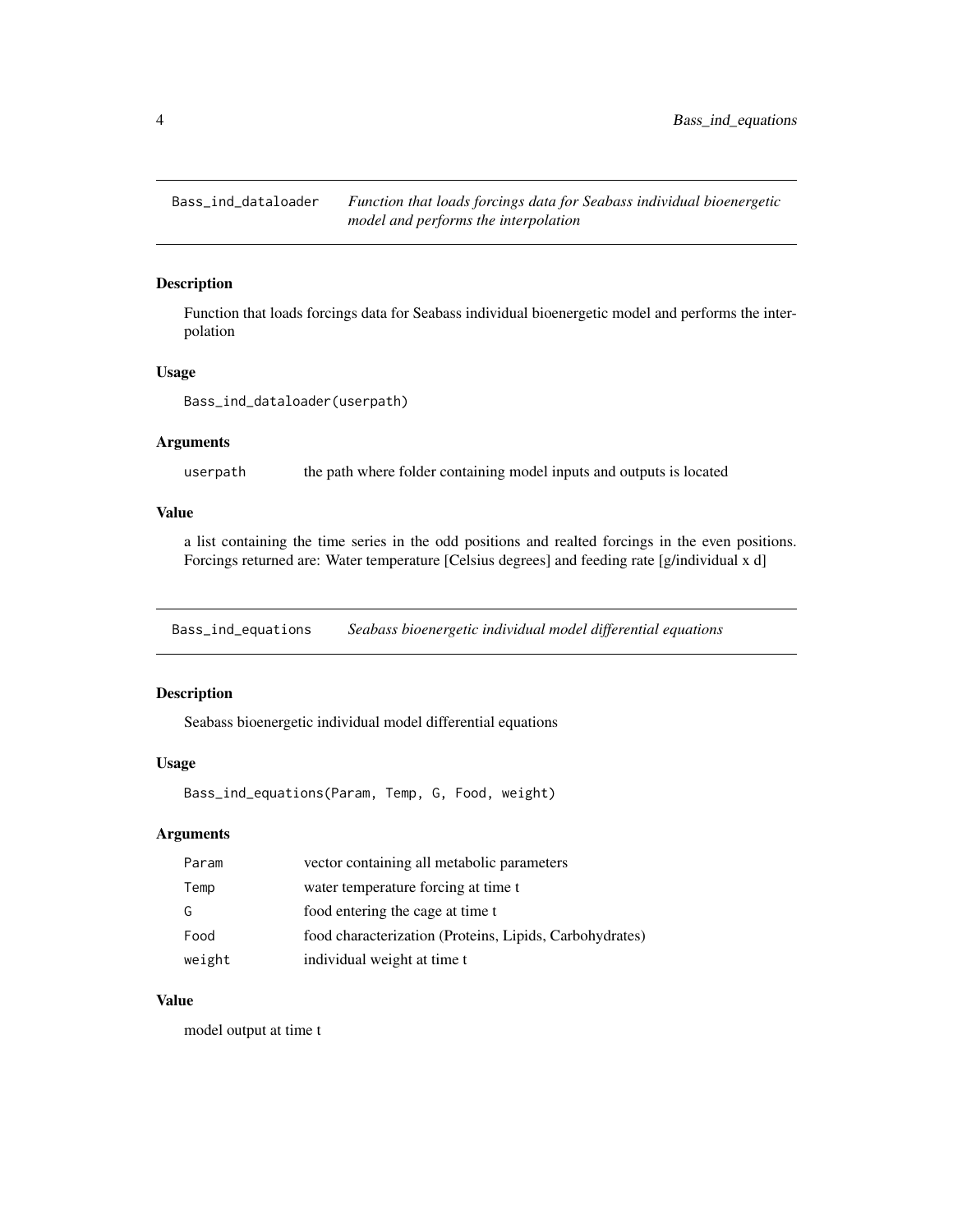## Bass_ind_dataloader — *Function that loads forcings data for Seabass individual bioenergetic model and performs the interpolation*

### Description

Function that loads forcings data for Seabass individual bioenergetic model and performs the interpolation

### Usage

```
Bass_ind_dataloader(userpath)
```

### Arguments

| | |
|---|---|
| userpath | the path where folder containing model inputs and outputs is located |

### Value

a list containing the time series in the odd positions and realted forcings in the even positions. Forcings returned are: Water temperature [Celsius degrees] and feeding rate [g/individual x d]

## Bass_ind_equations — *Seabass bioenergetic individual model differential equations*

### Description

Seabass bioenergetic individual model differential equations

### Usage

```
Bass_ind_equations(Param, Temp, G, Food, weight)
```

### Arguments

| | |
|---|---|
| Param | vector containing all metabolic parameters |
| Temp | water temperature forcing at time t |
| G | food entering the cage at time t |
| Food | food characterization (Proteins, Lipids, Carbohydrates) |
| weight | individual weight at time t |

### Value

model output at time t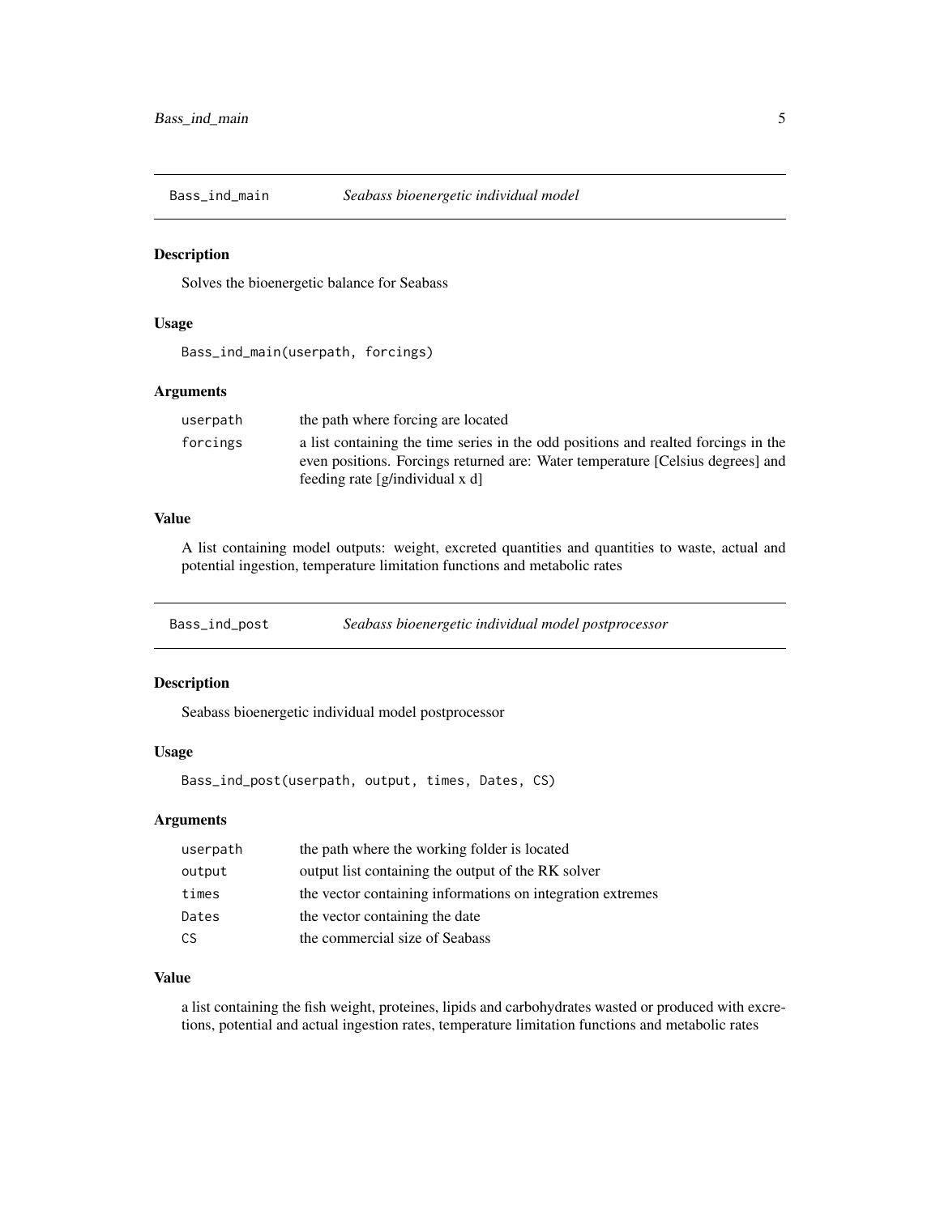## Bass_ind_main *Seabass bioenergetic individual model*

### Description

Solves the bioenergetic balance for Seabass

### Usage

```
Bass_ind_main(userpath, forcings)
```

### Arguments

| | |
|---|---|
| userpath | the path where forcing are located |
| forcings | a list containing the time series in the odd positions and realted forcings in the even positions. Forcings returned are: Water temperature [Celsius degrees] and feeding rate [g/individual x d] |

### Value

A list containing model outputs: weight, excreted quantities and quantities to waste, actual and potential ingestion, temperature limitation functions and metabolic rates

## Bass_ind_post *Seabass bioenergetic individual model postprocessor*

### Description

Seabass bioenergetic individual model postprocessor

### Usage

```
Bass_ind_post(userpath, output, times, Dates, CS)
```

### Arguments

| | |
|---|---|
| userpath | the path where the working folder is located |
| output | output list containing the output of the RK solver |
| times | the vector containing informations on integration extremes |
| Dates | the vector containing the date |
| CS | the commercial size of Seabass |

### Value

a list containing the fish weight, proteines, lipids and carbohydrates wasted or produced with excretions, potential and actual ingestion rates, temperature limitation functions and metabolic rates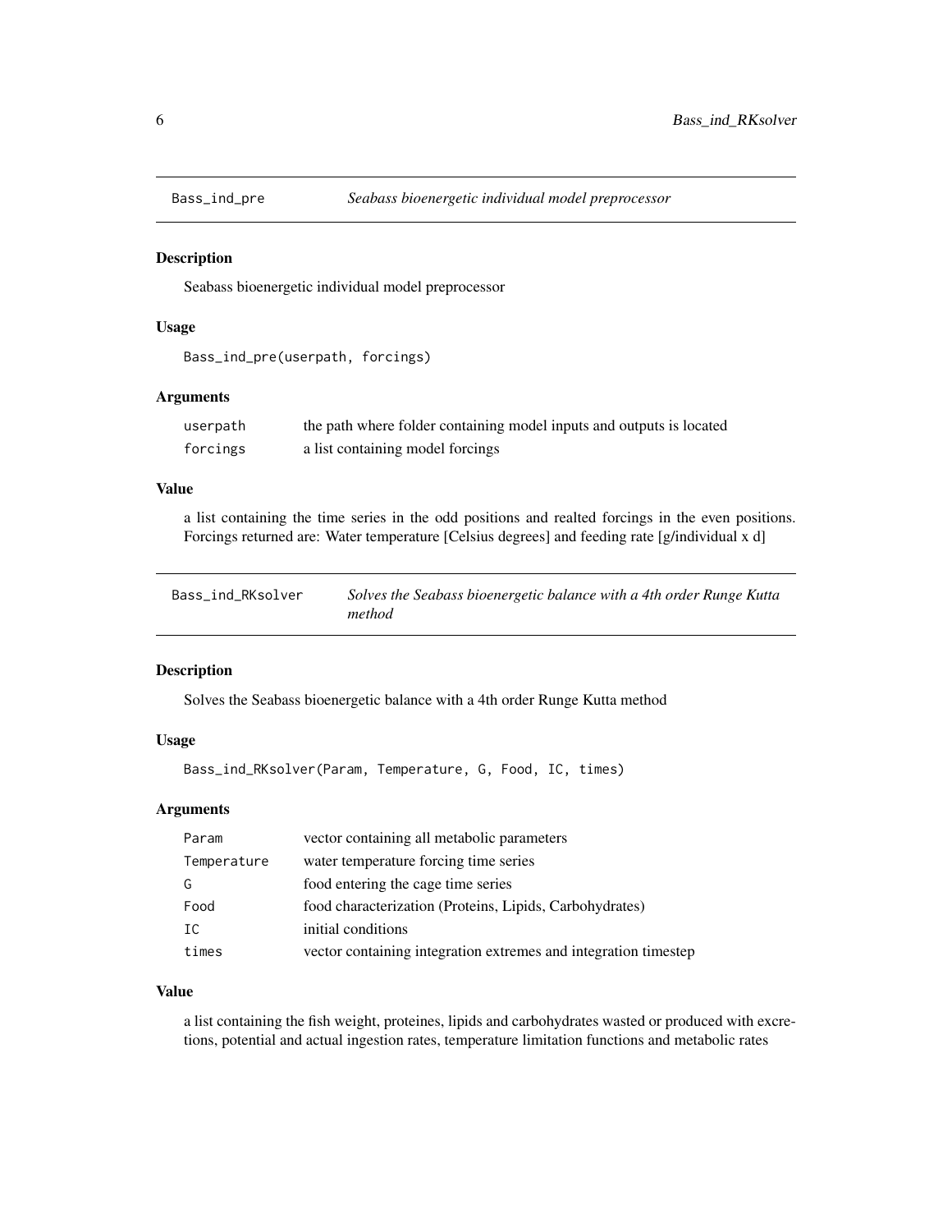## Bass_ind_pre — *Seabass bioenergetic individual model preprocessor*

### Description

Seabass bioenergetic individual model preprocessor

### Usage

```
Bass_ind_pre(userpath, forcings)
```

### Arguments

| | |
|---|---|
| userpath | the path where folder containing model inputs and outputs is located |
| forcings | a list containing model forcings |

### Value

a list containing the time series in the odd positions and realted forcings in the even positions. Forcings returned are: Water temperature [Celsius degrees] and feeding rate [g/individual x d]

## Bass_ind_RKsolver — *Solves the Seabass bioenergetic balance with a 4th order Runge Kutta method*

### Description

Solves the Seabass bioenergetic balance with a 4th order Runge Kutta method

### Usage

```
Bass_ind_RKsolver(Param, Temperature, G, Food, IC, times)
```

### Arguments

| | |
|---|---|
| Param | vector containing all metabolic parameters |
| Temperature | water temperature forcing time series |
| G | food entering the cage time series |
| Food | food characterization (Proteins, Lipids, Carbohydrates) |
| IC | initial conditions |
| times | vector containing integration extremes and integration timestep |

### Value

a list containing the fish weight, proteines, lipids and carbohydrates wasted or produced with excretions, potential and actual ingestion rates, temperature limitation functions and metabolic rates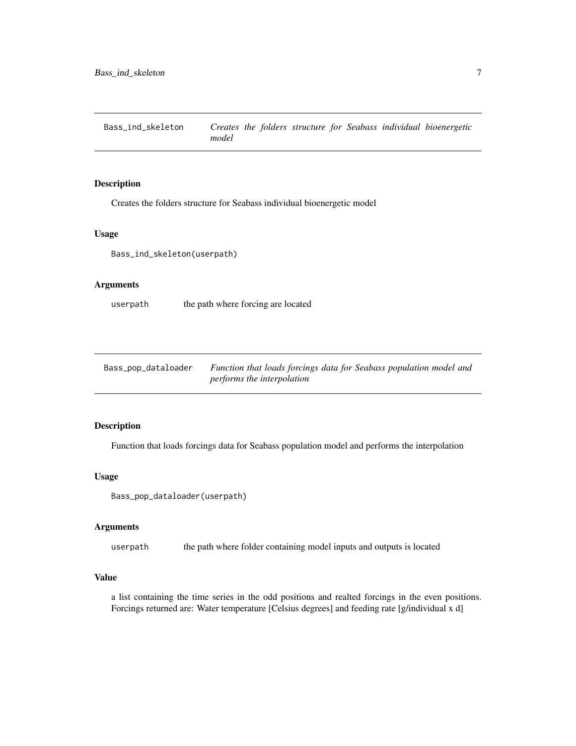## Bass_ind_skeleton — *Creates the folders structure for Seabass individual bioenergetic model*

### Description

Creates the folders structure for Seabass individual bioenergetic model

### Usage

```
Bass_ind_skeleton(userpath)
```

### Arguments

| | |
|---|---|
| userpath | the path where forcing are located |

## Bass_pop_dataloader — *Function that loads forcings data for Seabass population model and performs the interpolation*

### Description

Function that loads forcings data for Seabass population model and performs the interpolation

### Usage

```
Bass_pop_dataloader(userpath)
```

### Arguments

| | |
|---|---|
| userpath | the path where folder containing model inputs and outputs is located |

### Value

a list containing the time series in the odd positions and realted forcings in the even positions. Forcings returned are: Water temperature [Celsius degrees] and feeding rate [g/individual x d]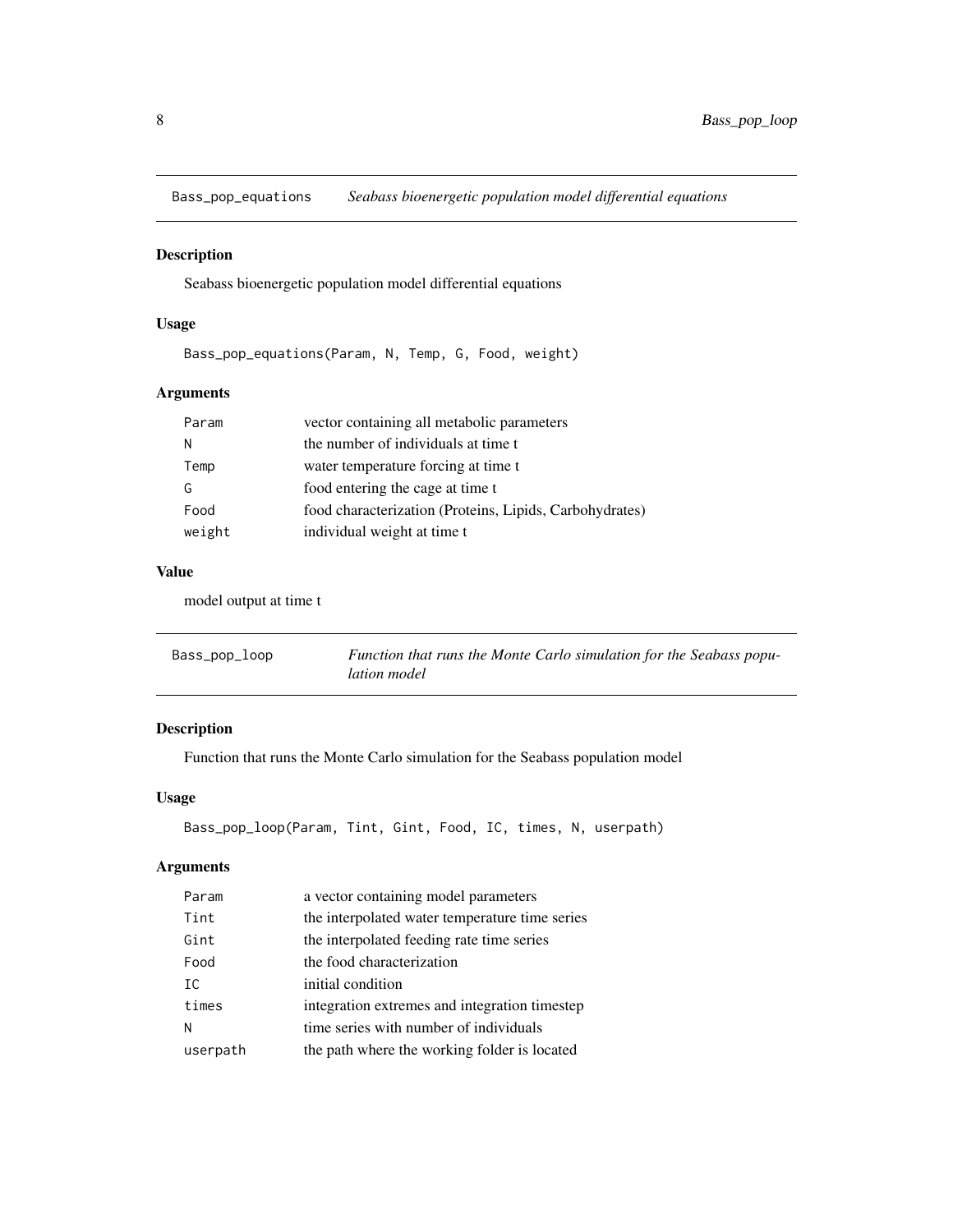## Bass_pop_equations *Seabass bioenergetic population model differential equations*

### Description

Seabass bioenergetic population model differential equations

### Usage

```
Bass_pop_equations(Param, N, Temp, G, Food, weight)
```

### Arguments

| | |
|---|---|
| Param | vector containing all metabolic parameters |
| N | the number of individuals at time t |
| Temp | water temperature forcing at time t |
| G | food entering the cage at time t |
| Food | food characterization (Proteins, Lipids, Carbohydrates) |
| weight | individual weight at time t |

### Value

model output at time t

## Bass_pop_loop *Function that runs the Monte Carlo simulation for the Seabass population model*

### Description

Function that runs the Monte Carlo simulation for the Seabass population model

### Usage

```
Bass_pop_loop(Param, Tint, Gint, Food, IC, times, N, userpath)
```

### Arguments

| | |
|---|---|
| Param | a vector containing model parameters |
| Tint | the interpolated water temperature time series |
| Gint | the interpolated feeding rate time series |
| Food | the food characterization |
| IC | initial condition |
| times | integration extremes and integration timestep |
| N | time series with number of individuals |
| userpath | the path where the working folder is located |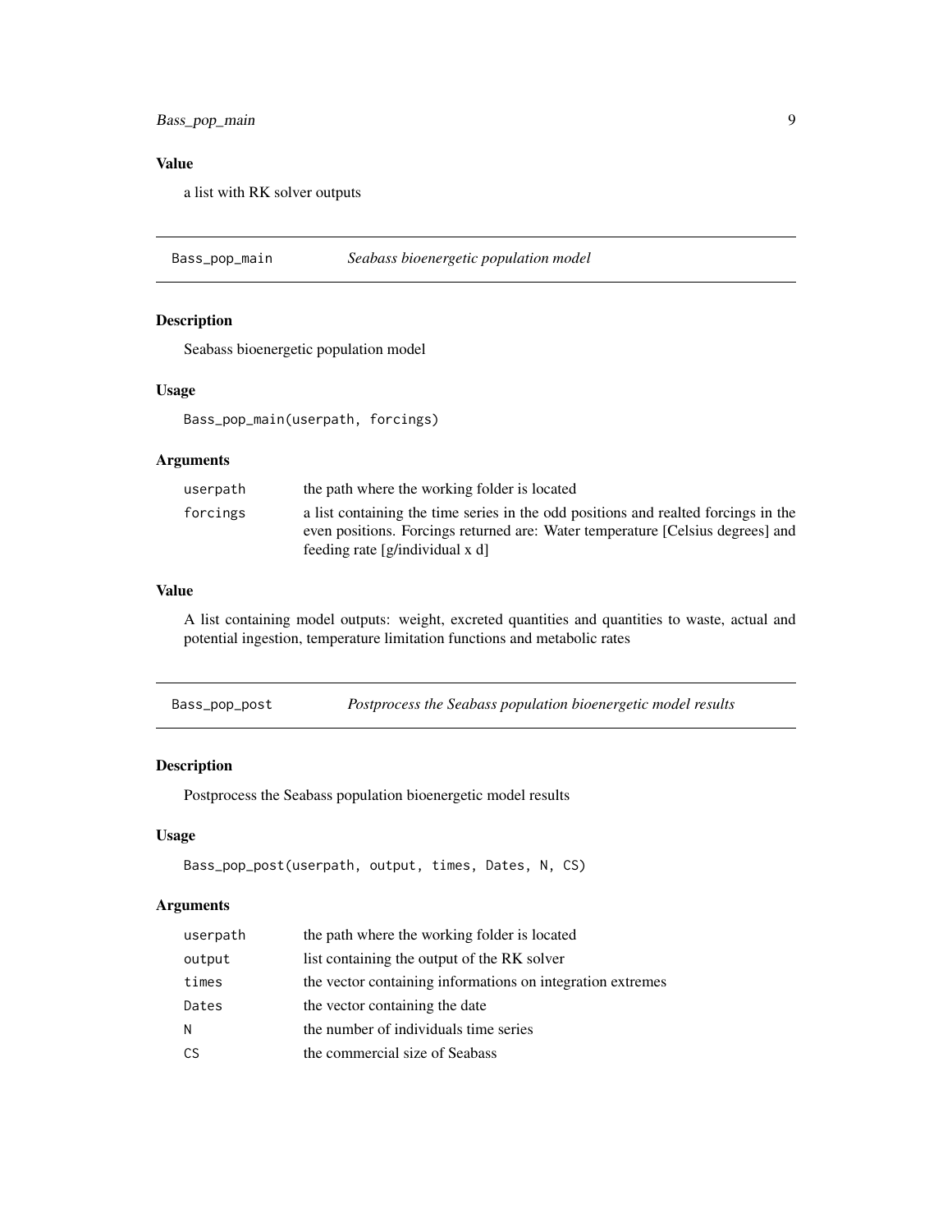### Value

a list with RK solver outputs

---

## Bass_pop_main — *Seabass bioenergetic population model*

### Description

Seabass bioenergetic population model

### Usage

```
Bass_pop_main(userpath, forcings)
```

### Arguments

| | |
|---|---|
| userpath | the path where the working folder is located |
| forcings | a list containing the time series in the odd positions and realted forcings in the even positions. Forcings returned are: Water temperature [Celsius degrees] and feeding rate [g/individual x d] |

### Value

A list containing model outputs: weight, excreted quantities and quantities to waste, actual and potential ingestion, temperature limitation functions and metabolic rates

---

## Bass_pop_post — *Postprocess the Seabass population bioenergetic model results*

### Description

Postprocess the Seabass population bioenergetic model results

### Usage

```
Bass_pop_post(userpath, output, times, Dates, N, CS)
```

### Arguments

| | |
|---|---|
| userpath | the path where the working folder is located |
| output | list containing the output of the RK solver |
| times | the vector containing informations on integration extremes |
| Dates | the vector containing the date |
| N | the number of individuals time series |
| CS | the commercial size of Seabass |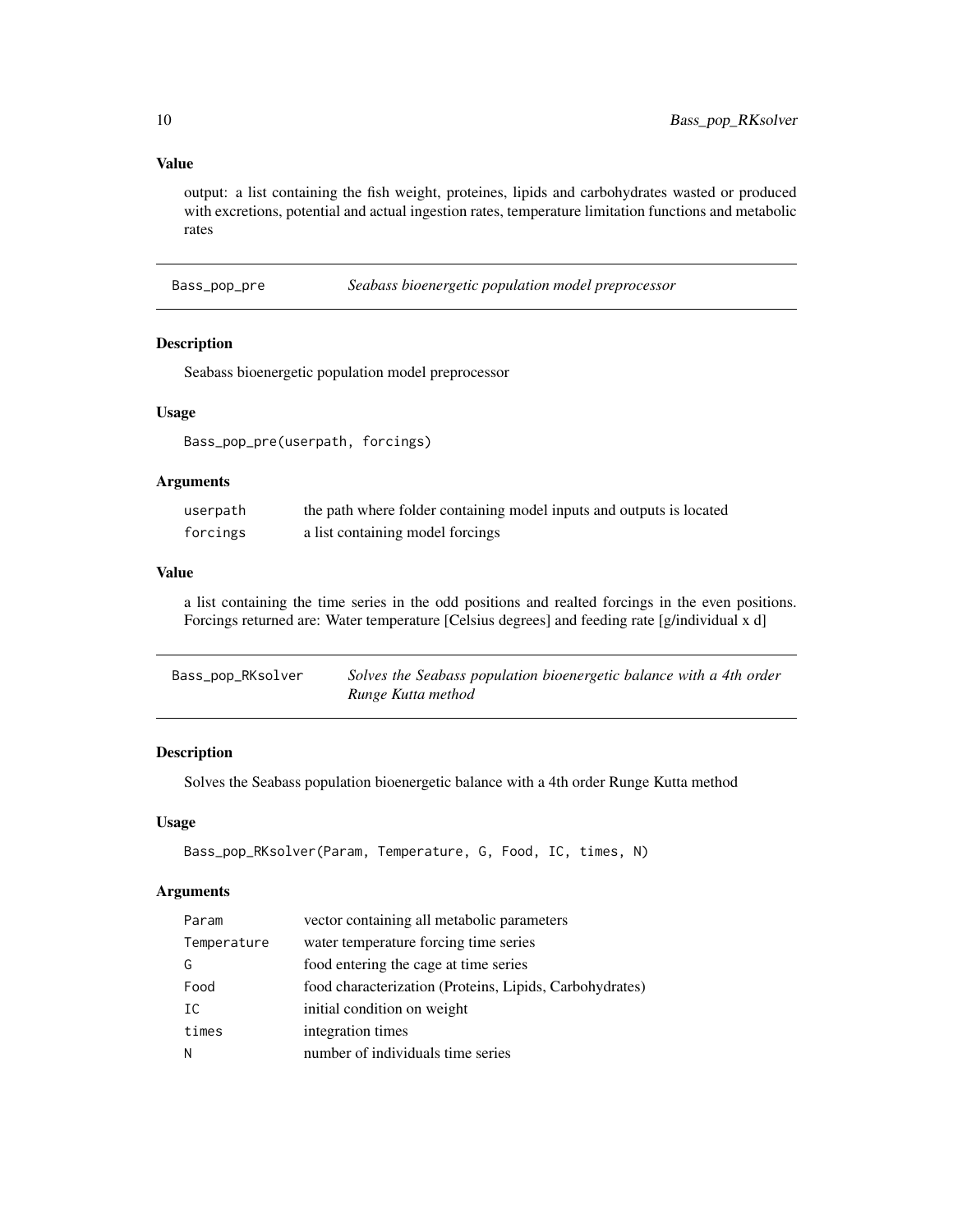### Value

output: a list containing the fish weight, proteines, lipids and carbohydrates wasted or produced with excretions, potential and actual ingestion rates, temperature limitation functions and metabolic rates

---

## Bass_pop_pre — *Seabass bioenergetic population model preprocessor*

### Description

Seabass bioenergetic population model preprocessor

### Usage

```
Bass_pop_pre(userpath, forcings)
```

### Arguments

| | |
|---|---|
| `userpath` | the path where folder containing model inputs and outputs is located |
| `forcings` | a list containing model forcings |

### Value

a list containing the time series in the odd positions and realted forcings in the even positions. Forcings returned are: Water temperature [Celsius degrees] and feeding rate [g/individual x d]

---

## Bass_pop_RKsolver — *Solves the Seabass population bioenergetic balance with a 4th order Runge Kutta method*

### Description

Solves the Seabass population bioenergetic balance with a 4th order Runge Kutta method

### Usage

```
Bass_pop_RKsolver(Param, Temperature, G, Food, IC, times, N)
```

### Arguments

| | |
|---|---|
| `Param` | vector containing all metabolic parameters |
| `Temperature` | water temperature forcing time series |
| `G` | food entering the cage at time series |
| `Food` | food characterization (Proteins, Lipids, Carbohydrates) |
| `IC` | initial condition on weight |
| `times` | integration times |
| `N` | number of individuals time series |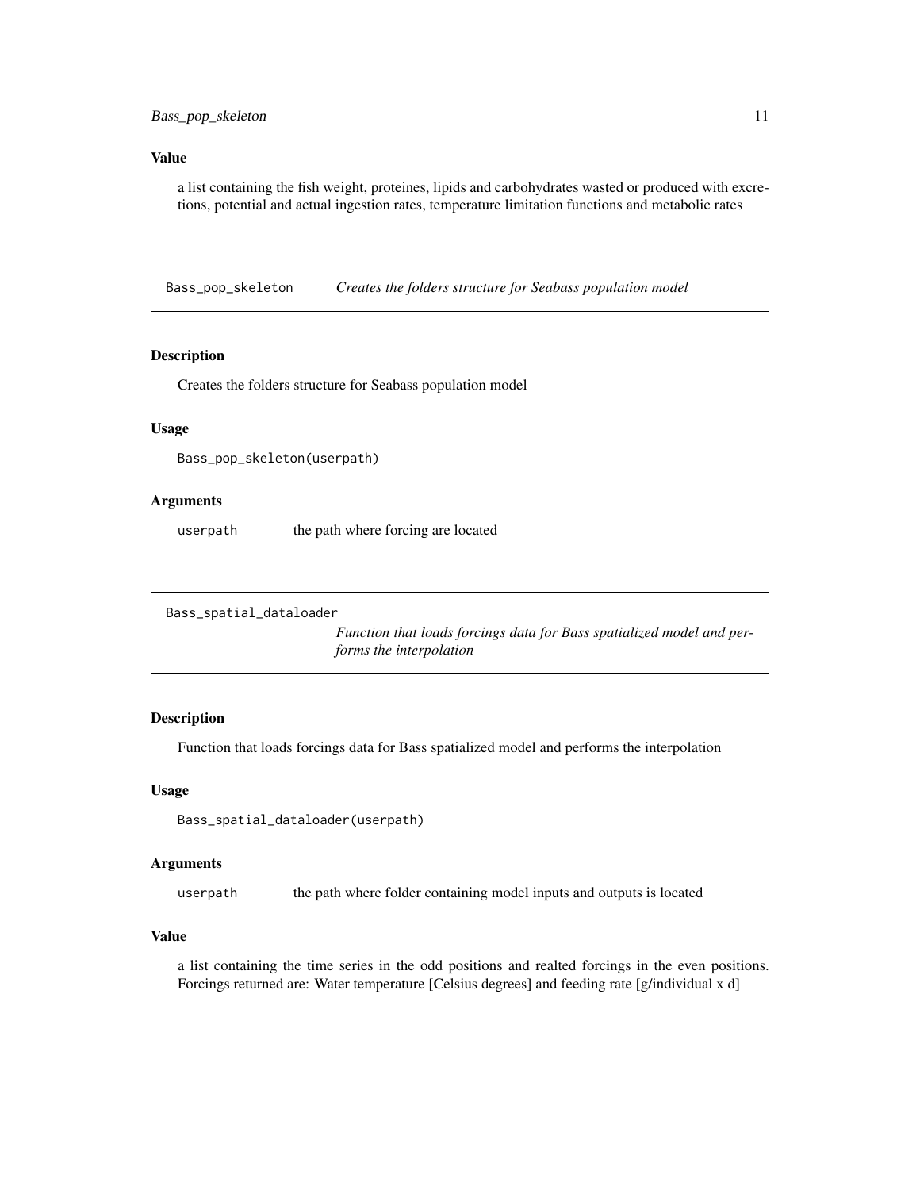### Value

a list containing the fish weight, proteines, lipids and carbohydrates wasted or produced with excretions, potential and actual ingestion rates, temperature limitation functions and metabolic rates

---

## Bass_pop_skeleton — *Creates the folders structure for Seabass population model*

### Description

Creates the folders structure for Seabass population model

### Usage

```
Bass_pop_skeleton(userpath)
```

### Arguments

| | |
|---|---|
| userpath | the path where forcing are located |

---

## Bass_spatial_dataloader — *Function that loads forcings data for Bass spatialized model and performs the interpolation*

### Description

Function that loads forcings data for Bass spatialized model and performs the interpolation

### Usage

```
Bass_spatial_dataloader(userpath)
```

### Arguments

| | |
|---|---|
| userpath | the path where folder containing model inputs and outputs is located |

### Value

a list containing the time series in the odd positions and realted forcings in the even positions. Forcings returned are: Water temperature [Celsius degrees] and feeding rate [g/individual x d]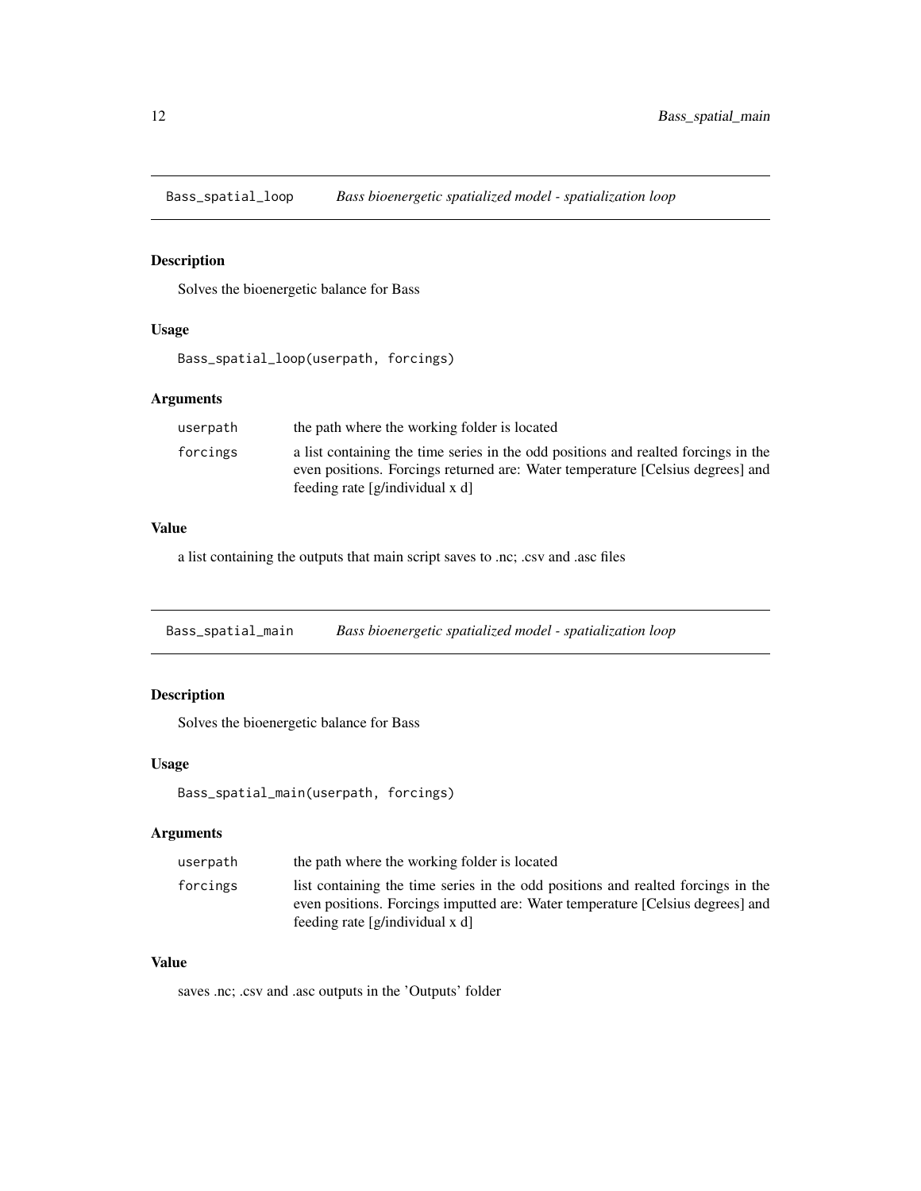## Bass_spatial_loop *Bass bioenergetic spatialized model - spatialization loop*

### Description

Solves the bioenergetic balance for Bass

### Usage

```
Bass_spatial_loop(userpath, forcings)
```

### Arguments

| | |
|---|---|
| userpath | the path where the working folder is located |
| forcings | a list containing the time series in the odd positions and realted forcings in the even positions. Forcings returned are: Water temperature [Celsius degrees] and feeding rate [g/individual x d] |

### Value

a list containing the outputs that main script saves to .nc; .csv and .asc files

## Bass_spatial_main *Bass bioenergetic spatialized model - spatialization loop*

### Description

Solves the bioenergetic balance for Bass

### Usage

```
Bass_spatial_main(userpath, forcings)
```

### Arguments

| | |
|---|---|
| userpath | the path where the working folder is located |
| forcings | list containing the time series in the odd positions and realted forcings in the even positions. Forcings imputted are: Water temperature [Celsius degrees] and feeding rate [g/individual x d] |

### Value

saves .nc; .csv and .asc outputs in the 'Outputs' folder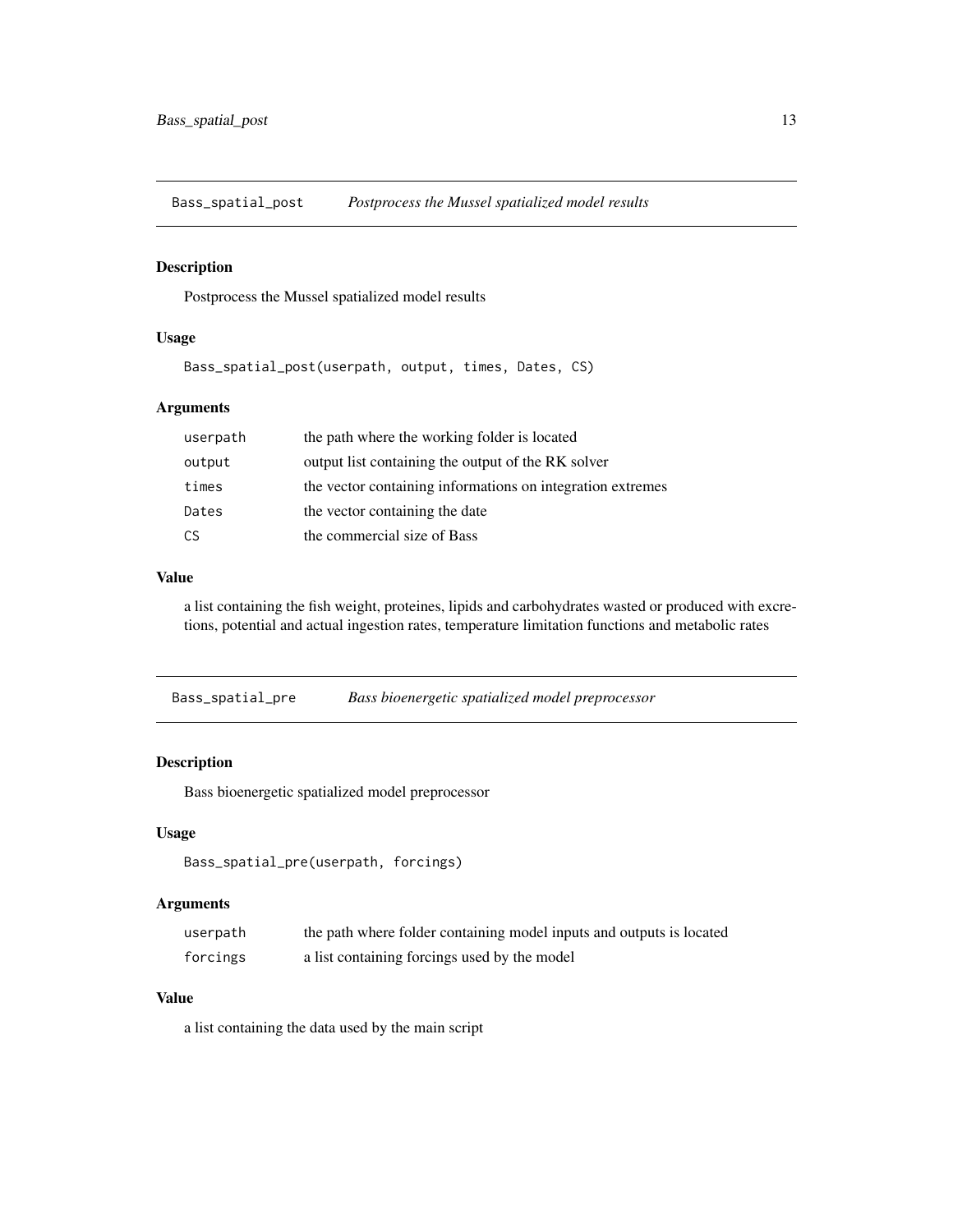## Bass_spatial_post *Postprocess the Mussel spatialized model results*

### Description

Postprocess the Mussel spatialized model results

### Usage

```
Bass_spatial_post(userpath, output, times, Dates, CS)
```

### Arguments

| | |
|---|---|
| userpath | the path where the working folder is located |
| output | output list containing the output of the RK solver |
| times | the vector containing informations on integration extremes |
| Dates | the vector containing the date |
| CS | the commercial size of Bass |

### Value

a list containing the fish weight, proteines, lipids and carbohydrates wasted or produced with excretions, potential and actual ingestion rates, temperature limitation functions and metabolic rates

## Bass_spatial_pre *Bass bioenergetic spatialized model preprocessor*

### Description

Bass bioenergetic spatialized model preprocessor

### Usage

```
Bass_spatial_pre(userpath, forcings)
```

### Arguments

| | |
|---|---|
| userpath | the path where folder containing model inputs and outputs is located |
| forcings | a list containing forcings used by the model |

### Value

a list containing the data used by the main script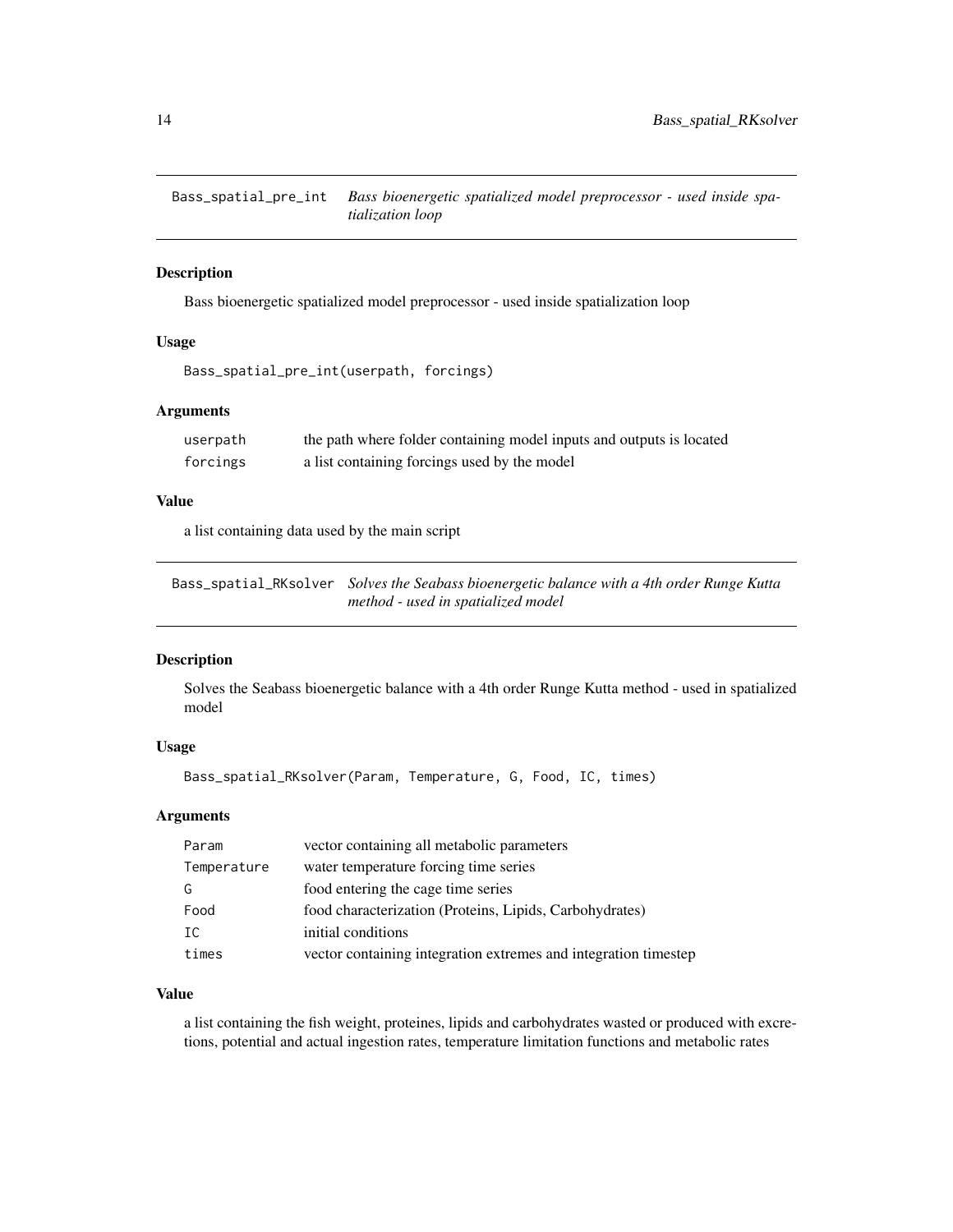## Bass_spatial_pre_int — *Bass bioenergetic spatialized model preprocessor - used inside spatialization loop*

### Description

Bass bioenergetic spatialized model preprocessor - used inside spatialization loop

### Usage

```
Bass_spatial_pre_int(userpath, forcings)
```

### Arguments

| | |
|---|---|
| userpath | the path where folder containing model inputs and outputs is located |
| forcings | a list containing forcings used by the model |

### Value

a list containing data used by the main script

## Bass_spatial_RKsolver — *Solves the Seabass bioenergetic balance with a 4th order Runge Kutta method - used in spatialized model*

### Description

Solves the Seabass bioenergetic balance with a 4th order Runge Kutta method - used in spatialized model

### Usage

```
Bass_spatial_RKsolver(Param, Temperature, G, Food, IC, times)
```

### Arguments

| | |
|---|---|
| Param | vector containing all metabolic parameters |
| Temperature | water temperature forcing time series |
| G | food entering the cage time series |
| Food | food characterization (Proteins, Lipids, Carbohydrates) |
| IC | initial conditions |
| times | vector containing integration extremes and integration timestep |

### Value

a list containing the fish weight, proteines, lipids and carbohydrates wasted or produced with excretions, potential and actual ingestion rates, temperature limitation functions and metabolic rates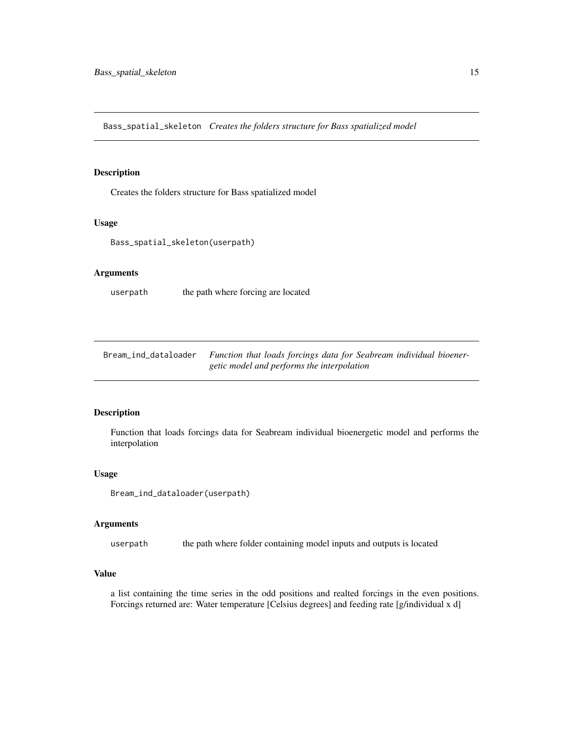## Bass_spatial_skeleton *Creates the folders structure for Bass spatialized model*

### Description

Creates the folders structure for Bass spatialized model

### Usage

```
Bass_spatial_skeleton(userpath)
```

### Arguments

| | |
|---|---|
| userpath | the path where forcing are located |

## Bream_ind_dataloader *Function that loads forcings data for Seabream individual bioenergetic model and performs the interpolation*

### Description

Function that loads forcings data for Seabream individual bioenergetic model and performs the interpolation

### Usage

```
Bream_ind_dataloader(userpath)
```

### Arguments

| | |
|---|---|
| userpath | the path where folder containing model inputs and outputs is located |

### Value

a list containing the time series in the odd positions and realted forcings in the even positions. Forcings returned are: Water temperature [Celsius degrees] and feeding rate [g/individual x d]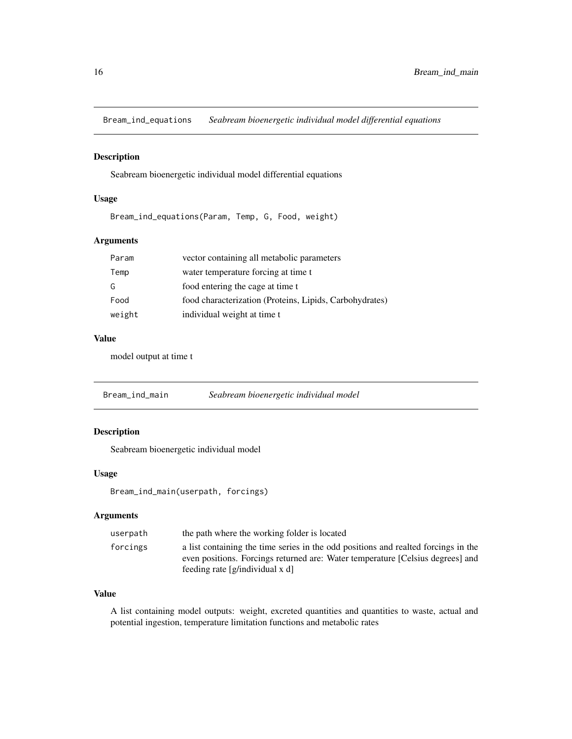## Bream_ind_equations    *Seabream bioenergetic individual model differential equations*

### Description

Seabream bioenergetic individual model differential equations

### Usage

```
Bream_ind_equations(Param, Temp, G, Food, weight)
```

### Arguments

| | |
|---|---|
| Param | vector containing all metabolic parameters |
| Temp | water temperature forcing at time t |
| G | food entering the cage at time t |
| Food | food characterization (Proteins, Lipids, Carbohydrates) |
| weight | individual weight at time t |

### Value

model output at time t

## Bream_ind_main    *Seabream bioenergetic individual model*

### Description

Seabream bioenergetic individual model

### Usage

```
Bream_ind_main(userpath, forcings)
```

### Arguments

| | |
|---|---|
| userpath | the path where the working folder is located |
| forcings | a list containing the time series in the odd positions and realted forcings in the even positions. Forcings returned are: Water temperature [Celsius degrees] and feeding rate [g/individual x d] |

### Value

A list containing model outputs: weight, excreted quantities and quantities to waste, actual and potential ingestion, temperature limitation functions and metabolic rates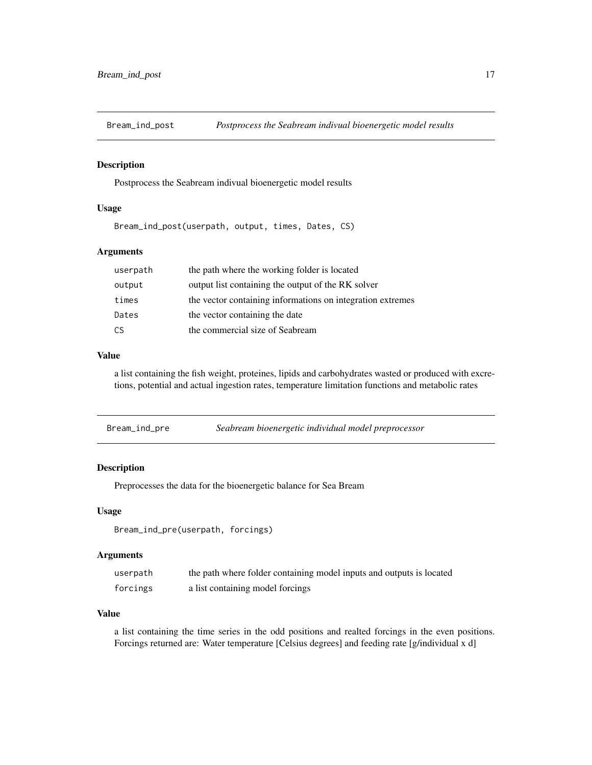## Bream_ind_post — *Postprocess the Seabream indivual bioenergetic model results*

### Description

Postprocess the Seabream indivual bioenergetic model results

### Usage

```
Bream_ind_post(userpath, output, times, Dates, CS)
```

### Arguments

| | |
|---|---|
| userpath | the path where the working folder is located |
| output | output list containing the output of the RK solver |
| times | the vector containing informations on integration extremes |
| Dates | the vector containing the date |
| CS | the commercial size of Seabream |

### Value

a list containing the fish weight, proteines, lipids and carbohydrates wasted or produced with excretions, potential and actual ingestion rates, temperature limitation functions and metabolic rates

## Bream_ind_pre — *Seabream bioenergetic individual model preprocessor*

### Description

Preprocesses the data for the bioenergetic balance for Sea Bream

### Usage

```
Bream_ind_pre(userpath, forcings)
```

### Arguments

| | |
|---|---|
| userpath | the path where folder containing model inputs and outputs is located |
| forcings | a list containing model forcings |

### Value

a list containing the time series in the odd positions and realted forcings in the even positions. Forcings returned are: Water temperature [Celsius degrees] and feeding rate [g/individual x d]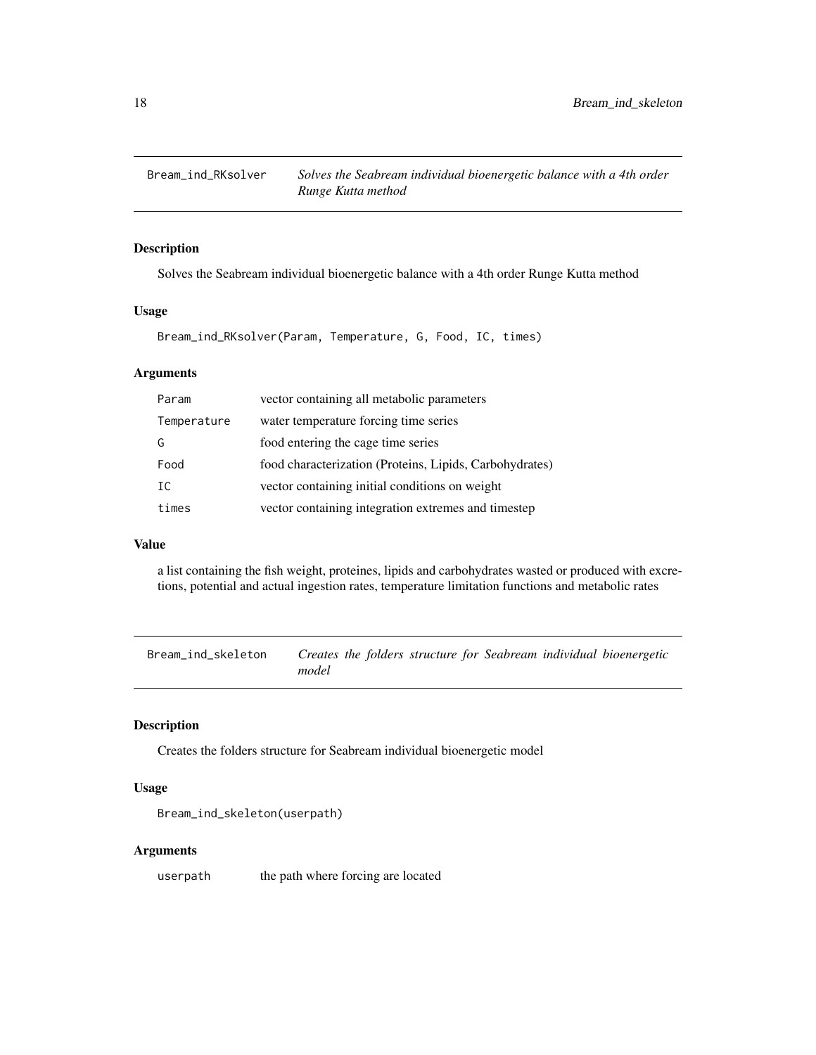## Bream_ind_RKsolver

*Solves the Seabream individual bioenergetic balance with a 4th order Runge Kutta method*

### Description

Solves the Seabream individual bioenergetic balance with a 4th order Runge Kutta method

### Usage

```
Bream_ind_RKsolver(Param, Temperature, G, Food, IC, times)
```

### Arguments

| | |
|---|---|
| Param | vector containing all metabolic parameters |
| Temperature | water temperature forcing time series |
| G | food entering the cage time series |
| Food | food characterization (Proteins, Lipids, Carbohydrates) |
| IC | vector containing initial conditions on weight |
| times | vector containing integration extremes and timestep |

### Value

a list containing the fish weight, proteines, lipids and carbohydrates wasted or produced with excretions, potential and actual ingestion rates, temperature limitation functions and metabolic rates

## Bream_ind_skeleton

*Creates the folders structure for Seabream individual bioenergetic model*

### Description

Creates the folders structure for Seabream individual bioenergetic model

### Usage

```
Bream_ind_skeleton(userpath)
```

### Arguments

| | |
|---|---|
| userpath | the path where forcing are located |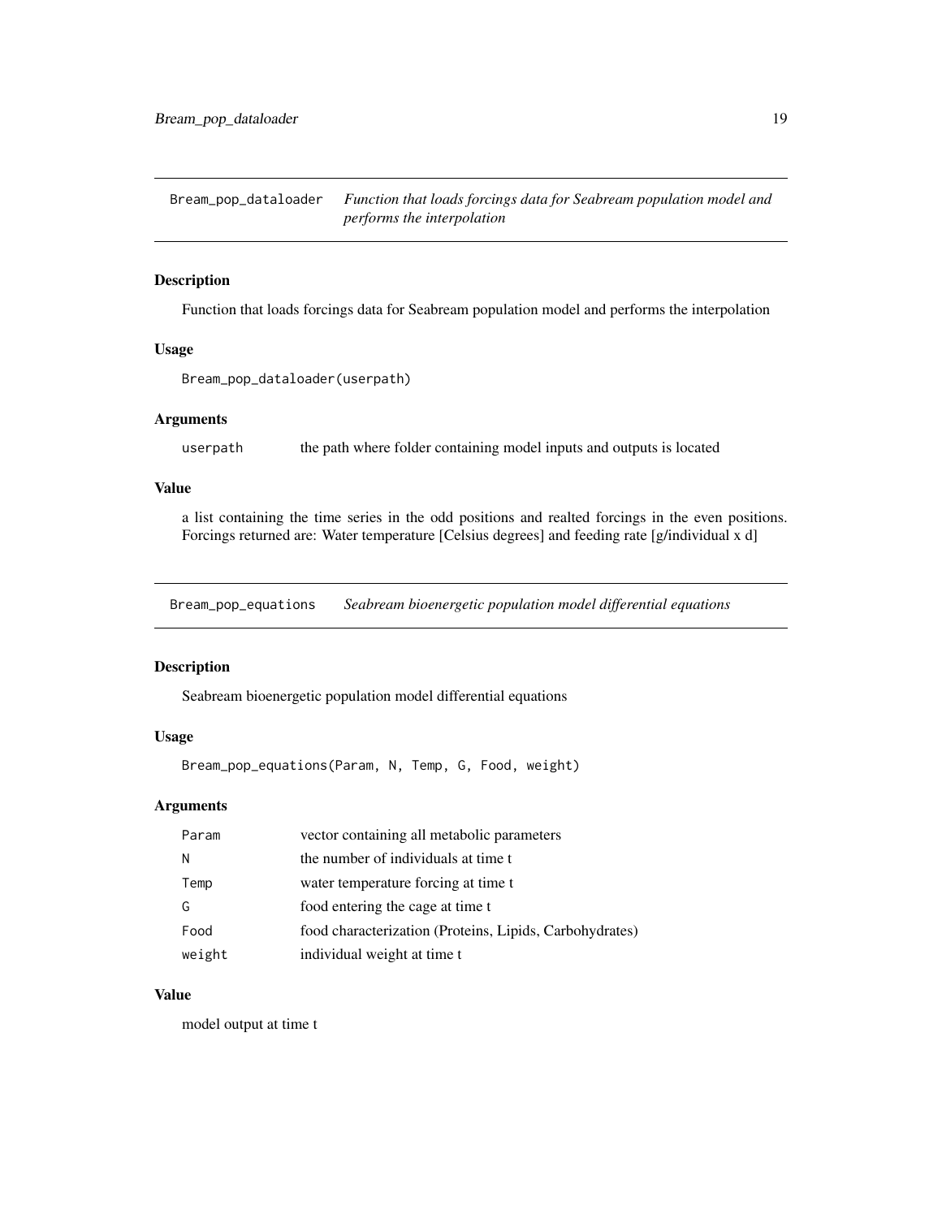## Bream_pop_dataloader

*Function that loads forcings data for Seabream population model and performs the interpolation*

### Description

Function that loads forcings data for Seabream population model and performs the interpolation

### Usage

```
Bream_pop_dataloader(userpath)
```

### Arguments

| | |
|---|---|
| userpath | the path where folder containing model inputs and outputs is located |

### Value

a list containing the time series in the odd positions and realted forcings in the even positions. Forcings returned are: Water temperature [Celsius degrees] and feeding rate [g/individual x d]

## Bream_pop_equations

*Seabream bioenergetic population model differential equations*

### Description

Seabream bioenergetic population model differential equations

### Usage

```
Bream_pop_equations(Param, N, Temp, G, Food, weight)
```

### Arguments

| | |
|---|---|
| Param | vector containing all metabolic parameters |
| N | the number of individuals at time t |
| Temp | water temperature forcing at time t |
| G | food entering the cage at time t |
| Food | food characterization (Proteins, Lipids, Carbohydrates) |
| weight | individual weight at time t |

### Value

model output at time t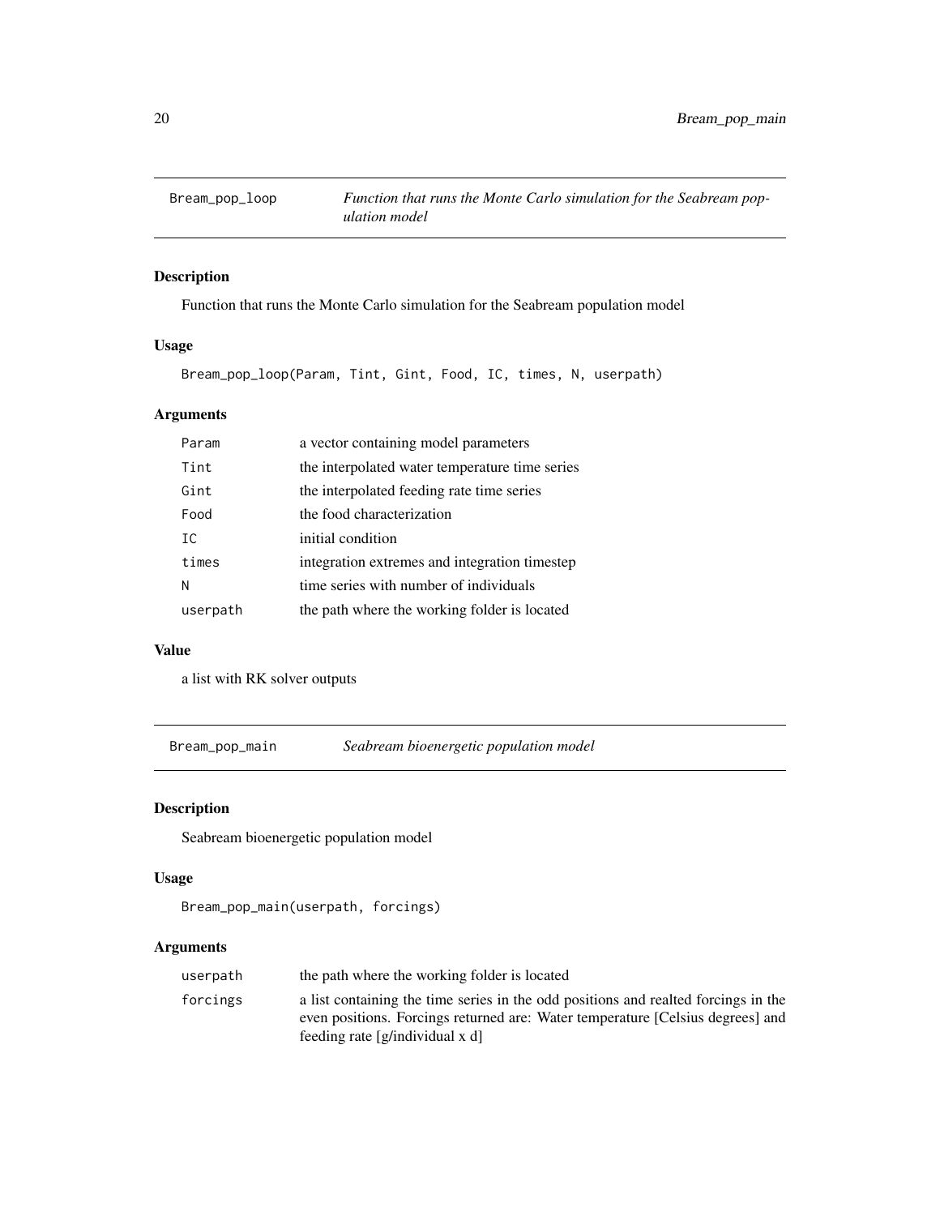## Bream_pop_loop

*Function that runs the Monte Carlo simulation for the Seabream population model*

### Description

Function that runs the Monte Carlo simulation for the Seabream population model

### Usage

```
Bream_pop_loop(Param, Tint, Gint, Food, IC, times, N, userpath)
```

### Arguments

| | |
|---|---|
| Param | a vector containing model parameters |
| Tint | the interpolated water temperature time series |
| Gint | the interpolated feeding rate time series |
| Food | the food characterization |
| IC | initial condition |
| times | integration extremes and integration timestep |
| N | time series with number of individuals |
| userpath | the path where the working folder is located |

### Value

a list with RK solver outputs

## Bream_pop_main

*Seabream bioenergetic population model*

### Description

Seabream bioenergetic population model

### Usage

```
Bream_pop_main(userpath, forcings)
```

### Arguments

| | |
|---|---|
| userpath | the path where the working folder is located |
| forcings | a list containing the time series in the odd positions and realted forcings in the even positions. Forcings returned are: Water temperature [Celsius degrees] and feeding rate [g/individual x d] |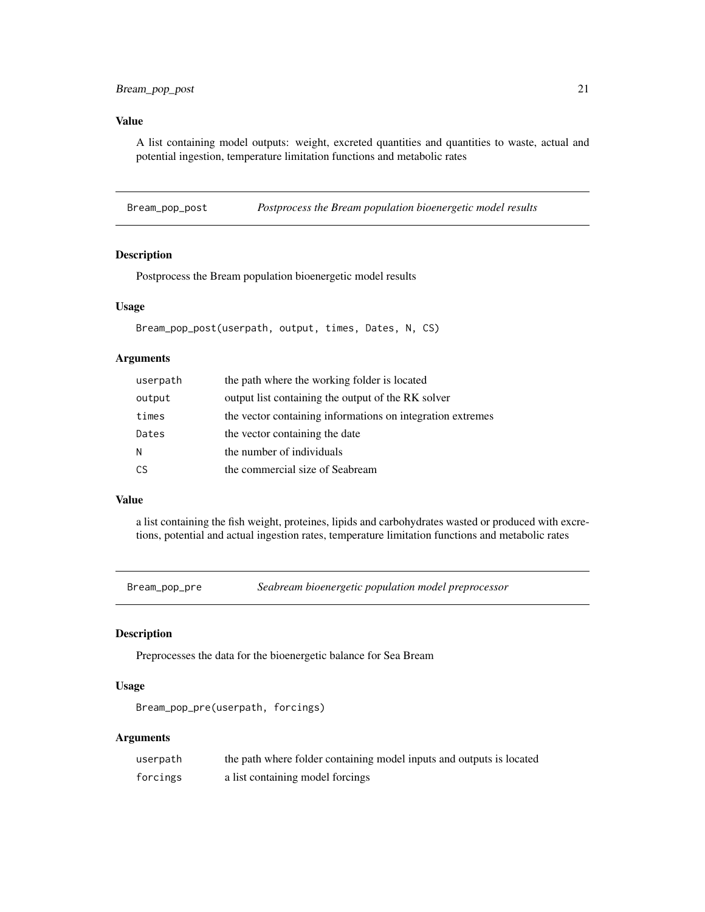### Value

A list containing model outputs: weight, excreted quantities and quantities to waste, actual and potential ingestion, temperature limitation functions and metabolic rates

---

## Bream_pop_post — *Postprocess the Bream population bioenergetic model results*

### Description

Postprocess the Bream population bioenergetic model results

### Usage

```
Bream_pop_post(userpath, output, times, Dates, N, CS)
```

### Arguments

| | |
|---|---|
| userpath | the path where the working folder is located |
| output | output list containing the output of the RK solver |
| times | the vector containing informations on integration extremes |
| Dates | the vector containing the date |
| N | the number of individuals |
| CS | the commercial size of Seabream |

### Value

a list containing the fish weight, proteines, lipids and carbohydrates wasted or produced with excretions, potential and actual ingestion rates, temperature limitation functions and metabolic rates

---

## Bream_pop_pre — *Seabream bioenergetic population model preprocessor*

### Description

Preprocesses the data for the bioenergetic balance for Sea Bream

### Usage

```
Bream_pop_pre(userpath, forcings)
```

### Arguments

| | |
|---|---|
| userpath | the path where folder containing model inputs and outputs is located |
| forcings | a list containing model forcings |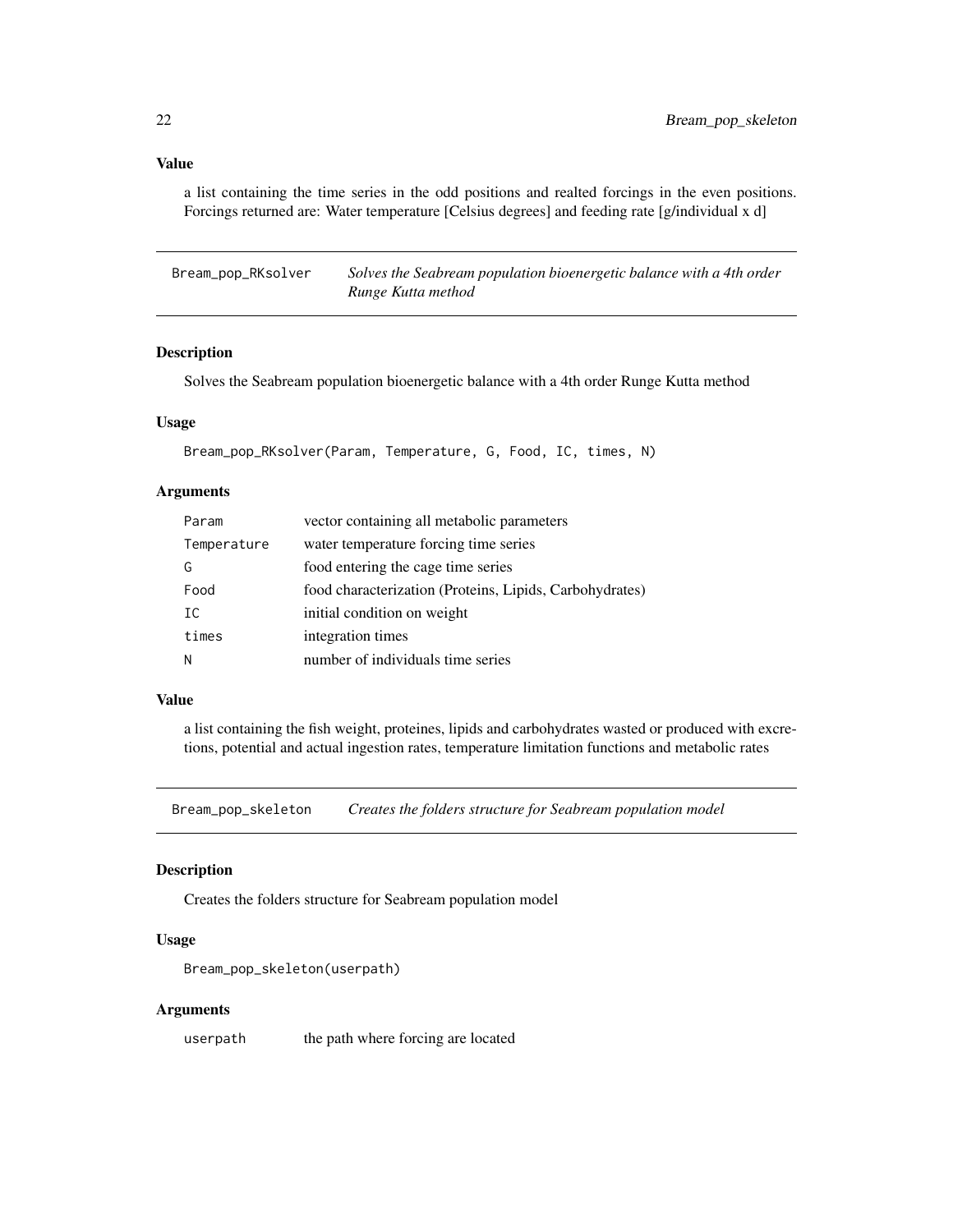### Value

a list containing the time series in the odd positions and realted forcings in the even positions. Forcings returned are: Water temperature [Celsius degrees] and feeding rate [g/individual x d]

---

## Bream_pop_RKsolver

*Solves the Seabream population bioenergetic balance with a 4th order Runge Kutta method*

### Description

Solves the Seabream population bioenergetic balance with a 4th order Runge Kutta method

### Usage

```
Bream_pop_RKsolver(Param, Temperature, G, Food, IC, times, N)
```

### Arguments

| | |
|---|---|
| `Param` | vector containing all metabolic parameters |
| `Temperature` | water temperature forcing time series |
| `G` | food entering the cage time series |
| `Food` | food characterization (Proteins, Lipids, Carbohydrates) |
| `IC` | initial condition on weight |
| `times` | integration times |
| `N` | number of individuals time series |

### Value

a list containing the fish weight, proteines, lipids and carbohydrates wasted or produced with excretions, potential and actual ingestion rates, temperature limitation functions and metabolic rates

---

## Bream_pop_skeleton

*Creates the folders structure for Seabream population model*

### Description

Creates the folders structure for Seabream population model

### Usage

```
Bream_pop_skeleton(userpath)
```

### Arguments

| | |
|---|---|
| `userpath` | the path where forcing are located |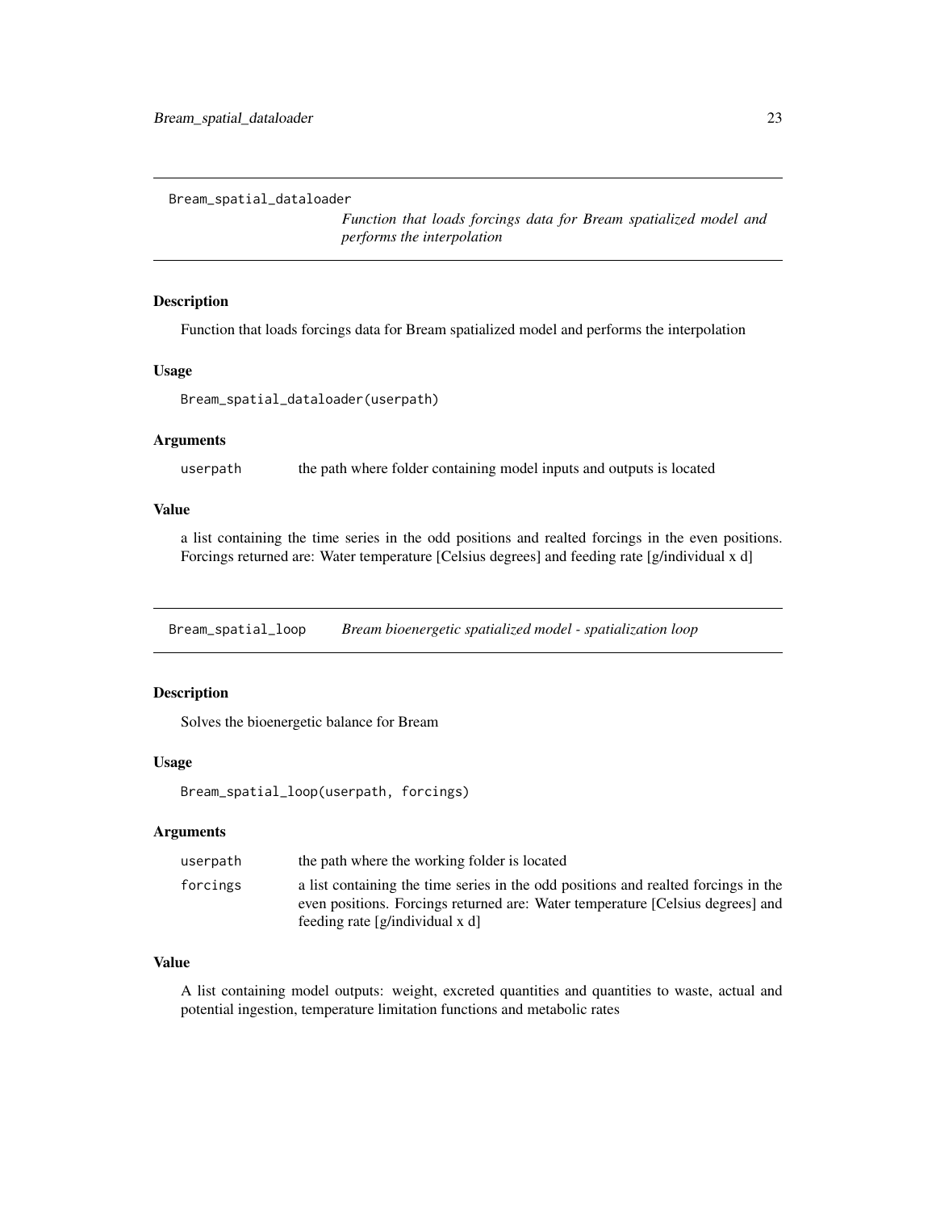## Bream_spatial_dataloader

*Function that loads forcings data for Bream spatialized model and performs the interpolation*

### Description

Function that loads forcings data for Bream spatialized model and performs the interpolation

### Usage

```
Bream_spatial_dataloader(userpath)
```

### Arguments

| | |
|---|---|
| userpath | the path where folder containing model inputs and outputs is located |

### Value

a list containing the time series in the odd positions and realted forcings in the even positions. Forcings returned are: Water temperature [Celsius degrees] and feeding rate [g/individual x d]

## Bream_spatial_loop

*Bream bioenergetic spatialized model - spatialization loop*

### Description

Solves the bioenergetic balance for Bream

### Usage

```
Bream_spatial_loop(userpath, forcings)
```

### Arguments

| | |
|---|---|
| userpath | the path where the working folder is located |
| forcings | a list containing the time series in the odd positions and realted forcings in the even positions. Forcings returned are: Water temperature [Celsius degrees] and feeding rate [g/individual x d] |

### Value

A list containing model outputs: weight, excreted quantities and quantities to waste, actual and potential ingestion, temperature limitation functions and metabolic rates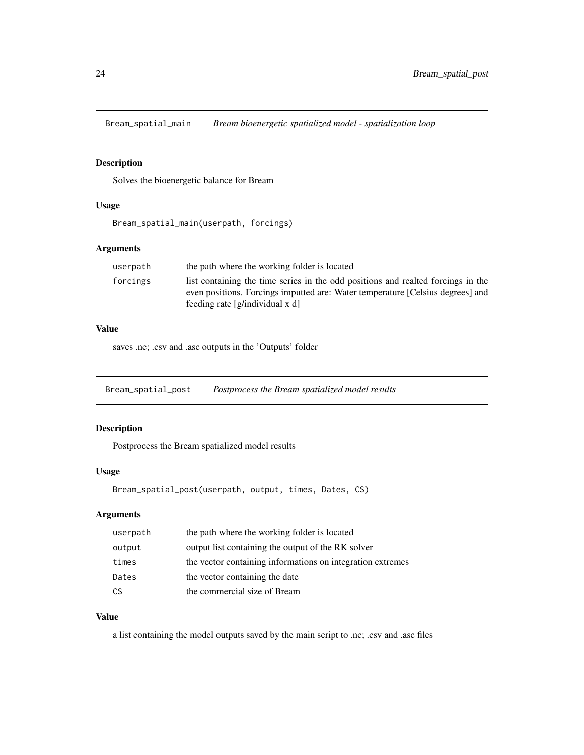## Bream_spatial_main — *Bream bioenergetic spatialized model - spatialization loop*

### Description

Solves the bioenergetic balance for Bream

### Usage

```
Bream_spatial_main(userpath, forcings)
```

### Arguments

| | |
|---|---|
| userpath | the path where the working folder is located |
| forcings | list containing the time series in the odd positions and realted forcings in the even positions. Forcings imputted are: Water temperature [Celsius degrees] and feeding rate [g/individual x d] |

### Value

saves .nc; .csv and .asc outputs in the 'Outputs' folder

## Bream_spatial_post — *Postprocess the Bream spatialized model results*

### Description

Postprocess the Bream spatialized model results

### Usage

```
Bream_spatial_post(userpath, output, times, Dates, CS)
```

### Arguments

| | |
|---|---|
| userpath | the path where the working folder is located |
| output | output list containing the output of the RK solver |
| times | the vector containing informations on integration extremes |
| Dates | the vector containing the date |
| CS | the commercial size of Bream |

### Value

a list containing the model outputs saved by the main script to .nc; .csv and .asc files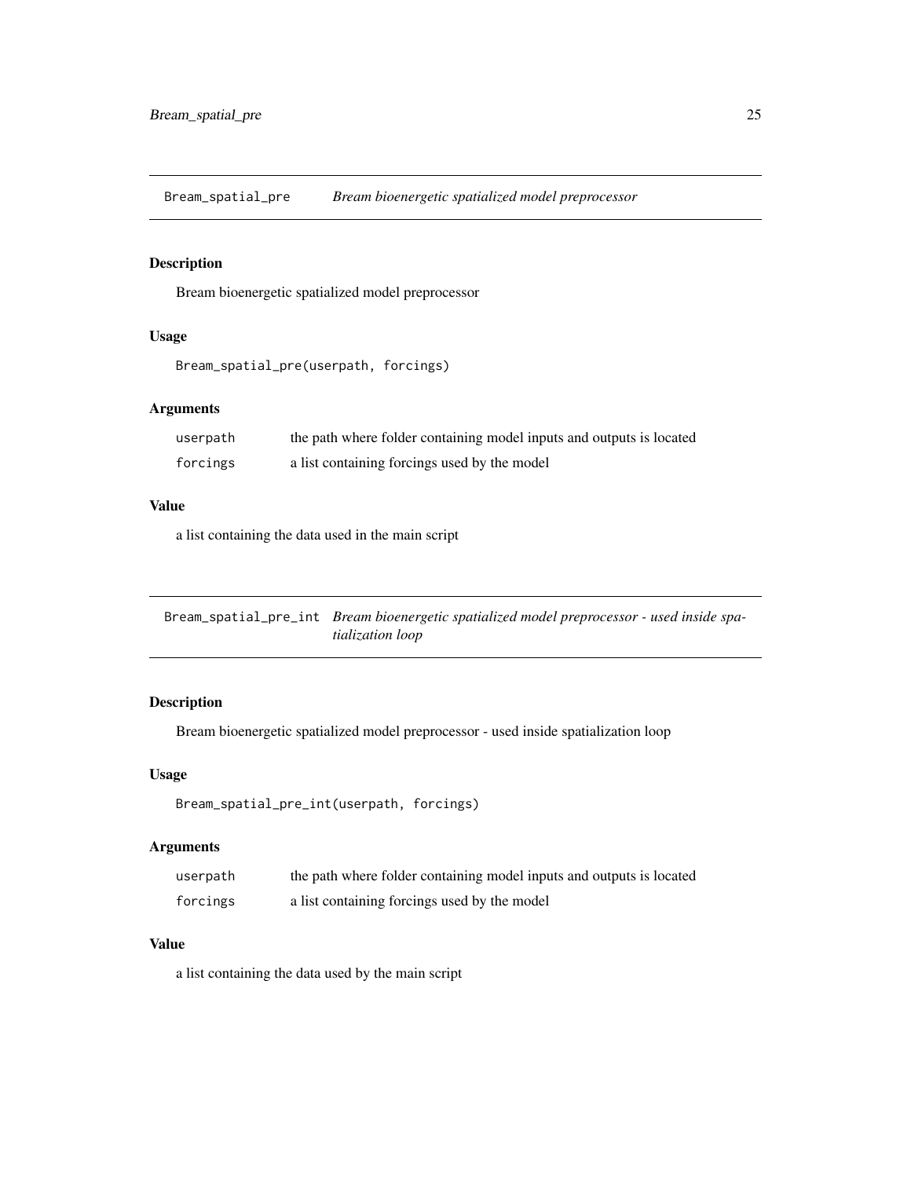## Bream_spatial_pre — *Bream bioenergetic spatialized model preprocessor*

### Description

Bream bioenergetic spatialized model preprocessor

### Usage

```
Bream_spatial_pre(userpath, forcings)
```

### Arguments

| | |
|---|---|
| userpath | the path where folder containing model inputs and outputs is located |
| forcings | a list containing forcings used by the model |

### Value

a list containing the data used in the main script

## Bream_spatial_pre_int — *Bream bioenergetic spatialized model preprocessor - used inside spatialization loop*

### Description

Bream bioenergetic spatialized model preprocessor - used inside spatialization loop

### Usage

```
Bream_spatial_pre_int(userpath, forcings)
```

### Arguments

| | |
|---|---|
| userpath | the path where folder containing model inputs and outputs is located |
| forcings | a list containing forcings used by the model |

### Value

a list containing the data used by the main script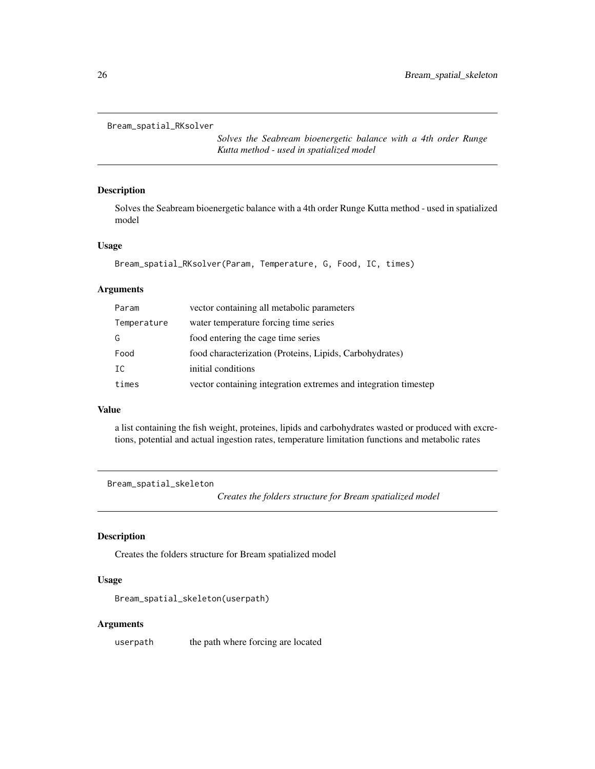## Bream_spatial_RKsolver

*Solves the Seabream bioenergetic balance with a 4th order Runge Kutta method - used in spatialized model*

### Description

Solves the Seabream bioenergetic balance with a 4th order Runge Kutta method - used in spatialized model

### Usage

```
Bream_spatial_RKsolver(Param, Temperature, G, Food, IC, times)
```

### Arguments

| | |
|---|---|
| `Param` | vector containing all metabolic parameters |
| `Temperature` | water temperature forcing time series |
| `G` | food entering the cage time series |
| `Food` | food characterization (Proteins, Lipids, Carbohydrates) |
| `IC` | initial conditions |
| `times` | vector containing integration extremes and integration timestep |

### Value

a list containing the fish weight, proteines, lipids and carbohydrates wasted or produced with excretions, potential and actual ingestion rates, temperature limitation functions and metabolic rates

## Bream_spatial_skeleton

*Creates the folders structure for Bream spatialized model*

### Description

Creates the folders structure for Bream spatialized model

### Usage

```
Bream_spatial_skeleton(userpath)
```

### Arguments

| | |
|---|---|
| `userpath` | the path where forcing are located |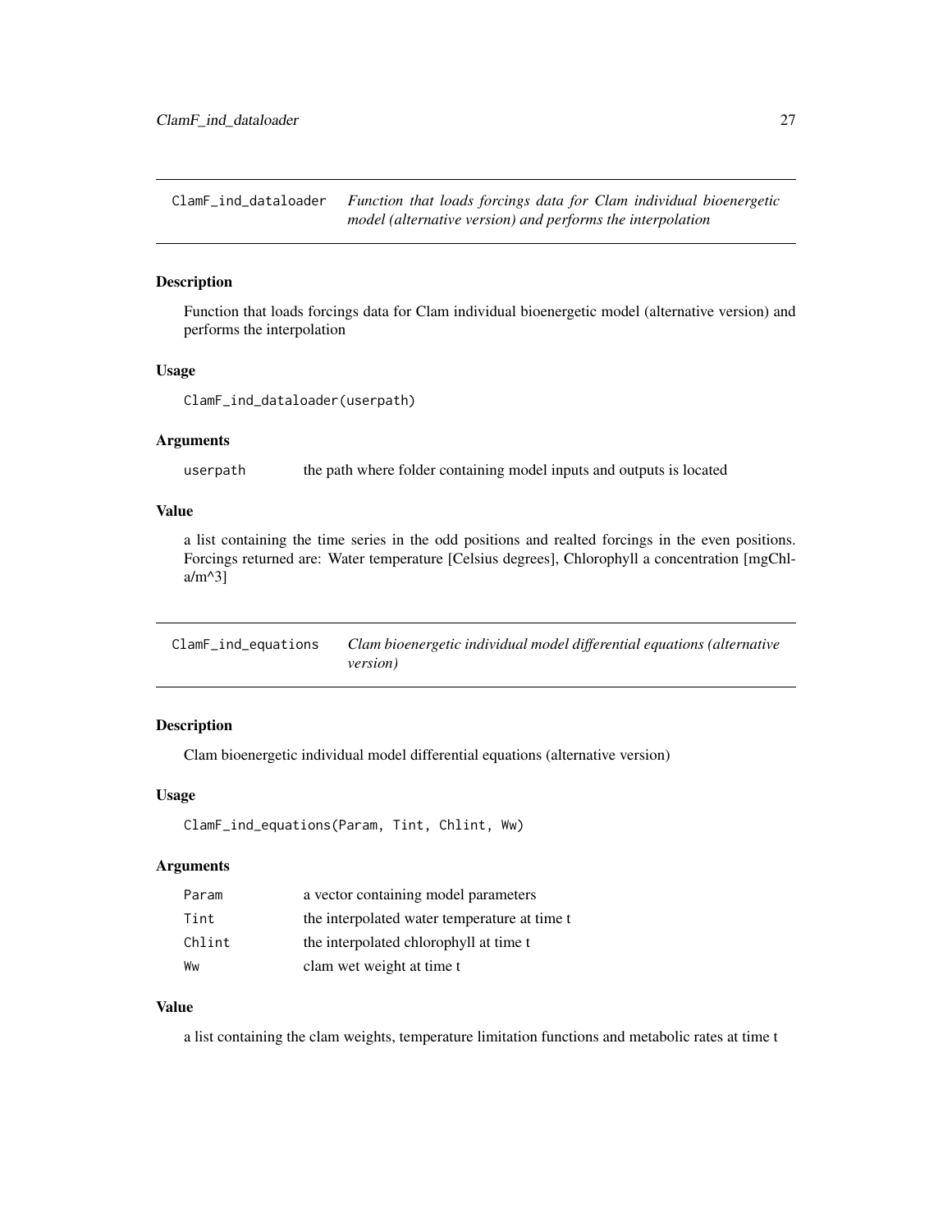## ClamF_ind_dataloader — *Function that loads forcings data for Clam individual bioenergetic model (alternative version) and performs the interpolation*

### Description

Function that loads forcings data for Clam individual bioenergetic model (alternative version) and performs the interpolation

### Usage

```
ClamF_ind_dataloader(userpath)
```

### Arguments

| | |
|---|---|
| userpath | the path where folder containing model inputs and outputs is located |

### Value

a list containing the time series in the odd positions and realted forcings in the even positions. Forcings returned are: Water temperature [Celsius degrees], Chlorophyll a concentration [mgChl-a/m^3]

## ClamF_ind_equations — *Clam bioenergetic individual model differential equations (alternative version)*

### Description

Clam bioenergetic individual model differential equations (alternative version)

### Usage

```
ClamF_ind_equations(Param, Tint, Chlint, Ww)
```

### Arguments

| | |
|---|---|
| Param | a vector containing model parameters |
| Tint | the interpolated water temperature at time t |
| Chlint | the interpolated chlorophyll at time t |
| Ww | clam wet weight at time t |

### Value

a list containing the clam weights, temperature limitation functions and metabolic rates at time t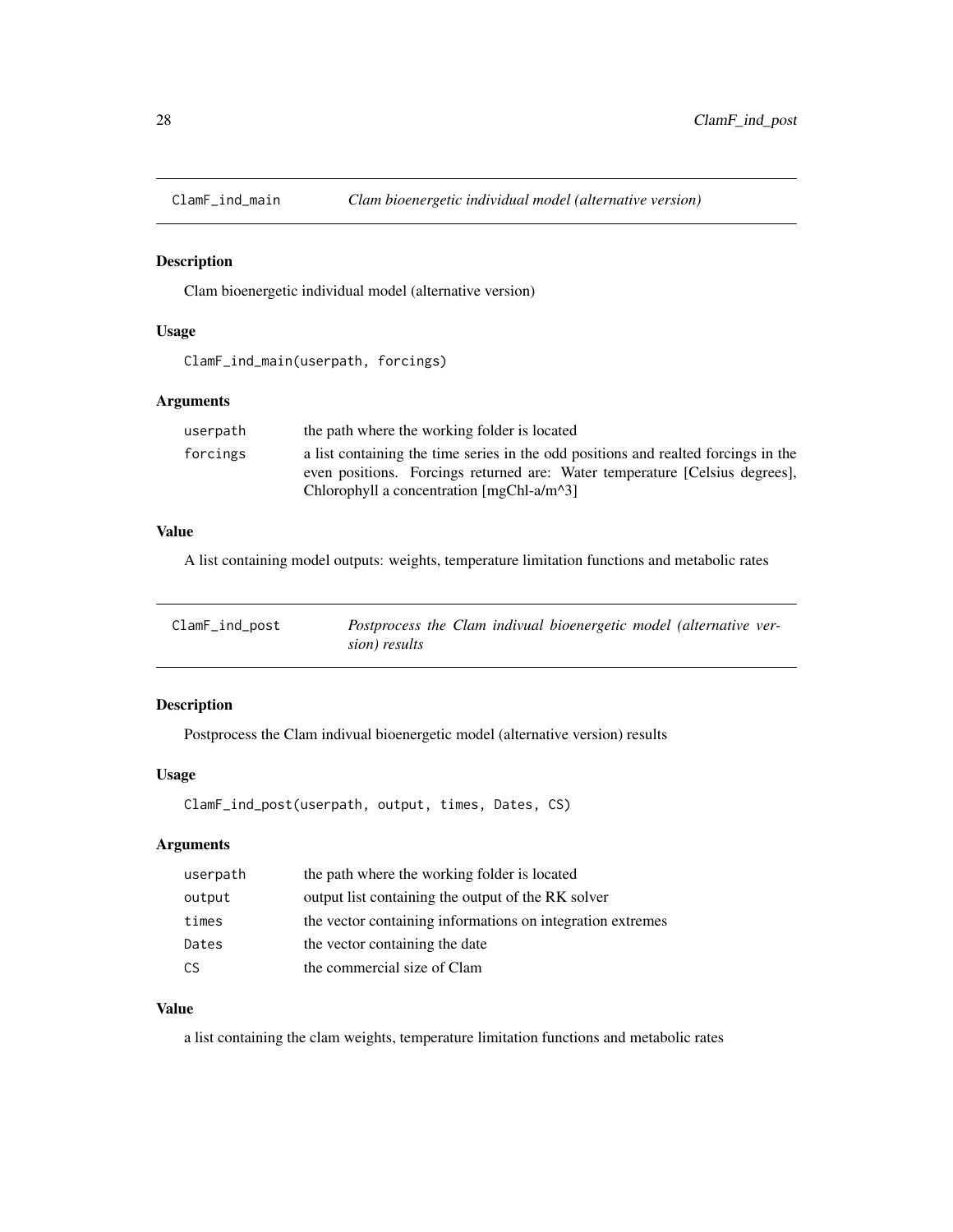## ClamF_ind_main — *Clam bioenergetic individual model (alternative version)*

### Description

Clam bioenergetic individual model (alternative version)

### Usage

```
ClamF_ind_main(userpath, forcings)
```

### Arguments

| | |
|---|---|
| userpath | the path where the working folder is located |
| forcings | a list containing the time series in the odd positions and realted forcings in the even positions. Forcings returned are: Water temperature [Celsius degrees], Chlorophyll a concentration [mgChl-a/m^3] |

### Value

A list containing model outputs: weights, temperature limitation functions and metabolic rates

## ClamF_ind_post — *Postprocess the Clam indivual bioenergetic model (alternative version) results*

### Description

Postprocess the Clam indivual bioenergetic model (alternative version) results

### Usage

```
ClamF_ind_post(userpath, output, times, Dates, CS)
```

### Arguments

| | |
|---|---|
| userpath | the path where the working folder is located |
| output | output list containing the output of the RK solver |
| times | the vector containing informations on integration extremes |
| Dates | the vector containing the date |
| CS | the commercial size of Clam |

### Value

a list containing the clam weights, temperature limitation functions and metabolic rates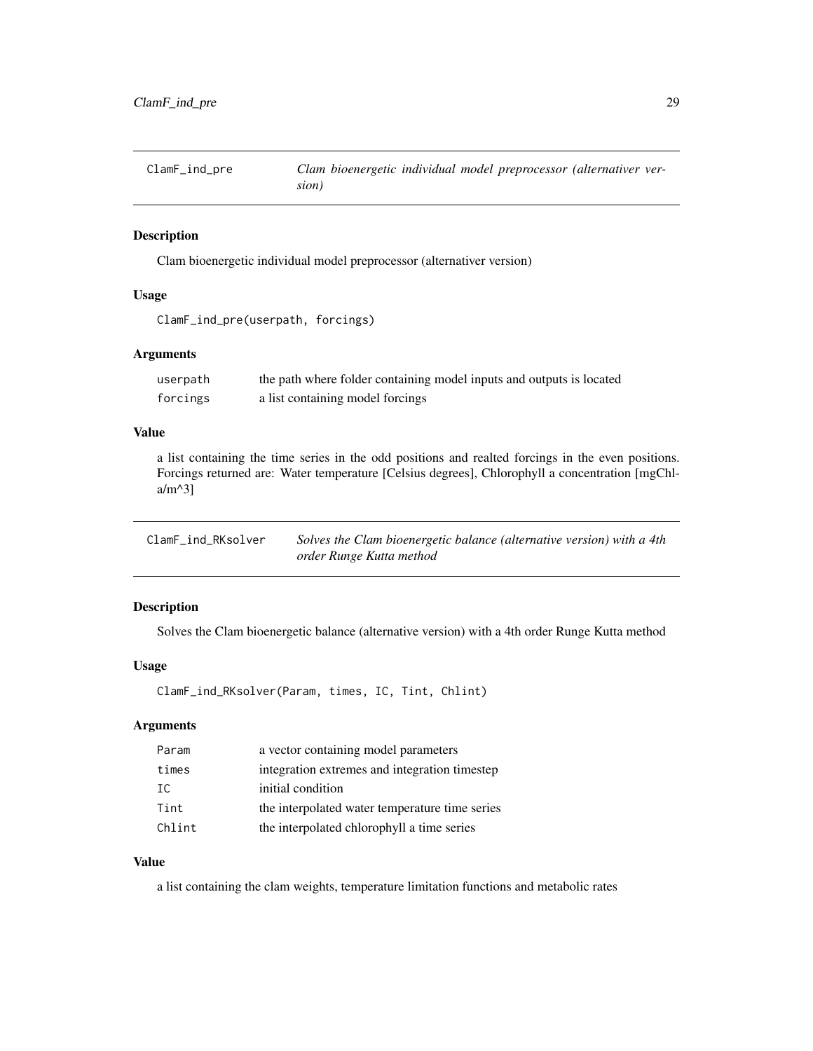## ClamF_ind_pre — *Clam bioenergetic individual model preprocessor (alternativer version)*

### Description

Clam bioenergetic individual model preprocessor (alternativer version)

### Usage

```
ClamF_ind_pre(userpath, forcings)
```

### Arguments

| | |
|---|---|
| userpath | the path where folder containing model inputs and outputs is located |
| forcings | a list containing model forcings |

### Value

a list containing the time series in the odd positions and realted forcings in the even positions. Forcings returned are: Water temperature [Celsius degrees], Chlorophyll a concentration [mgChl-a/m^3]

## ClamF_ind_RKsolver — *Solves the Clam bioenergetic balance (alternative version) with a 4th order Runge Kutta method*

### Description

Solves the Clam bioenergetic balance (alternative version) with a 4th order Runge Kutta method

### Usage

```
ClamF_ind_RKsolver(Param, times, IC, Tint, Chlint)
```

### Arguments

| | |
|---|---|
| Param | a vector containing model parameters |
| times | integration extremes and integration timestep |
| IC | initial condition |
| Tint | the interpolated water temperature time series |
| Chlint | the interpolated chlorophyll a time series |

### Value

a list containing the clam weights, temperature limitation functions and metabolic rates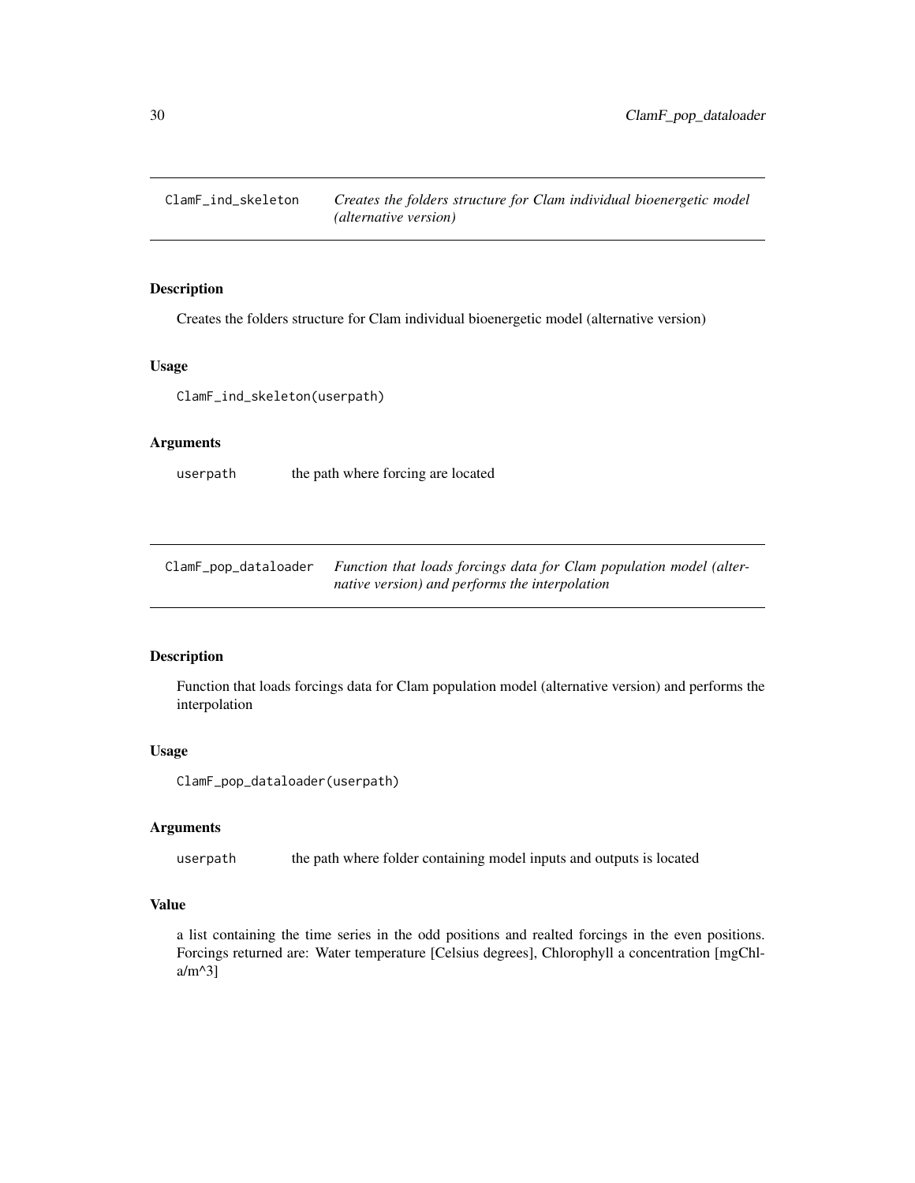## ClamF_ind_skeleton — *Creates the folders structure for Clam individual bioenergetic model (alternative version)*

### Description

Creates the folders structure for Clam individual bioenergetic model (alternative version)

### Usage

```
ClamF_ind_skeleton(userpath)
```

### Arguments

| | |
|---|---|
| userpath | the path where forcing are located |

## ClamF_pop_dataloader — *Function that loads forcings data for Clam population model (alternative version) and performs the interpolation*

### Description

Function that loads forcings data for Clam population model (alternative version) and performs the interpolation

### Usage

```
ClamF_pop_dataloader(userpath)
```

### Arguments

| | |
|---|---|
| userpath | the path where folder containing model inputs and outputs is located |

### Value

a list containing the time series in the odd positions and realted forcings in the even positions. Forcings returned are: Water temperature [Celsius degrees], Chlorophyll a concentration [mgChl-a/m^3]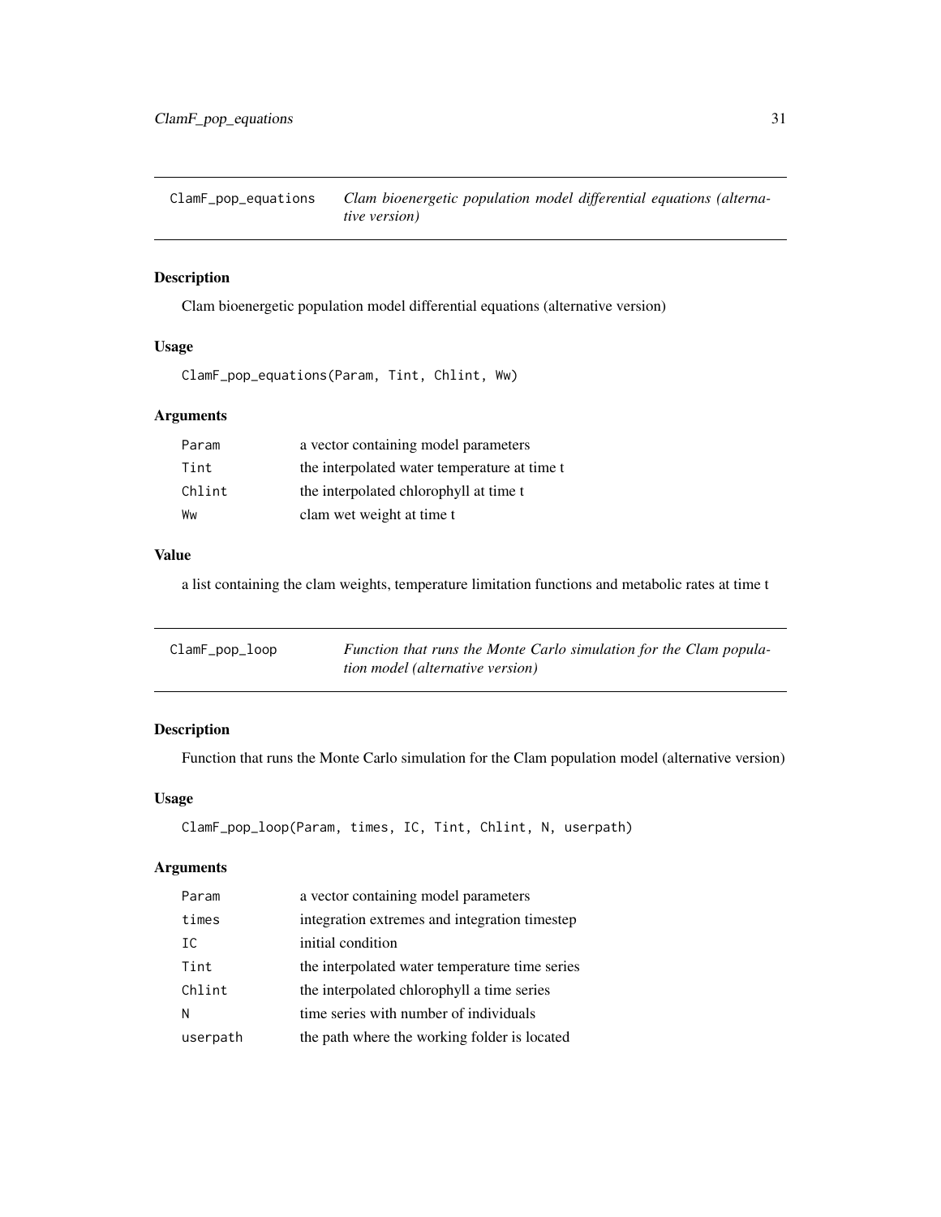## ClamF_pop_equations

*Clam bioenergetic population model differential equations (alternative version)*

### Description

Clam bioenergetic population model differential equations (alternative version)

### Usage

```
ClamF_pop_equations(Param, Tint, Chlint, Ww)
```

### Arguments

| | |
|---|---|
| Param | a vector containing model parameters |
| Tint | the interpolated water temperature at time t |
| Chlint | the interpolated chlorophyll at time t |
| Ww | clam wet weight at time t |

### Value

a list containing the clam weights, temperature limitation functions and metabolic rates at time t

## ClamF_pop_loop

*Function that runs the Monte Carlo simulation for the Clam population model (alternative version)*

### Description

Function that runs the Monte Carlo simulation for the Clam population model (alternative version)

### Usage

```
ClamF_pop_loop(Param, times, IC, Tint, Chlint, N, userpath)
```

### Arguments

| | |
|---|---|
| Param | a vector containing model parameters |
| times | integration extremes and integration timestep |
| IC | initial condition |
| Tint | the interpolated water temperature time series |
| Chlint | the interpolated chlorophyll a time series |
| N | time series with number of individuals |
| userpath | the path where the working folder is located |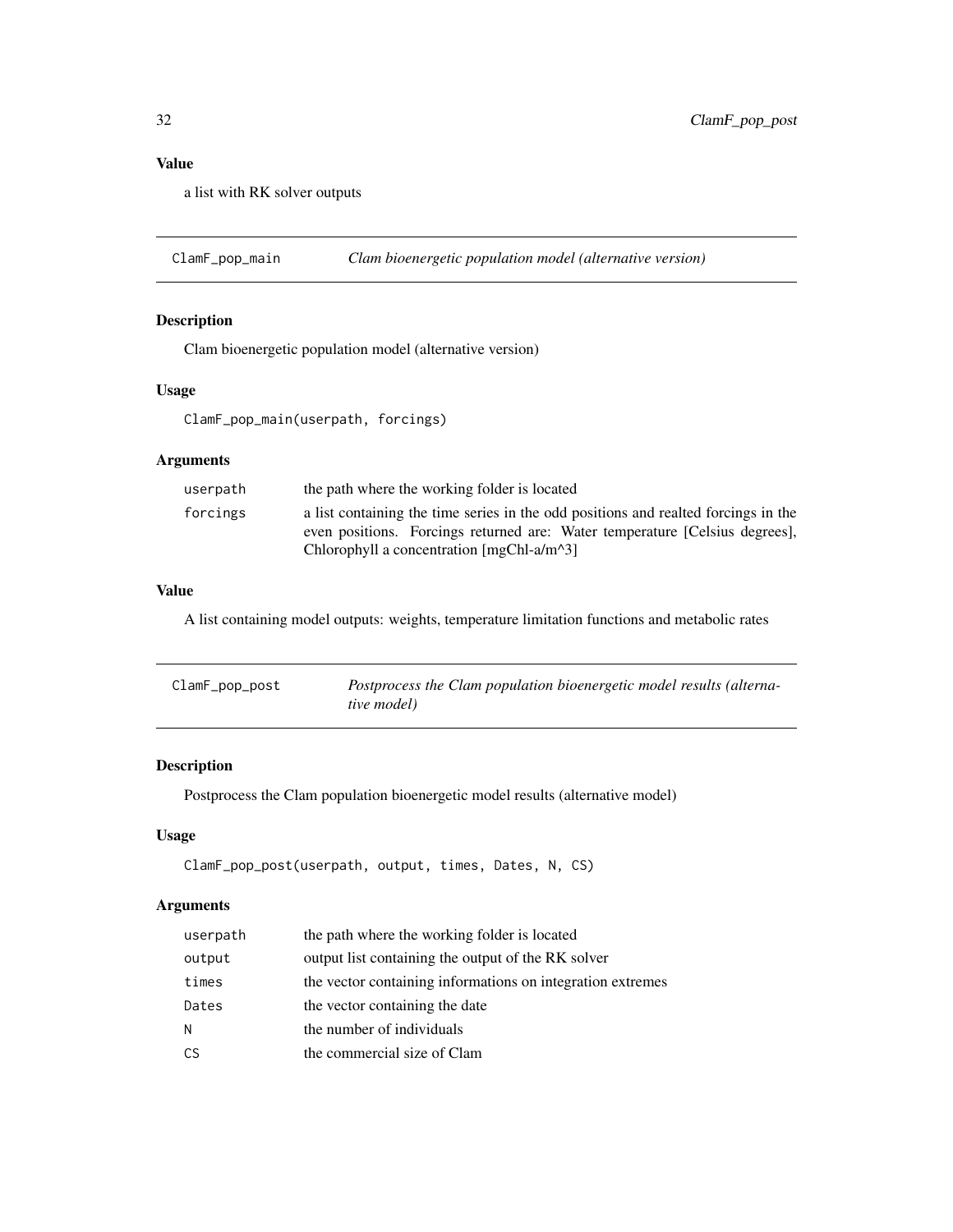### Value

a list with RK solver outputs

---

## ClamF_pop_main — *Clam bioenergetic population model (alternative version)*

### Description

Clam bioenergetic population model (alternative version)

### Usage

```
ClamF_pop_main(userpath, forcings)
```

### Arguments

| | |
|---|---|
| userpath | the path where the working folder is located |
| forcings | a list containing the time series in the odd positions and realted forcings in the even positions. Forcings returned are: Water temperature [Celsius degrees], Chlorophyll a concentration [mgChl-a/m^3] |

### Value

A list containing model outputs: weights, temperature limitation functions and metabolic rates

---

## ClamF_pop_post — *Postprocess the Clam population bioenergetic model results (alternative model)*

### Description

Postprocess the Clam population bioenergetic model results (alternative model)

### Usage

```
ClamF_pop_post(userpath, output, times, Dates, N, CS)
```

### Arguments

| | |
|---|---|
| userpath | the path where the working folder is located |
| output | output list containing the output of the RK solver |
| times | the vector containing informations on integration extremes |
| Dates | the vector containing the date |
| N | the number of individuals |
| CS | the commercial size of Clam |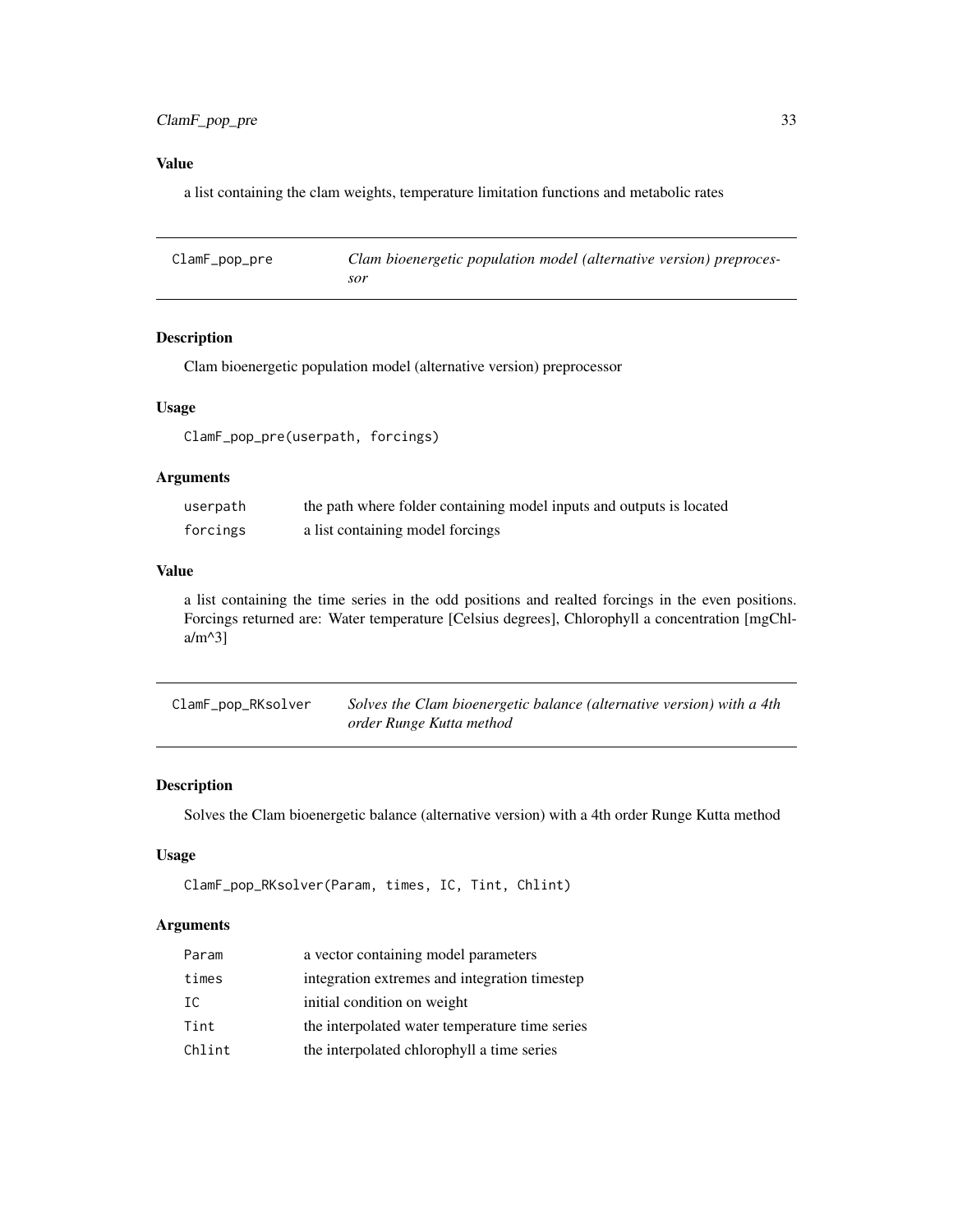### Value

a list containing the clam weights, temperature limitation functions and metabolic rates

---

## ClamF_pop_pre — *Clam bioenergetic population model (alternative version) preprocessor*

### Description

Clam bioenergetic population model (alternative version) preprocessor

### Usage

```
ClamF_pop_pre(userpath, forcings)
```

### Arguments

| | |
|---|---|
| userpath | the path where folder containing model inputs and outputs is located |
| forcings | a list containing model forcings |

### Value

a list containing the time series in the odd positions and realted forcings in the even positions. Forcings returned are: Water temperature [Celsius degrees], Chlorophyll a concentration [mgChl-a/m^3]

---

## ClamF_pop_RKsolver — *Solves the Clam bioenergetic balance (alternative version) with a 4th order Runge Kutta method*

### Description

Solves the Clam bioenergetic balance (alternative version) with a 4th order Runge Kutta method

### Usage

```
ClamF_pop_RKsolver(Param, times, IC, Tint, Chlint)
```

### Arguments

| | |
|---|---|
| Param | a vector containing model parameters |
| times | integration extremes and integration timestep |
| IC | initial condition on weight |
| Tint | the interpolated water temperature time series |
| Chlint | the interpolated chlorophyll a time series |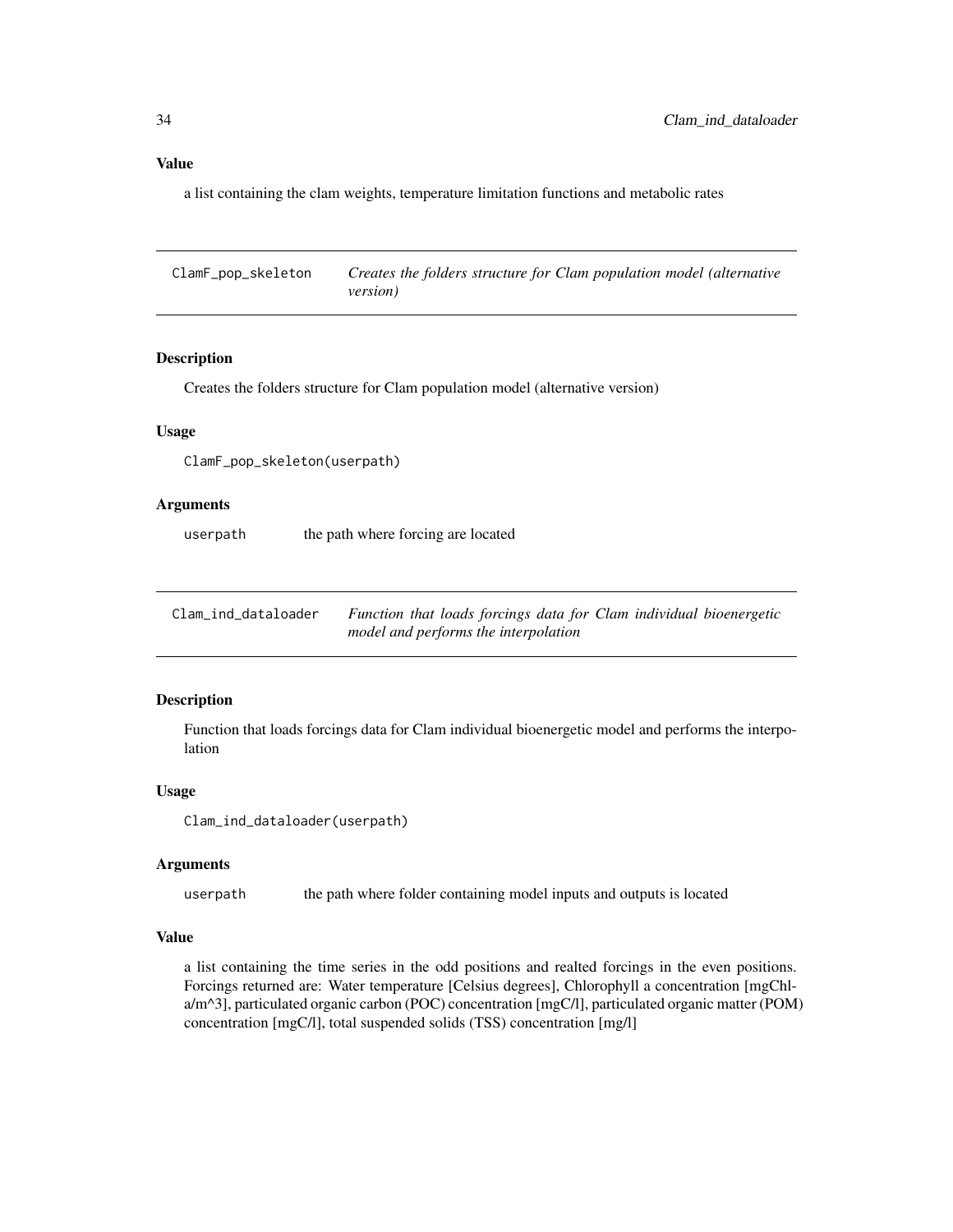### Value

a list containing the clam weights, temperature limitation functions and metabolic rates

## ClamF_pop_skeleton — *Creates the folders structure for Clam population model (alternative version)*

### Description

Creates the folders structure for Clam population model (alternative version)

### Usage

```
ClamF_pop_skeleton(userpath)
```

### Arguments

| | |
|---|---|
| userpath | the path where forcing are located |

## Clam_ind_dataloader — *Function that loads forcings data for Clam individual bioenergetic model and performs the interpolation*

### Description

Function that loads forcings data for Clam individual bioenergetic model and performs the interpolation

### Usage

```
Clam_ind_dataloader(userpath)
```

### Arguments

| | |
|---|---|
| userpath | the path where folder containing model inputs and outputs is located |

### Value

a list containing the time series in the odd positions and realted forcings in the even positions. Forcings returned are: Water temperature [Celsius degrees], Chlorophyll a concentration [mgChl-a/m^3], particulated organic carbon (POC) concentration [mgC/l], particulated organic matter (POM) concentration [mgC/l], total suspended solids (TSS) concentration [mg/l]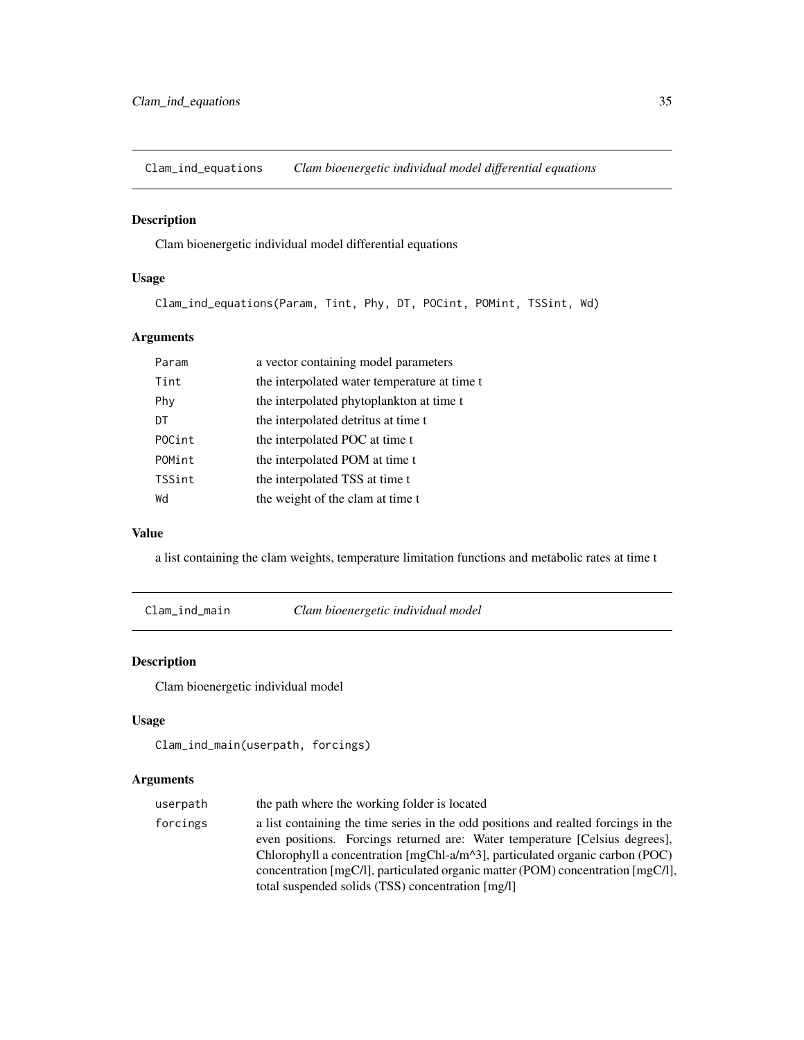## Clam_ind_equations — *Clam bioenergetic individual model differential equations*

### Description

Clam bioenergetic individual model differential equations

### Usage

```
Clam_ind_equations(Param, Tint, Phy, DT, POCint, POMint, TSSint, Wd)
```

### Arguments

| | |
|---|---|
| Param | a vector containing model parameters |
| Tint | the interpolated water temperature at time t |
| Phy | the interpolated phytoplankton at time t |
| DT | the interpolated detritus at time t |
| POCint | the interpolated POC at time t |
| POMint | the interpolated POM at time t |
| TSSint | the interpolated TSS at time t |
| Wd | the weight of the clam at time t |

### Value

a list containing the clam weights, temperature limitation functions and metabolic rates at time t

## Clam_ind_main — *Clam bioenergetic individual model*

### Description

Clam bioenergetic individual model

### Usage

```
Clam_ind_main(userpath, forcings)
```

### Arguments

| | |
|---|---|
| userpath | the path where the working folder is located |
| forcings | a list containing the time series in the odd positions and realted forcings in the even positions. Forcings returned are: Water temperature [Celsius degrees], Chlorophyll a concentration [mgChl-a/m^3], particulated organic carbon (POC) concentration [mgC/l], particulated organic matter (POM) concentration [mgC/l], total suspended solids (TSS) concentration [mg/l] |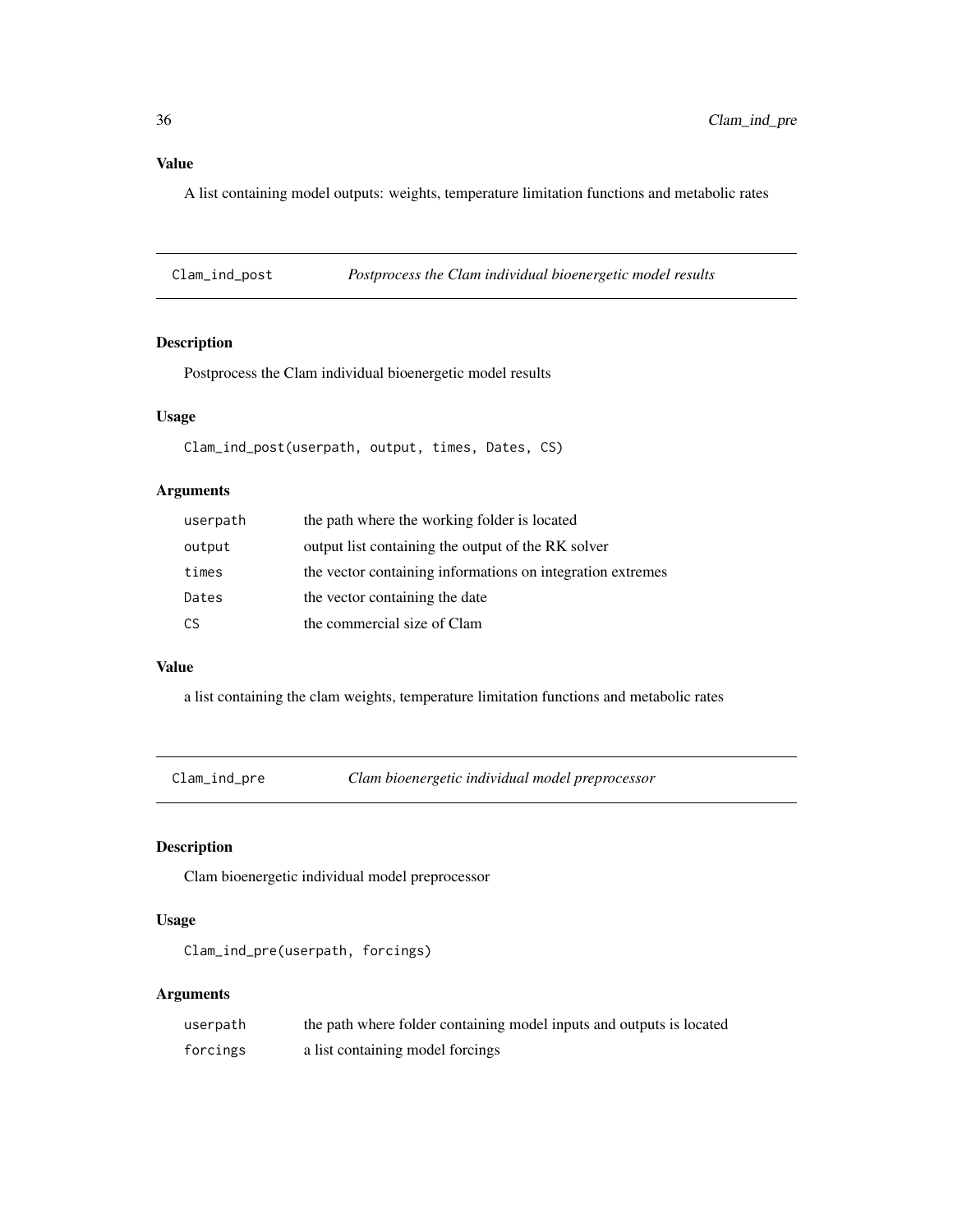### Value

A list containing model outputs: weights, temperature limitation functions and metabolic rates

---

## Clam_ind_post — *Postprocess the Clam individual bioenergetic model results*

### Description

Postprocess the Clam individual bioenergetic model results

### Usage

```
Clam_ind_post(userpath, output, times, Dates, CS)
```

### Arguments

| | |
|---|---|
| userpath | the path where the working folder is located |
| output | output list containing the output of the RK solver |
| times | the vector containing informations on integration extremes |
| Dates | the vector containing the date |
| CS | the commercial size of Clam |

### Value

a list containing the clam weights, temperature limitation functions and metabolic rates

---

## Clam_ind_pre — *Clam bioenergetic individual model preprocessor*

### Description

Clam bioenergetic individual model preprocessor

### Usage

```
Clam_ind_pre(userpath, forcings)
```

### Arguments

| | |
|---|---|
| userpath | the path where folder containing model inputs and outputs is located |
| forcings | a list containing model forcings |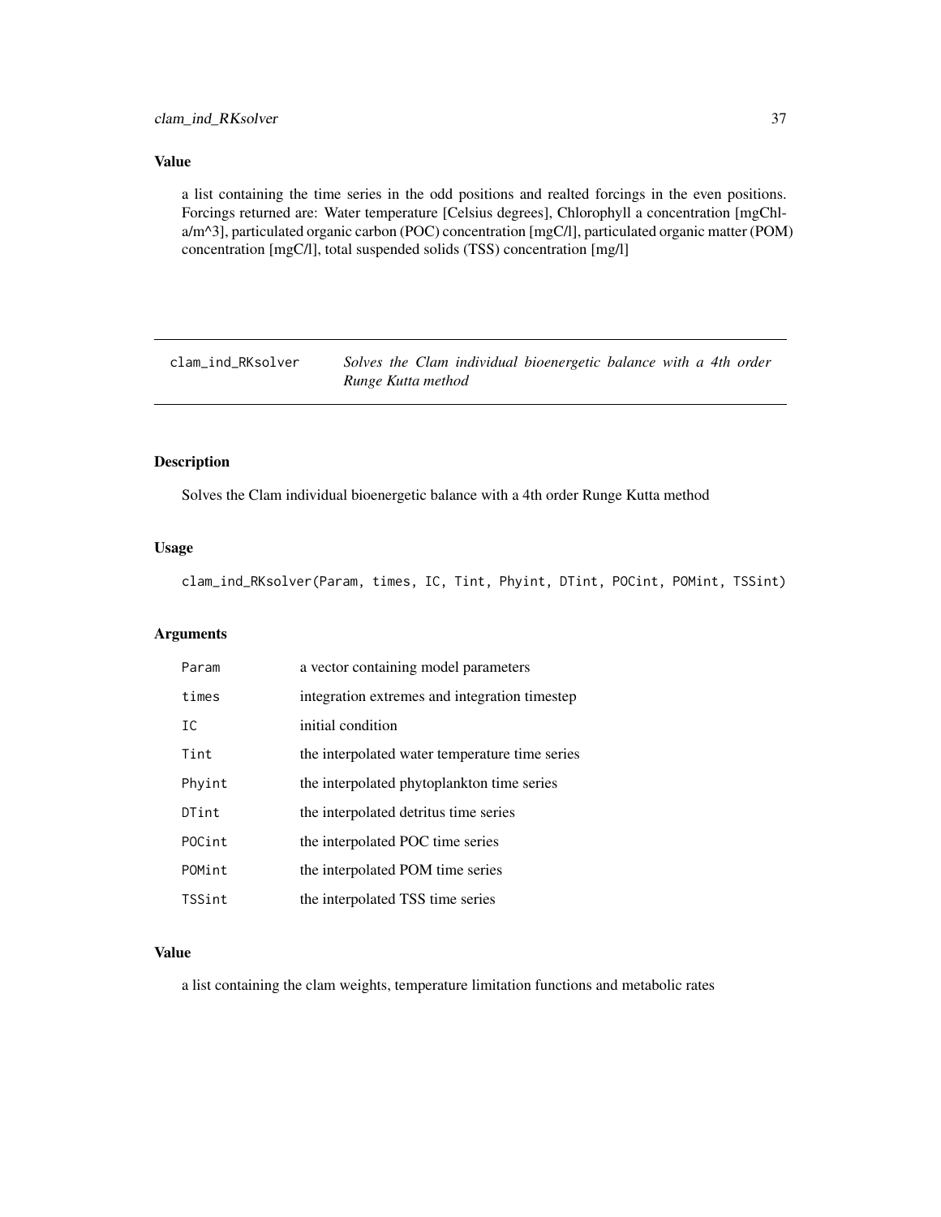### Value

a list containing the time series in the odd positions and realted forcings in the even positions. Forcings returned are: Water temperature [Celsius degrees], Chlorophyll a concentration [mgChl-a/m^3], particulated organic carbon (POC) concentration [mgC/l], particulated organic matter (POM) concentration [mgC/l], total suspended solids (TSS) concentration [mg/l]

---

## clam_ind_RKsolver — *Solves the Clam individual bioenergetic balance with a 4th order Runge Kutta method*

---

### Description

Solves the Clam individual bioenergetic balance with a 4th order Runge Kutta method

### Usage

```
clam_ind_RKsolver(Param, times, IC, Tint, Phyint, DTint, POCint, POMint, TSSint)
```

### Arguments

| | |
|---|---|
| Param | a vector containing model parameters |
| times | integration extremes and integration timestep |
| IC | initial condition |
| Tint | the interpolated water temperature time series |
| Phyint | the interpolated phytoplankton time series |
| DTint | the interpolated detritus time series |
| POCint | the interpolated POC time series |
| POMint | the interpolated POM time series |
| TSSint | the interpolated TSS time series |

### Value

a list containing the clam weights, temperature limitation functions and metabolic rates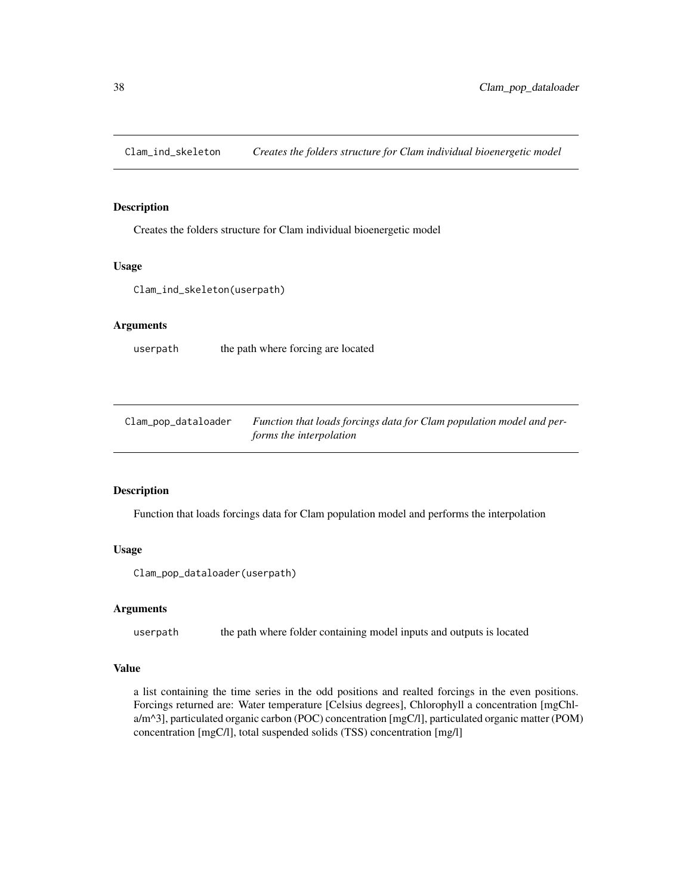## Clam_ind_skeleton — *Creates the folders structure for Clam individual bioenergetic model*

### Description

Creates the folders structure for Clam individual bioenergetic model

### Usage

```
Clam_ind_skeleton(userpath)
```

### Arguments

| | |
|---|---|
| userpath | the path where forcing are located |

## Clam_pop_dataloader — *Function that loads forcings data for Clam population model and performs the interpolation*

### Description

Function that loads forcings data for Clam population model and performs the interpolation

### Usage

```
Clam_pop_dataloader(userpath)
```

### Arguments

| | |
|---|---|
| userpath | the path where folder containing model inputs and outputs is located |

### Value

a list containing the time series in the odd positions and realted forcings in the even positions. Forcings returned are: Water temperature [Celsius degrees], Chlorophyll a concentration [mgChl-a/m^3], particulated organic carbon (POC) concentration [mgC/l], particulated organic matter (POM) concentration [mgC/l], total suspended solids (TSS) concentration [mg/l]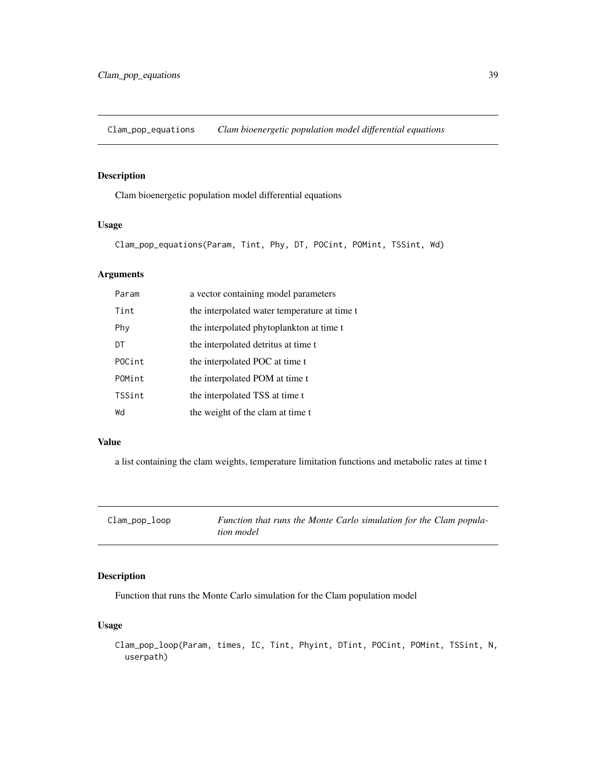## Clam_pop_equations — *Clam bioenergetic population model differential equations*

### Description

Clam bioenergetic population model differential equations

### Usage

```
Clam_pop_equations(Param, Tint, Phy, DT, POCint, POMint, TSSint, Wd)
```

### Arguments

| | |
|---|---|
| Param | a vector containing model parameters |
| Tint | the interpolated water temperature at time t |
| Phy | the interpolated phytoplankton at time t |
| DT | the interpolated detritus at time t |
| POCint | the interpolated POC at time t |
| POMint | the interpolated POM at time t |
| TSSint | the interpolated TSS at time t |
| Wd | the weight of the clam at time t |

### Value

a list containing the clam weights, temperature limitation functions and metabolic rates at time t

## Clam_pop_loop — *Function that runs the Monte Carlo simulation for the Clam population model*

### Description

Function that runs the Monte Carlo simulation for the Clam population model

### Usage

```
Clam_pop_loop(Param, times, IC, Tint, Phyint, DTint, POCint, POMint, TSSint, N,
  userpath)
```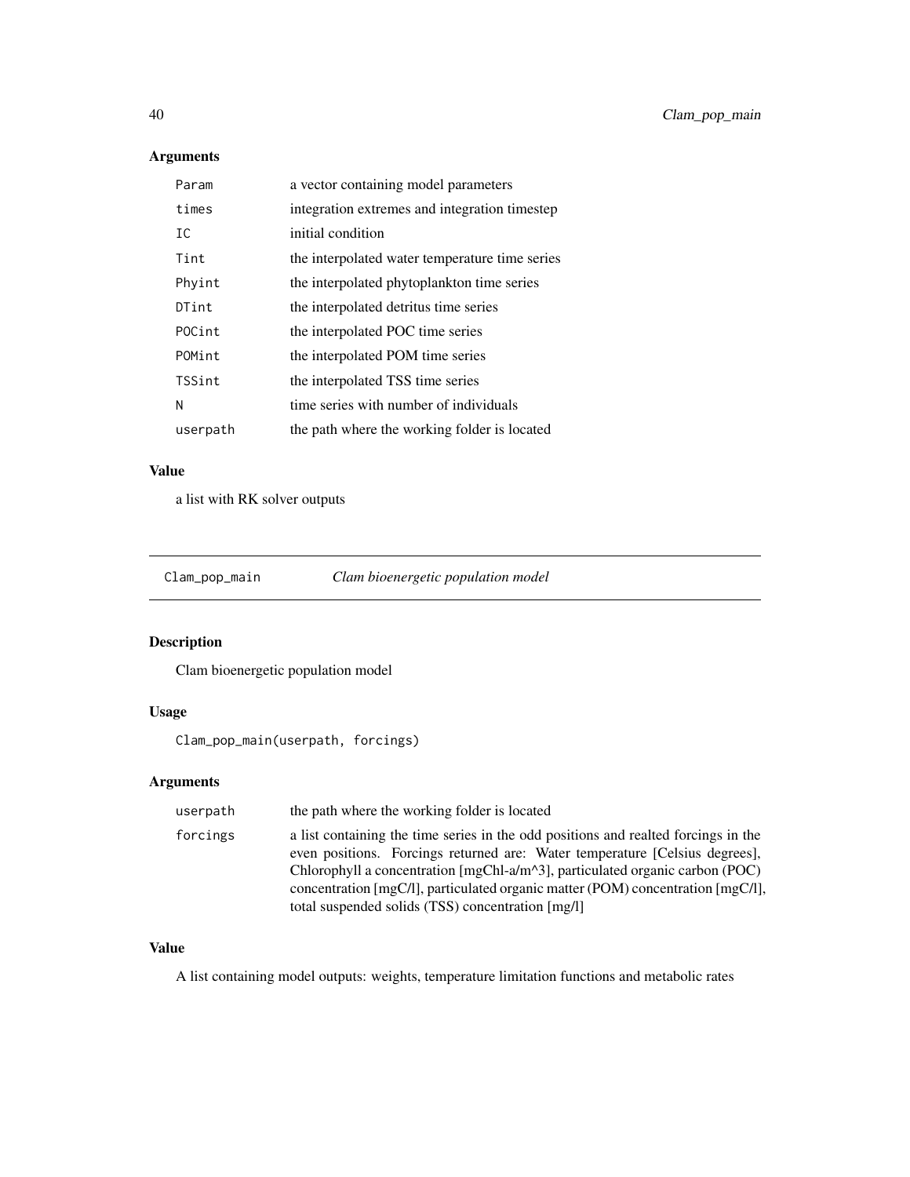## Arguments

| | |
|---|---|
| Param | a vector containing model parameters |
| times | integration extremes and integration timestep |
| IC | initial condition |
| Tint | the interpolated water temperature time series |
| Phyint | the interpolated phytoplankton time series |
| DTint | the interpolated detritus time series |
| POCint | the interpolated POC time series |
| POMint | the interpolated POM time series |
| TSSint | the interpolated TSS time series |
| N | time series with number of individuals |
| userpath | the path where the working folder is located |

## Value

a list with RK solver outputs

---

# Clam_pop_main *Clam bioenergetic population model*

## Description

Clam bioenergetic population model

## Usage

```
Clam_pop_main(userpath, forcings)
```

## Arguments

| | |
|---|---|
| userpath | the path where the working folder is located |
| forcings | a list containing the time series in the odd positions and realted forcings in the even positions. Forcings returned are: Water temperature [Celsius degrees], Chlorophyll a concentration [mgChl-a/m^3], particulated organic carbon (POC) concentration [mgC/l], particulated organic matter (POM) concentration [mgC/l], total suspended solids (TSS) concentration [mg/l] |

## Value

A list containing model outputs: weights, temperature limitation functions and metabolic rates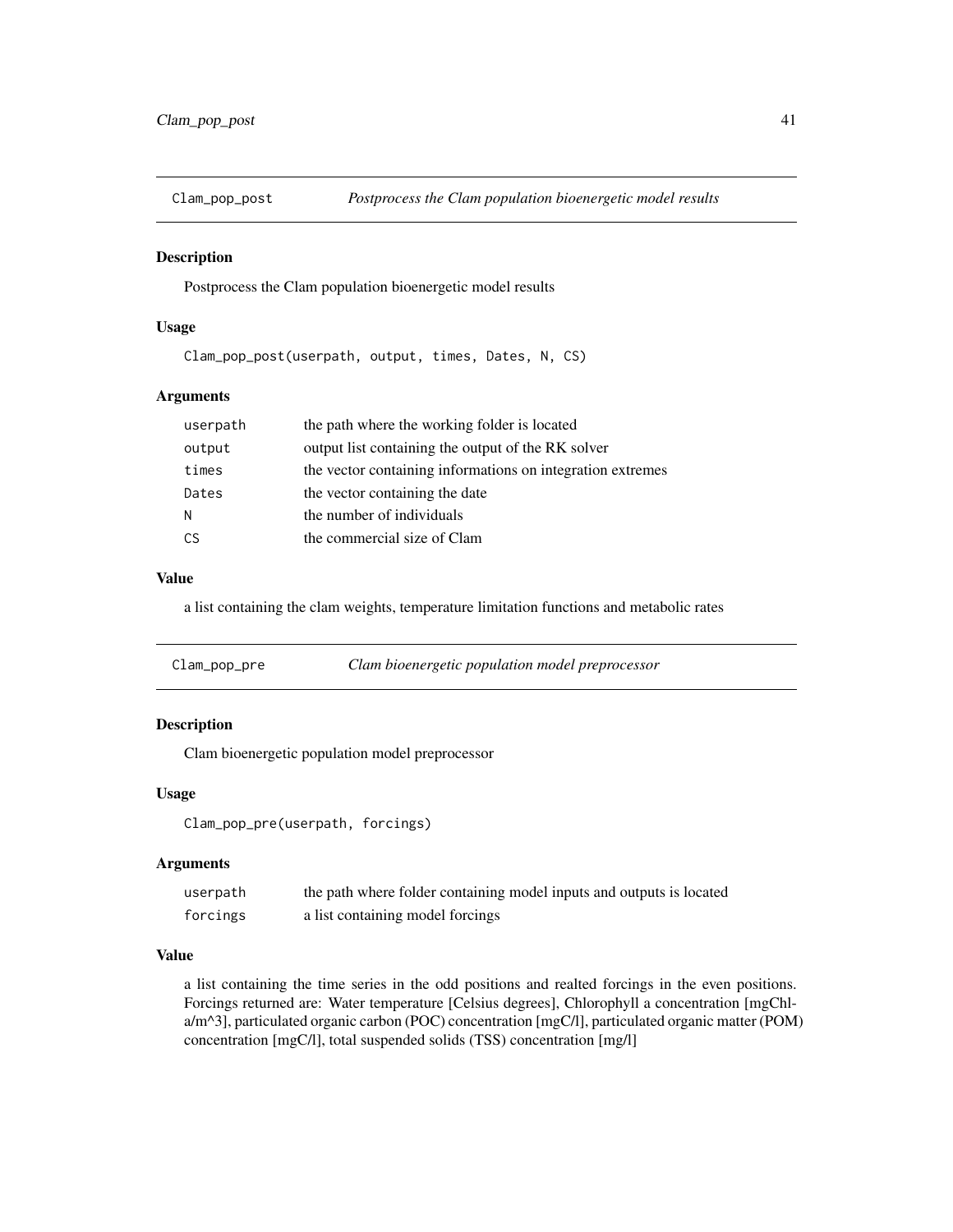## Clam_pop_post — *Postprocess the Clam population bioenergetic model results*

### Description

Postprocess the Clam population bioenergetic model results

### Usage

```
Clam_pop_post(userpath, output, times, Dates, N, CS)
```

### Arguments

| | |
|---|---|
| userpath | the path where the working folder is located |
| output | output list containing the output of the RK solver |
| times | the vector containing informations on integration extremes |
| Dates | the vector containing the date |
| N | the number of individuals |
| CS | the commercial size of Clam |

### Value

a list containing the clam weights, temperature limitation functions and metabolic rates

## Clam_pop_pre — *Clam bioenergetic population model preprocessor*

### Description

Clam bioenergetic population model preprocessor

### Usage

```
Clam_pop_pre(userpath, forcings)
```

### Arguments

| | |
|---|---|
| userpath | the path where folder containing model inputs and outputs is located |
| forcings | a list containing model forcings |

### Value

a list containing the time series in the odd positions and realted forcings in the even positions. Forcings returned are: Water temperature [Celsius degrees], Chlorophyll a concentration [mgChl-a/m^3], particulated organic carbon (POC) concentration [mgC/l], particulated organic matter (POM) concentration [mgC/l], total suspended solids (TSS) concentration [mg/l]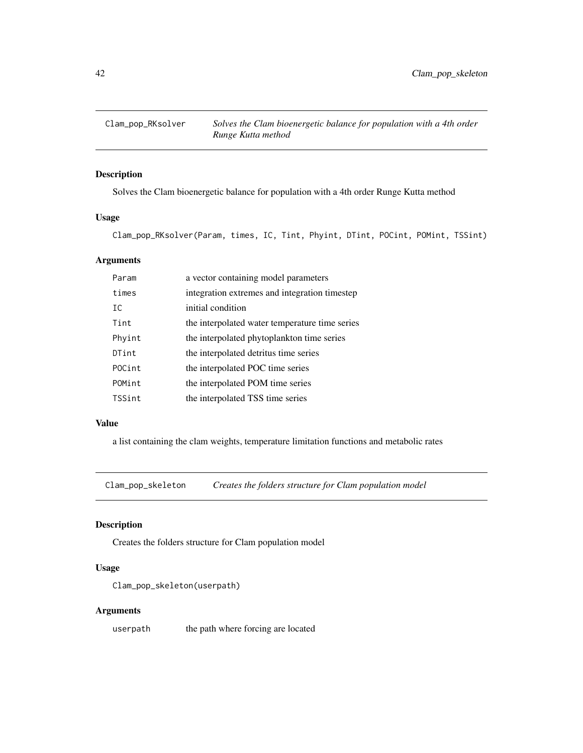## Clam_pop_RKsolver — *Solves the Clam bioenergetic balance for population with a 4th order Runge Kutta method*

### Description

Solves the Clam bioenergetic balance for population with a 4th order Runge Kutta method

### Usage

```
Clam_pop_RKsolver(Param, times, IC, Tint, Phyint, DTint, POCint, POMint, TSSint)
```

### Arguments

| | |
|---|---|
| Param | a vector containing model parameters |
| times | integration extremes and integration timestep |
| IC | initial condition |
| Tint | the interpolated water temperature time series |
| Phyint | the interpolated phytoplankton time series |
| DTint | the interpolated detritus time series |
| POCint | the interpolated POC time series |
| POMint | the interpolated POM time series |
| TSSint | the interpolated TSS time series |

### Value

a list containing the clam weights, temperature limitation functions and metabolic rates

## Clam_pop_skeleton — *Creates the folders structure for Clam population model*

### Description

Creates the folders structure for Clam population model

### Usage

```
Clam_pop_skeleton(userpath)
```

### Arguments

| | |
|---|---|
| userpath | the path where forcing are located |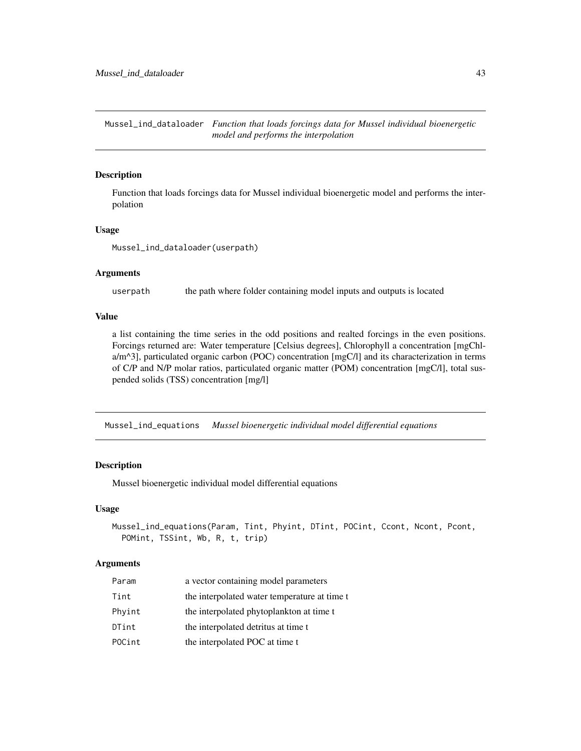## Mussel_ind_dataloader *Function that loads forcings data for Mussel individual bioenergetic model and performs the interpolation*

### Description

Function that loads forcings data for Mussel individual bioenergetic model and performs the interpolation

### Usage

```
Mussel_ind_dataloader(userpath)
```

### Arguments

| | |
|---|---|
| userpath | the path where folder containing model inputs and outputs is located |

### Value

a list containing the time series in the odd positions and realted forcings in the even positions. Forcings returned are: Water temperature [Celsius degrees], Chlorophyll a concentration [mgChl-a/m^3], particulated organic carbon (POC) concentration [mgC/l] and its characterization in terms of C/P and N/P molar ratios, particulated organic matter (POM) concentration [mgC/l], total suspended solids (TSS) concentration [mg/l]

## Mussel_ind_equations *Mussel bioenergetic individual model differential equations*

### Description

Mussel bioenergetic individual model differential equations

### Usage

```
Mussel_ind_equations(Param, Tint, Phyint, DTint, POCint, Ccont, Ncont, Pcont,
  POMint, TSSint, Wb, R, t, trip)
```

### Arguments

| | |
|---|---|
| Param | a vector containing model parameters |
| Tint | the interpolated water temperature at time t |
| Phyint | the interpolated phytoplankton at time t |
| DTint | the interpolated detritus at time t |
| POCint | the interpolated POC at time t |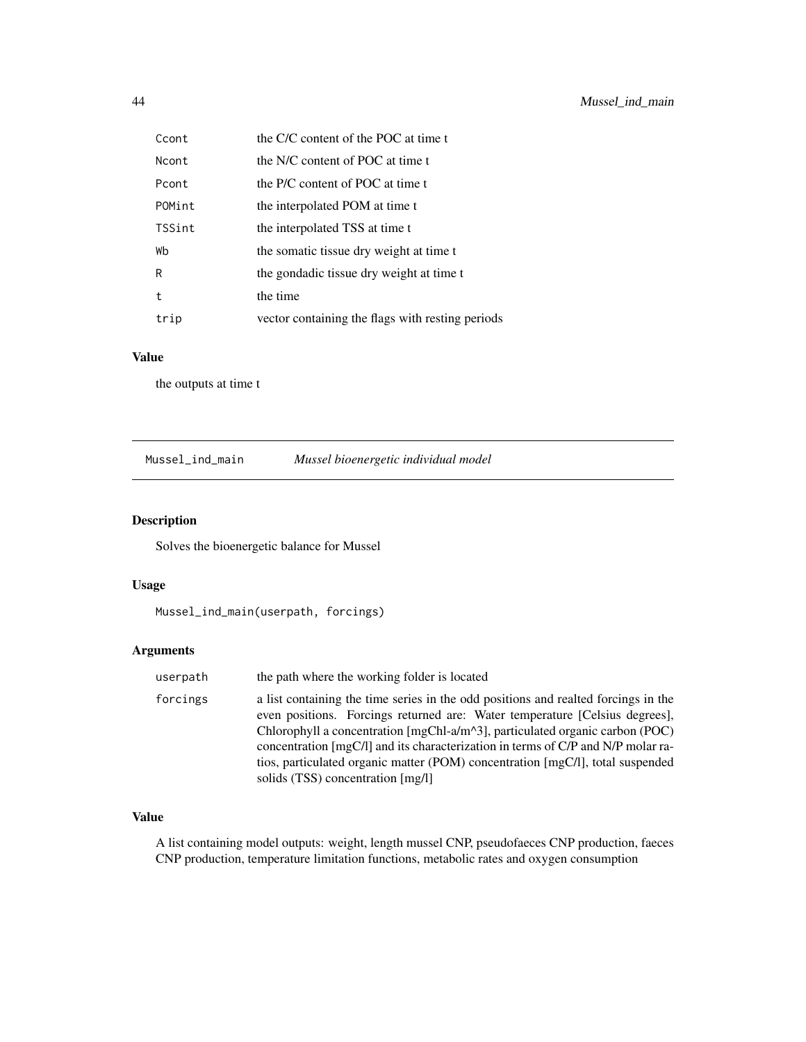| | |
|---|---|
| Ccont | the C/C content of the POC at time t |
| Ncont | the N/C content of POC at time t |
| Pcont | the P/C content of POC at time t |
| POMint | the interpolated POM at time t |
| TSSint | the interpolated TSS at time t |
| Wb | the somatic tissue dry weight at time t |
| R | the gondadic tissue dry weight at time t |
| t | the time |
| trip | vector containing the flags with resting periods |

### Value

the outputs at time t

---

## Mussel_ind_main *Mussel bioenergetic individual model*

### Description

Solves the bioenergetic balance for Mussel

### Usage

```
Mussel_ind_main(userpath, forcings)
```

### Arguments

| | |
|---|---|
| userpath | the path where the working folder is located |
| forcings | a list containing the time series in the odd positions and realted forcings in the even positions. Forcings returned are: Water temperature [Celsius degrees], Chlorophyll a concentration [mgChl-a/m^3], particulated organic carbon (POC) concentration [mgC/l] and its characterization in terms of C/P and N/P molar ratios, particulated organic matter (POM) concentration [mgC/l], total suspended solids (TSS) concentration [mg/l] |

### Value

A list containing model outputs: weight, length mussel CNP, pseudofaeces CNP production, faeces CNP production, temperature limitation functions, metabolic rates and oxygen consumption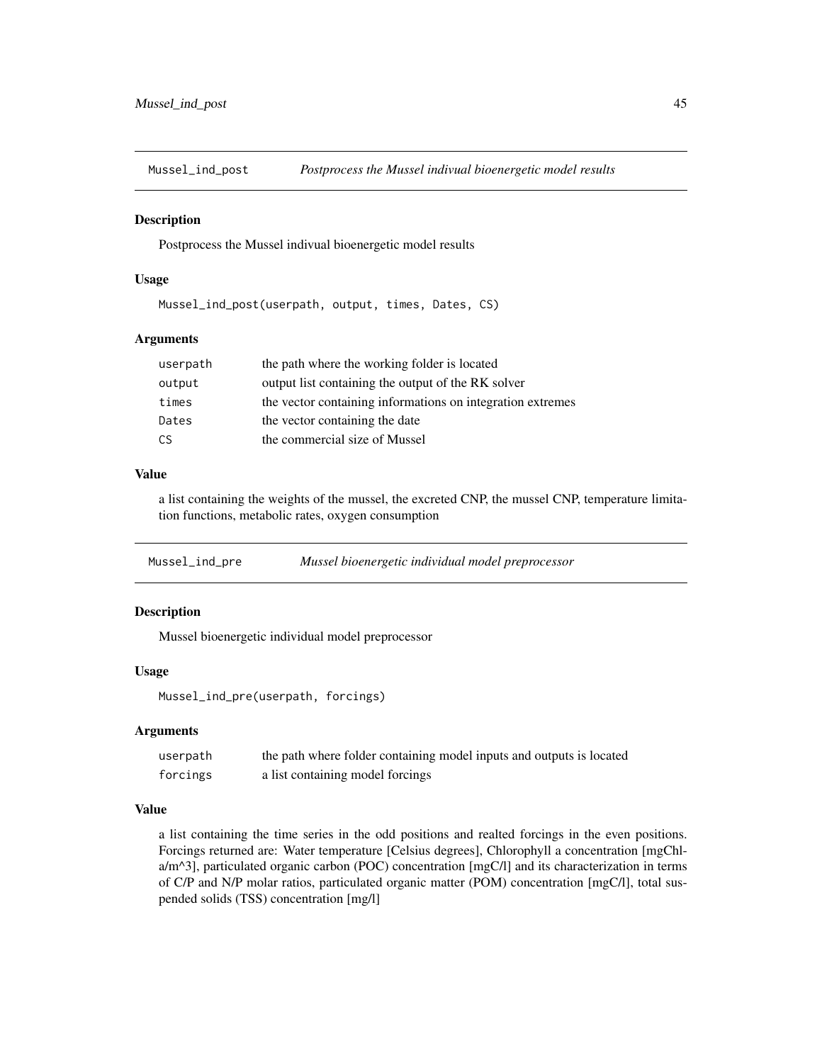## Mussel_ind_post — *Postprocess the Mussel indivual bioenergetic model results*

### Description

Postprocess the Mussel indivual bioenergetic model results

### Usage

```
Mussel_ind_post(userpath, output, times, Dates, CS)
```

### Arguments

| | |
|---|---|
| userpath | the path where the working folder is located |
| output | output list containing the output of the RK solver |
| times | the vector containing informations on integration extremes |
| Dates | the vector containing the date |
| CS | the commercial size of Mussel |

### Value

a list containing the weights of the mussel, the excreted CNP, the mussel CNP, temperature limitation functions, metabolic rates, oxygen consumption

## Mussel_ind_pre — *Mussel bioenergetic individual model preprocessor*

### Description

Mussel bioenergetic individual model preprocessor

### Usage

```
Mussel_ind_pre(userpath, forcings)
```

### Arguments

| | |
|---|---|
| userpath | the path where folder containing model inputs and outputs is located |
| forcings | a list containing model forcings |

### Value

a list containing the time series in the odd positions and realted forcings in the even positions. Forcings returned are: Water temperature [Celsius degrees], Chlorophyll a concentration [mgChl-a/m^3], particulated organic carbon (POC) concentration [mgC/l] and its characterization in terms of C/P and N/P molar ratios, particulated organic matter (POM) concentration [mgC/l], total suspended solids (TSS) concentration [mg/l]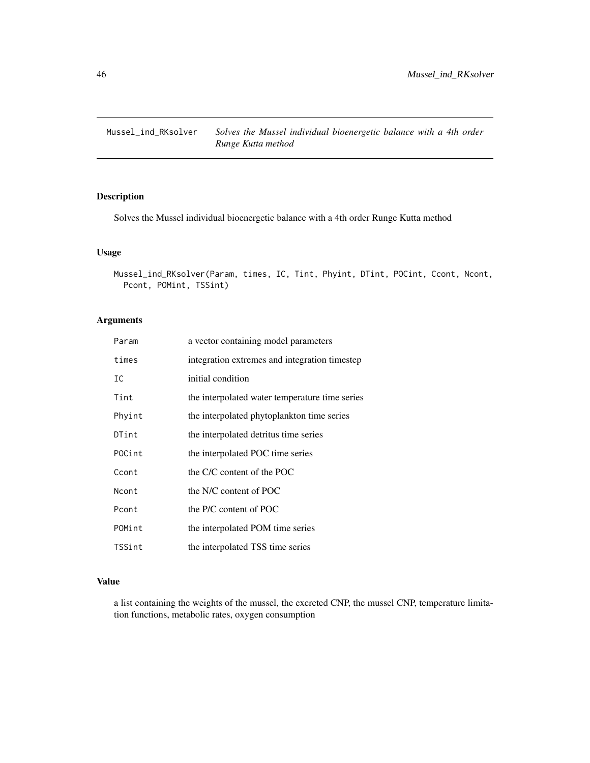# Mussel_ind_RKsolver — *Solves the Mussel individual bioenergetic balance with a 4th order Runge Kutta method*

## Description

Solves the Mussel individual bioenergetic balance with a 4th order Runge Kutta method

## Usage

```
Mussel_ind_RKsolver(Param, times, IC, Tint, Phyint, DTint, POCint, Ccont, Ncont,
  Pcont, POMint, TSSint)
```

## Arguments

| | |
|---|---|
| Param | a vector containing model parameters |
| times | integration extremes and integration timestep |
| IC | initial condition |
| Tint | the interpolated water temperature time series |
| Phyint | the interpolated phytoplankton time series |
| DTint | the interpolated detritus time series |
| POCint | the interpolated POC time series |
| Ccont | the C/C content of the POC |
| Ncont | the N/C content of POC |
| Pcont | the P/C content of POC |
| POMint | the interpolated POM time series |
| TSSint | the interpolated TSS time series |

## Value

a list containing the weights of the mussel, the excreted CNP, the mussel CNP, temperature limitation functions, metabolic rates, oxygen consumption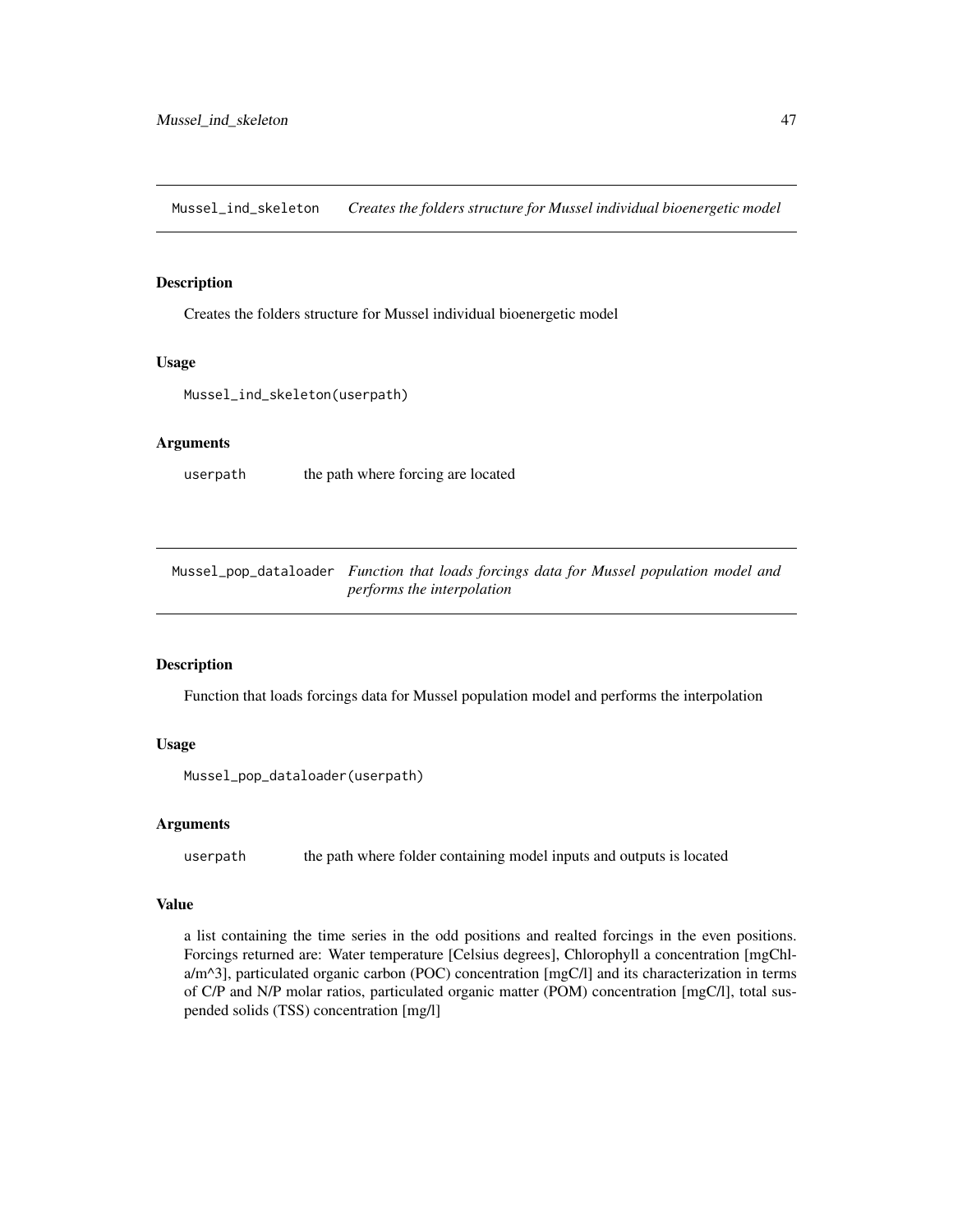## Mussel_ind_skeleton — *Creates the folders structure for Mussel individual bioenergetic model*

### Description

Creates the folders structure for Mussel individual bioenergetic model

### Usage

```
Mussel_ind_skeleton(userpath)
```

### Arguments

| | |
|---|---|
| userpath | the path where forcing are located |

## Mussel_pop_dataloader — *Function that loads forcings data for Mussel population model and performs the interpolation*

### Description

Function that loads forcings data for Mussel population model and performs the interpolation

### Usage

```
Mussel_pop_dataloader(userpath)
```

### Arguments

| | |
|---|---|
| userpath | the path where folder containing model inputs and outputs is located |

### Value

a list containing the time series in the odd positions and realted forcings in the even positions. Forcings returned are: Water temperature [Celsius degrees], Chlorophyll a concentration [mgChl-a/m^3], particulated organic carbon (POC) concentration [mgC/l] and its characterization in terms of C/P and N/P molar ratios, particulated organic matter (POM) concentration [mgC/l], total suspended solids (TSS) concentration [mg/l]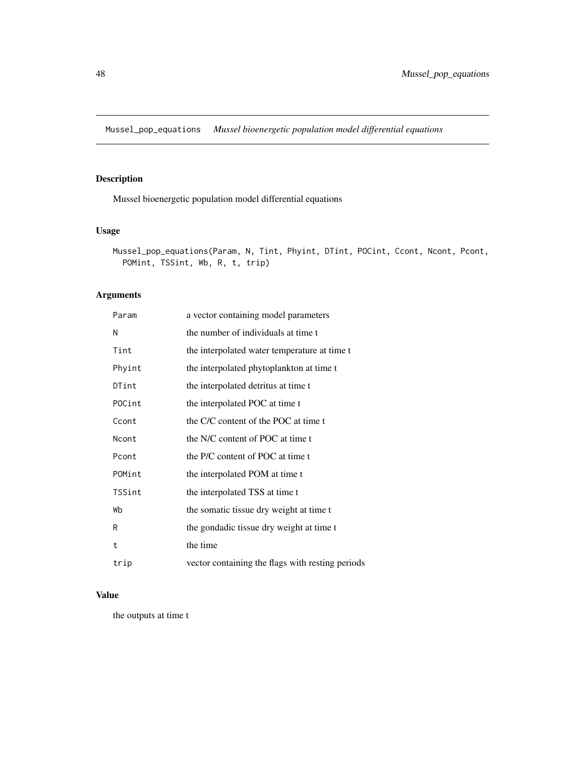# Mussel_pop_equations    *Mussel bioenergetic population model differential equations*

## Description

Mussel bioenergetic population model differential equations

## Usage

```
Mussel_pop_equations(Param, N, Tint, Phyint, DTint, POCint, Ccont, Ncont, Pcont,
  POMint, TSSint, Wb, R, t, trip)
```

## Arguments

| | |
|---|---|
| Param | a vector containing model parameters |
| N | the number of individuals at time t |
| Tint | the interpolated water temperature at time t |
| Phyint | the interpolated phytoplankton at time t |
| DTint | the interpolated detritus at time t |
| POCint | the interpolated POC at time t |
| Ccont | the C/C content of the POC at time t |
| Ncont | the N/C content of POC at time t |
| Pcont | the P/C content of POC at time t |
| POMint | the interpolated POM at time t |
| TSSint | the interpolated TSS at time t |
| Wb | the somatic tissue dry weight at time t |
| R | the gondadic tissue dry weight at time t |
| t | the time |
| trip | vector containing the flags with resting periods |

## Value

the outputs at time t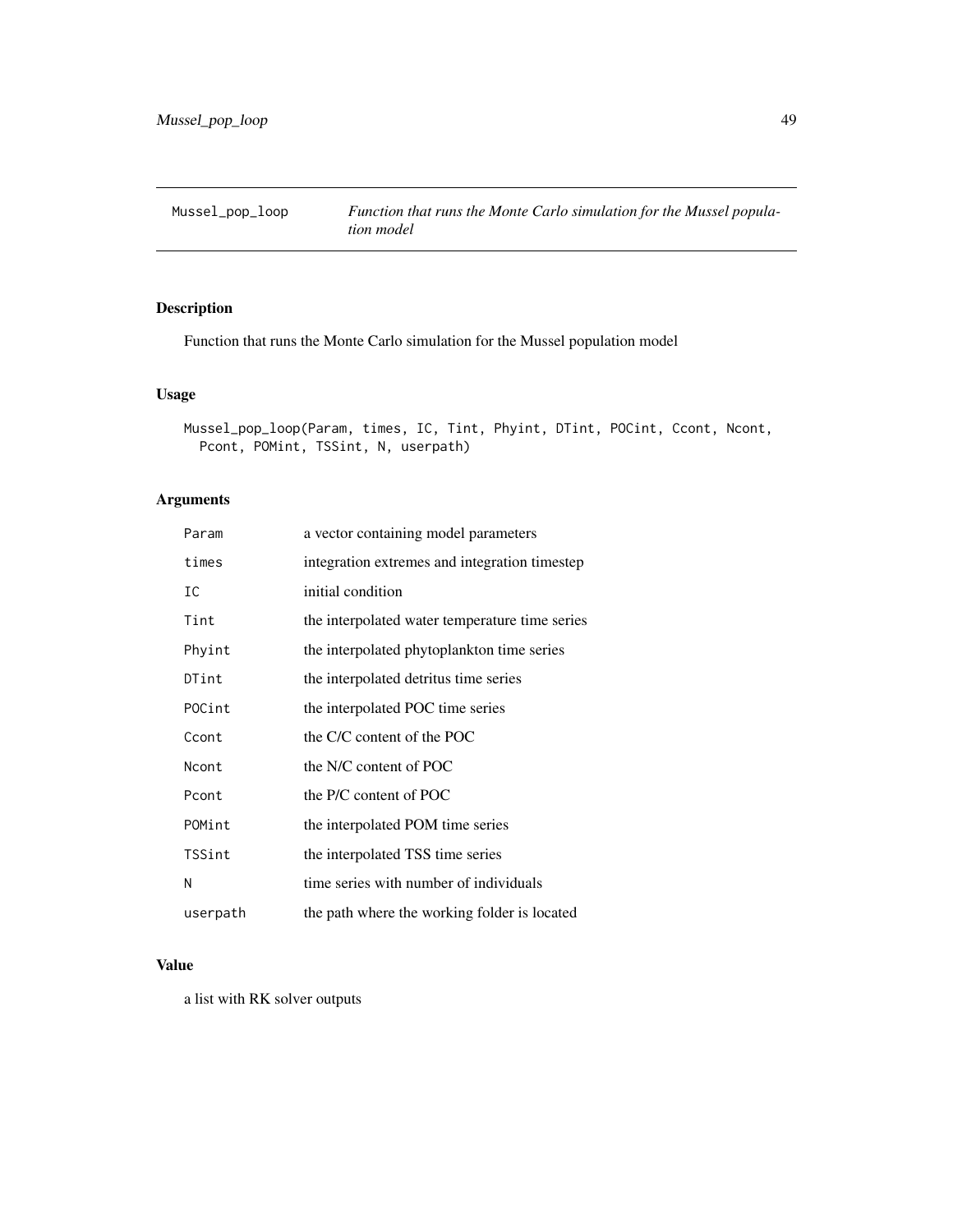# Mussel_pop_loop

*Function that runs the Monte Carlo simulation for the Mussel population model*

## Description

Function that runs the Monte Carlo simulation for the Mussel population model

## Usage

```
Mussel_pop_loop(Param, times, IC, Tint, Phyint, DTint, POCint, Ccont, Ncont,
  Pcont, POMint, TSSint, N, userpath)
```

## Arguments

| Argument | Description |
| --- | --- |
| Param | a vector containing model parameters |
| times | integration extremes and integration timestep |
| IC | initial condition |
| Tint | the interpolated water temperature time series |
| Phyint | the interpolated phytoplankton time series |
| DTint | the interpolated detritus time series |
| POCint | the interpolated POC time series |
| Ccont | the C/C content of the POC |
| Ncont | the N/C content of POC |
| Pcont | the P/C content of POC |
| POMint | the interpolated POM time series |
| TSSint | the interpolated TSS time series |
| N | time series with number of individuals |
| userpath | the path where the working folder is located |

## Value

a list with RK solver outputs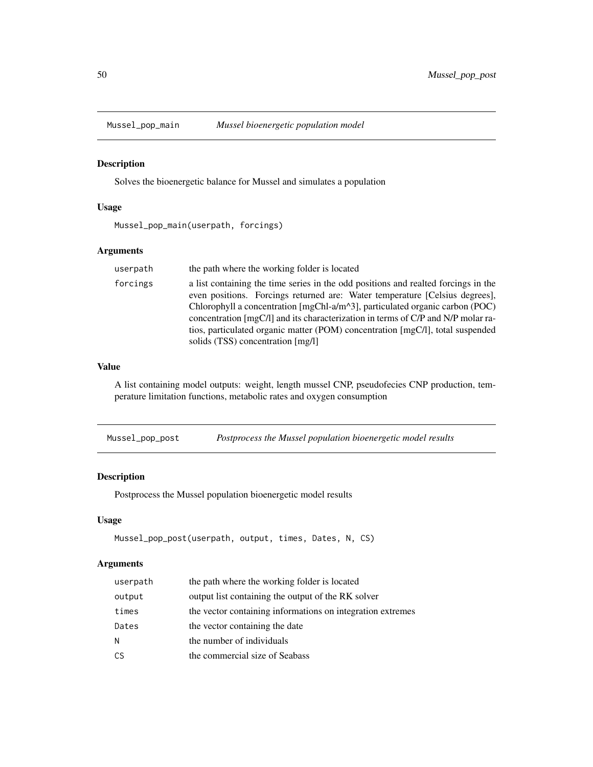## Mussel_pop_main *Mussel bioenergetic population model*

### Description

Solves the bioenergetic balance for Mussel and simulates a population

### Usage

```
Mussel_pop_main(userpath, forcings)
```

### Arguments

| | |
|---|---|
| userpath | the path where the working folder is located |
| forcings | a list containing the time series in the odd positions and realted forcings in the even positions. Forcings returned are: Water temperature [Celsius degrees], Chlorophyll a concentration [mgChl-a/m^3], particulated organic carbon (POC) concentration [mgC/l] and its characterization in terms of C/P and N/P molar ratios, particulated organic matter (POM) concentration [mgC/l], total suspended solids (TSS) concentration [mg/l] |

### Value

A list containing model outputs: weight, length mussel CNP, pseudofecies CNP production, temperature limitation functions, metabolic rates and oxygen consumption

## Mussel_pop_post *Postprocess the Mussel population bioenergetic model results*

### Description

Postprocess the Mussel population bioenergetic model results

### Usage

```
Mussel_pop_post(userpath, output, times, Dates, N, CS)
```

### Arguments

| | |
|---|---|
| userpath | the path where the working folder is located |
| output | output list containing the output of the RK solver |
| times | the vector containing informations on integration extremes |
| Dates | the vector containing the date |
| N | the number of individuals |
| CS | the commercial size of Seabass |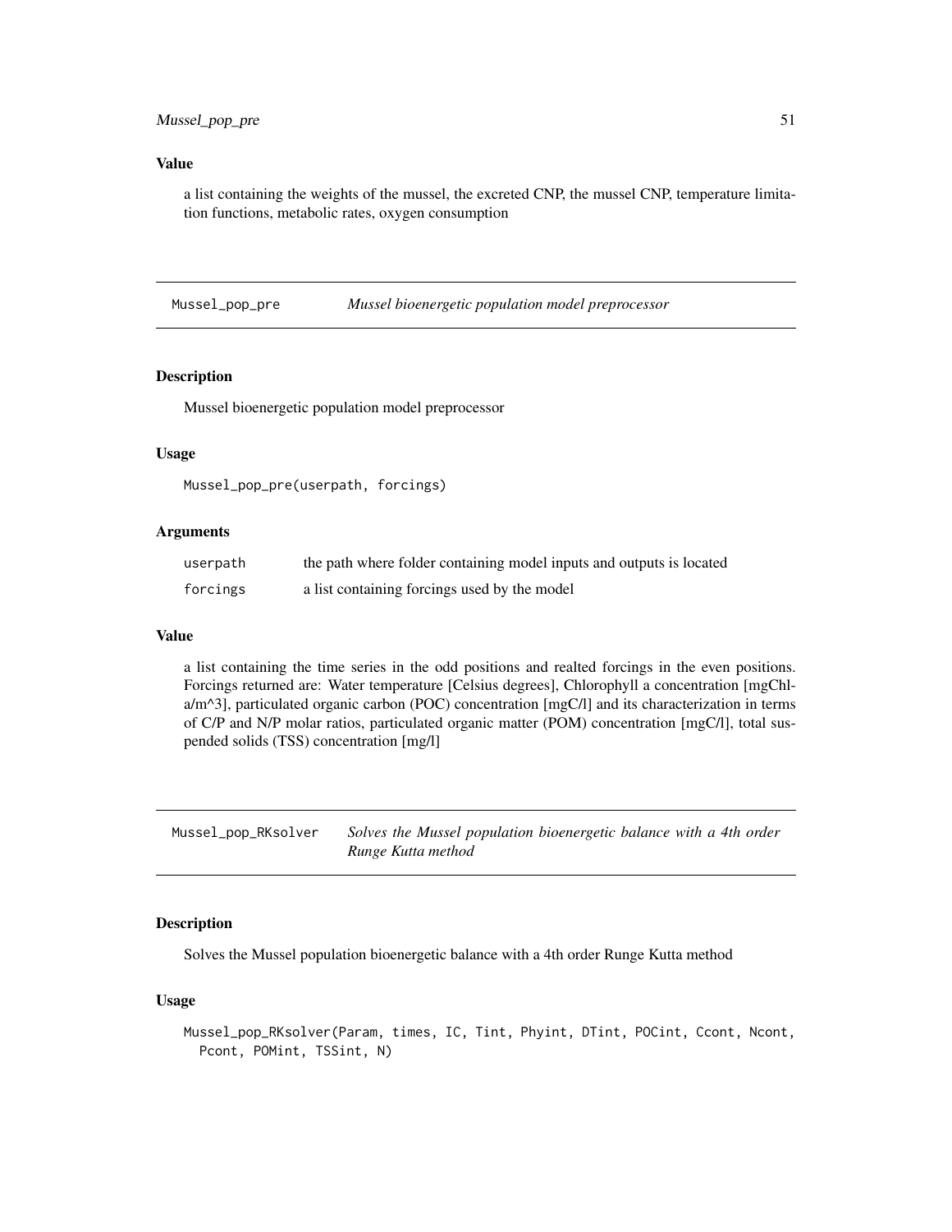### Value

a list containing the weights of the mussel, the excreted CNP, the mussel CNP, temperature limitation functions, metabolic rates, oxygen consumption

## Mussel_pop_pre — *Mussel bioenergetic population model preprocessor*

### Description

Mussel bioenergetic population model preprocessor

### Usage

```
Mussel_pop_pre(userpath, forcings)
```

### Arguments

| | |
|---|---|
| userpath | the path where folder containing model inputs and outputs is located |
| forcings | a list containing forcings used by the model |

### Value

a list containing the time series in the odd positions and realted forcings in the even positions. Forcings returned are: Water temperature [Celsius degrees], Chlorophyll a concentration [mgChl-a/m^3], particulated organic carbon (POC) concentration [mgC/l] and its characterization in terms of C/P and N/P molar ratios, particulated organic matter (POM) concentration [mgC/l], total suspended solids (TSS) concentration [mg/l]

## Mussel_pop_RKsolver — *Solves the Mussel population bioenergetic balance with a 4th order Runge Kutta method*

### Description

Solves the Mussel population bioenergetic balance with a 4th order Runge Kutta method

### Usage

```
Mussel_pop_RKsolver(Param, times, IC, Tint, Phyint, DTint, POCint, Ccont, Ncont,
  Pcont, POMint, TSSint, N)
```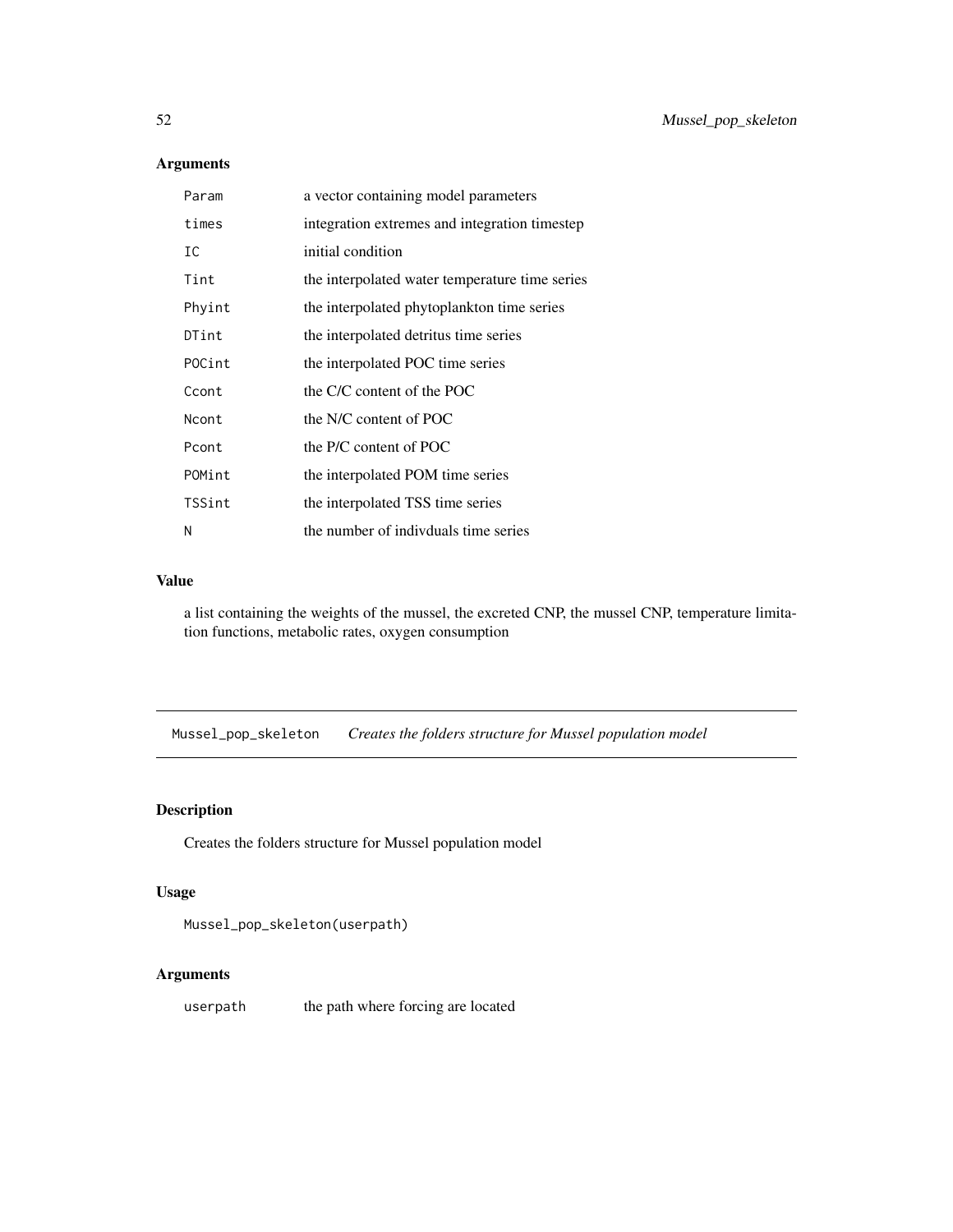## Arguments

| | |
|---|---|
| Param | a vector containing model parameters |
| times | integration extremes and integration timestep |
| IC | initial condition |
| Tint | the interpolated water temperature time series |
| Phyint | the interpolated phytoplankton time series |
| DTint | the interpolated detritus time series |
| POCint | the interpolated POC time series |
| Ccont | the C/C content of the POC |
| Ncont | the N/C content of POC |
| Pcont | the P/C content of POC |
| POMint | the interpolated POM time series |
| TSSint | the interpolated TSS time series |
| N | the number of indivduals time series |

## Value

a list containing the weights of the mussel, the excreted CNP, the mussel CNP, temperature limitation functions, metabolic rates, oxygen consumption

---

# Mussel_pop_skeleton *Creates the folders structure for Mussel population model*

## Description

Creates the folders structure for Mussel population model

## Usage

```
Mussel_pop_skeleton(userpath)
```

## Arguments

| | |
|---|---|
| userpath | the path where forcing are located |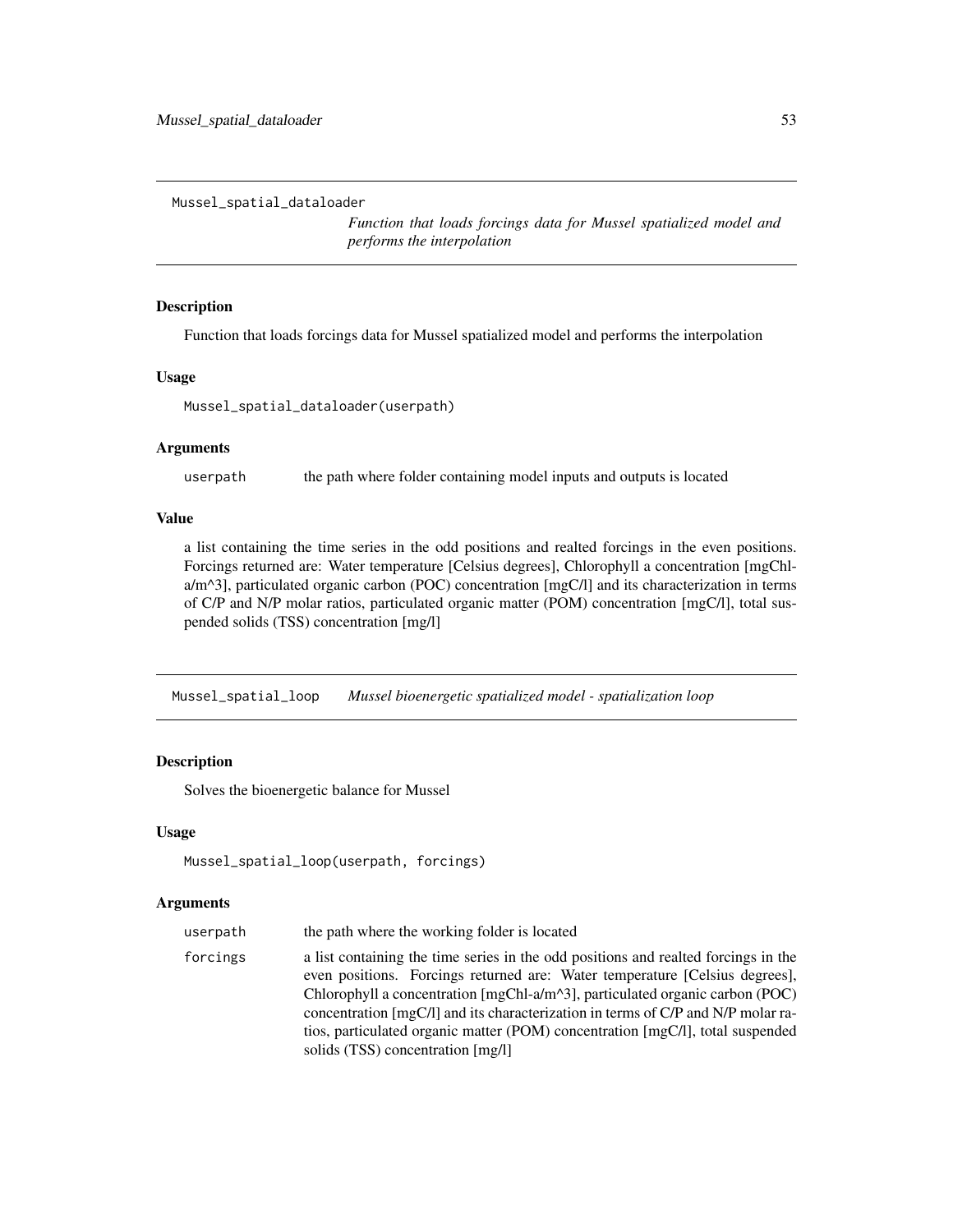## Mussel_spatial_dataloader

*Function that loads forcings data for Mussel spatialized model and performs the interpolation*

### Description

Function that loads forcings data for Mussel spatialized model and performs the interpolation

### Usage

```
Mussel_spatial_dataloader(userpath)
```

### Arguments

| | |
|---|---|
| userpath | the path where folder containing model inputs and outputs is located |

### Value

a list containing the time series in the odd positions and realted forcings in the even positions. Forcings returned are: Water temperature [Celsius degrees], Chlorophyll a concentration [mgChl-a/m^3], particulated organic carbon (POC) concentration [mgC/l] and its characterization in terms of C/P and N/P molar ratios, particulated organic matter (POM) concentration [mgC/l], total suspended solids (TSS) concentration [mg/l]

## Mussel_spatial_loop

*Mussel bioenergetic spatialized model - spatialization loop*

### Description

Solves the bioenergetic balance for Mussel

### Usage

```
Mussel_spatial_loop(userpath, forcings)
```

### Arguments

| | |
|---|---|
| userpath | the path where the working folder is located |
| forcings | a list containing the time series in the odd positions and realted forcings in the even positions. Forcings returned are: Water temperature [Celsius degrees], Chlorophyll a concentration [mgChl-a/m^3], particulated organic carbon (POC) concentration [mgC/l] and its characterization in terms of C/P and N/P molar ratios, particulated organic matter (POM) concentration [mgC/l], total suspended solids (TSS) concentration [mg/l] |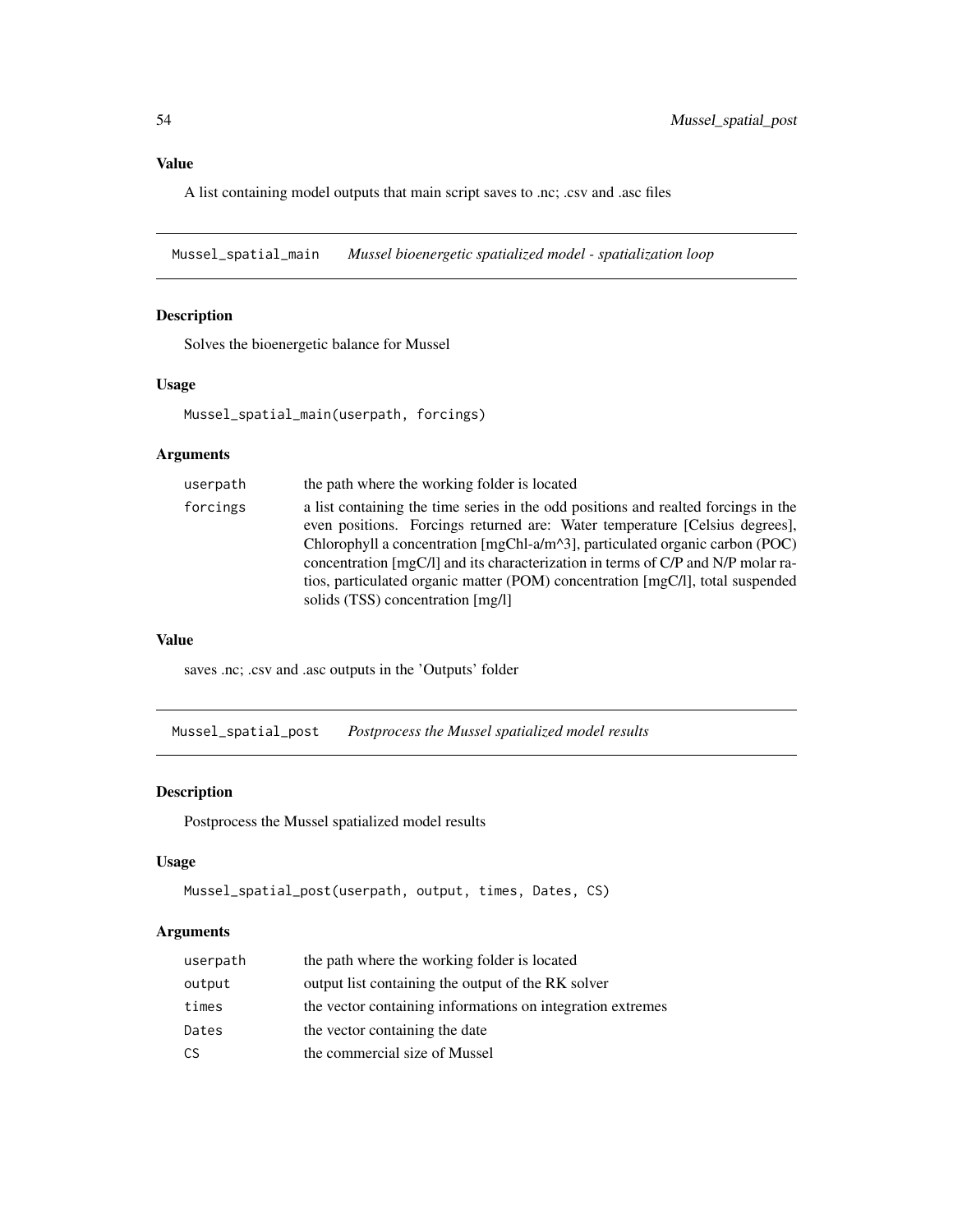## Value

A list containing model outputs that main script saves to .nc; .csv and .asc files

---

## Mussel_spatial_main — *Mussel bioenergetic spatialized model - spatialization loop*

### Description

Solves the bioenergetic balance for Mussel

### Usage

```
Mussel_spatial_main(userpath, forcings)
```

### Arguments

| | |
|---|---|
| userpath | the path where the working folder is located |
| forcings | a list containing the time series in the odd positions and realted forcings in the even positions. Forcings returned are: Water temperature [Celsius degrees], Chlorophyll a concentration [mgChl-a/m^3], particulated organic carbon (POC) concentration [mgC/l] and its characterization in terms of C/P and N/P molar ratios, particulated organic matter (POM) concentration [mgC/l], total suspended solids (TSS) concentration [mg/l] |

### Value

saves .nc; .csv and .asc outputs in the 'Outputs' folder

---

## Mussel_spatial_post — *Postprocess the Mussel spatialized model results*

### Description

Postprocess the Mussel spatialized model results

### Usage

```
Mussel_spatial_post(userpath, output, times, Dates, CS)
```

### Arguments

| | |
|---|---|
| userpath | the path where the working folder is located |
| output | output list containing the output of the RK solver |
| times | the vector containing informations on integration extremes |
| Dates | the vector containing the date |
| CS | the commercial size of Mussel |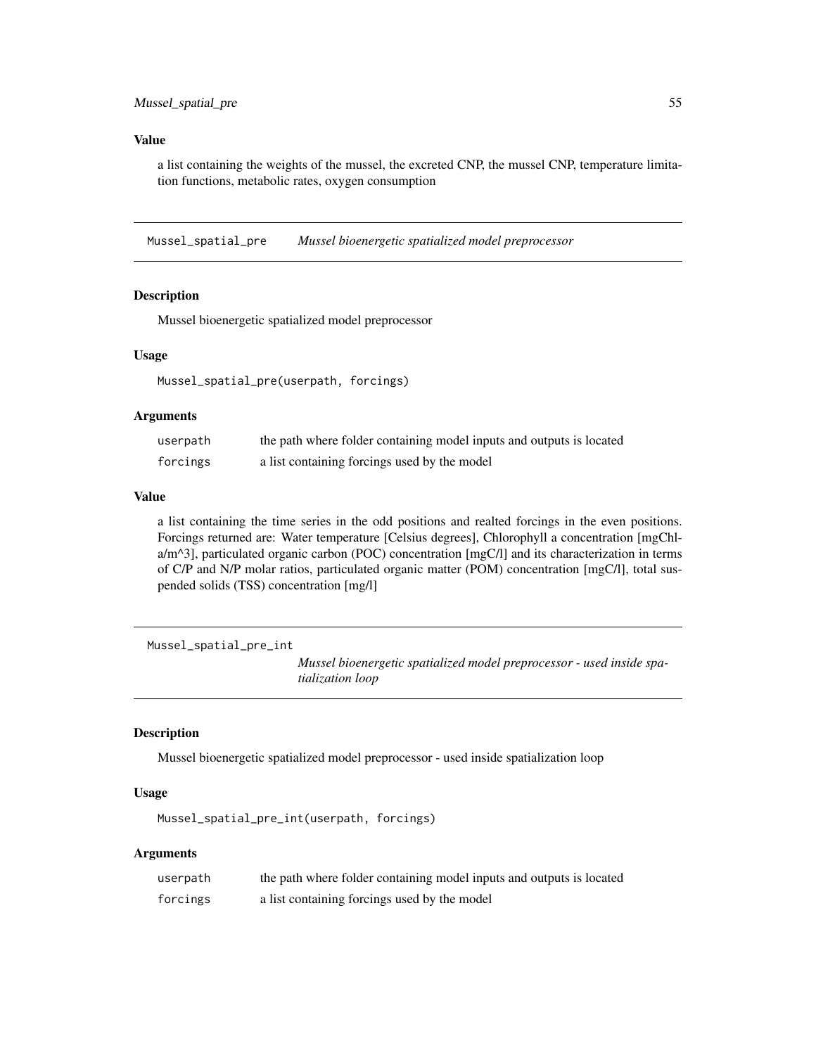### Value

a list containing the weights of the mussel, the excreted CNP, the mussel CNP, temperature limitation functions, metabolic rates, oxygen consumption

---

## Mussel_spatial_pre &nbsp;&nbsp;&nbsp; *Mussel bioenergetic spatialized model preprocessor*

### Description

Mussel bioenergetic spatialized model preprocessor

### Usage

```
Mussel_spatial_pre(userpath, forcings)
```

### Arguments

| | |
|---|---|
| `userpath` | the path where folder containing model inputs and outputs is located |
| `forcings` | a list containing forcings used by the model |

### Value

a list containing the time series in the odd positions and realted forcings in the even positions. Forcings returned are: Water temperature [Celsius degrees], Chlorophyll a concentration [mgChl-a/m^3], particulated organic carbon (POC) concentration [mgC/l] and its characterization in terms of C/P and N/P molar ratios, particulated organic matter (POM) concentration [mgC/l], total suspended solids (TSS) concentration [mg/l]

---

## Mussel_spatial_pre_int &nbsp;&nbsp;&nbsp; *Mussel bioenergetic spatialized model preprocessor - used inside spatialization loop*

### Description

Mussel bioenergetic spatialized model preprocessor - used inside spatialization loop

### Usage

```
Mussel_spatial_pre_int(userpath, forcings)
```

### Arguments

| | |
|---|---|
| `userpath` | the path where folder containing model inputs and outputs is located |
| `forcings` | a list containing forcings used by the model |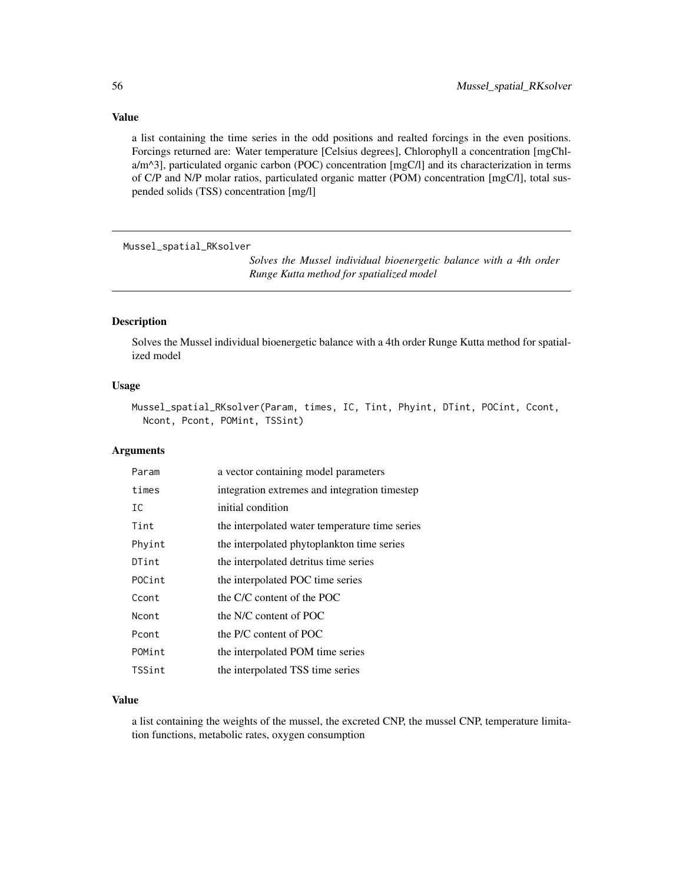## Value

a list containing the time series in the odd positions and realted forcings in the even positions. Forcings returned are: Water temperature [Celsius degrees], Chlorophyll a concentration [mgChl-a/m^3], particulated organic carbon (POC) concentration [mgC/l] and its characterization in terms of C/P and N/P molar ratios, particulated organic matter (POM) concentration [mgC/l], total suspended solids (TSS) concentration [mg/l]

---

# Mussel_spatial_RKsolver

*Solves the Mussel individual bioenergetic balance with a 4th order Runge Kutta method for spatialized model*

---

## Description

Solves the Mussel individual bioenergetic balance with a 4th order Runge Kutta method for spatialized model

## Usage

```
Mussel_spatial_RKsolver(Param, times, IC, Tint, Phyint, DTint, POCint, Ccont,
  Ncont, Pcont, POMint, TSSint)
```

## Arguments

| | |
|---|---|
| Param | a vector containing model parameters |
| times | integration extremes and integration timestep |
| IC | initial condition |
| Tint | the interpolated water temperature time series |
| Phyint | the interpolated phytoplankton time series |
| DTint | the interpolated detritus time series |
| POCint | the interpolated POC time series |
| Ccont | the C/C content of the POC |
| Ncont | the N/C content of POC |
| Pcont | the P/C content of POC |
| POMint | the interpolated POM time series |
| TSSint | the interpolated TSS time series |

## Value

a list containing the weights of the mussel, the excreted CNP, the mussel CNP, temperature limitation functions, metabolic rates, oxygen consumption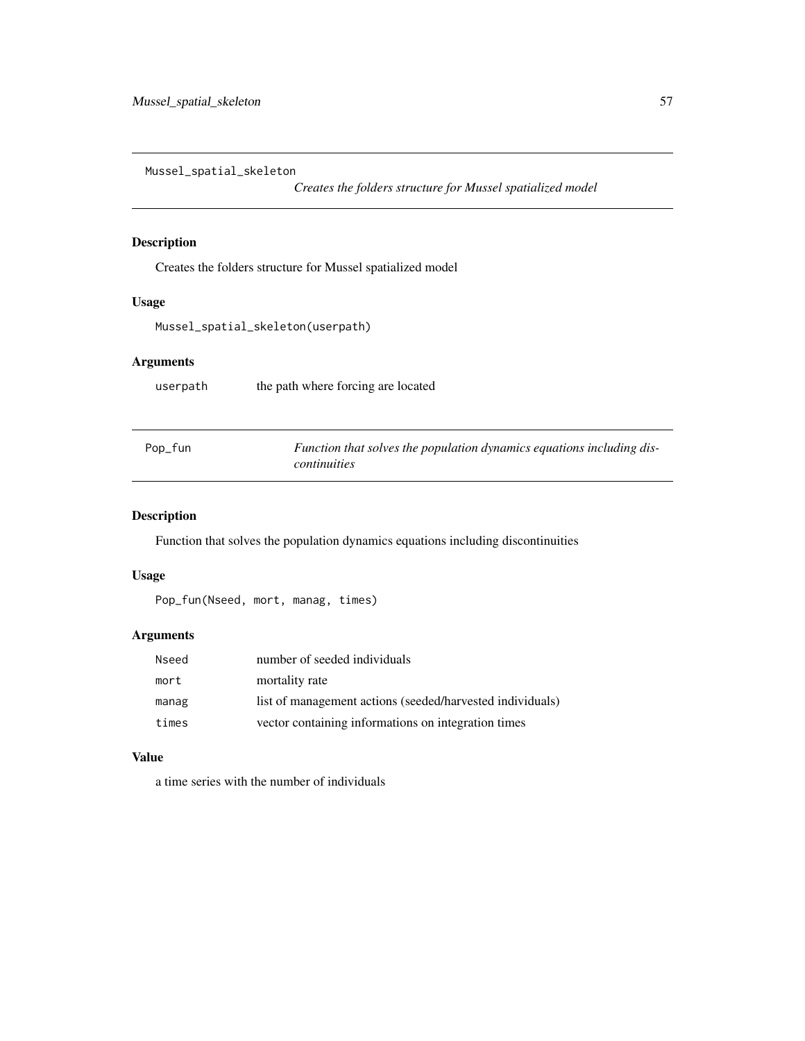## Mussel_spatial_skeleton

*Creates the folders structure for Mussel spatialized model*

### Description

Creates the folders structure for Mussel spatialized model

### Usage

```
Mussel_spatial_skeleton(userpath)
```

### Arguments

| | |
|---|---|
| userpath | the path where forcing are located |

## Pop_fun

*Function that solves the population dynamics equations including discontinuities*

### Description

Function that solves the population dynamics equations including discontinuities

### Usage

```
Pop_fun(Nseed, mort, manag, times)
```

### Arguments

| | |
|---|---|
| Nseed | number of seeded individuals |
| mort | mortality rate |
| manag | list of management actions (seeded/harvested individuals) |
| times | vector containing informations on integration times |

### Value

a time series with the number of individuals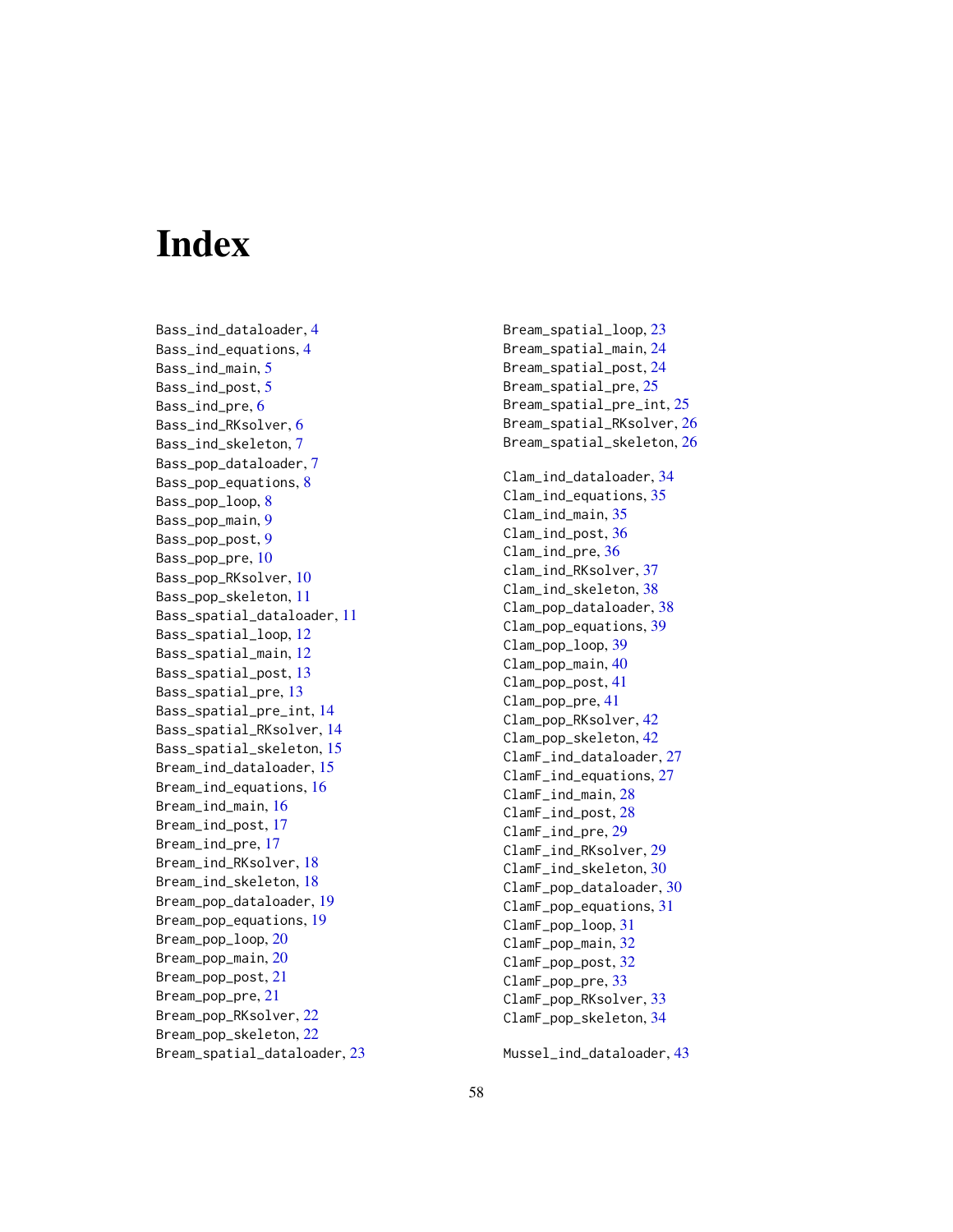# Index

Bass_ind_dataloader, 4
Bass_ind_equations, 4
Bass_ind_main, 5
Bass_ind_post, 5
Bass_ind_pre, 6
Bass_ind_RKsolver, 6
Bass_ind_skeleton, 7
Bass_pop_dataloader, 7
Bass_pop_equations, 8
Bass_pop_loop, 8
Bass_pop_main, 9
Bass_pop_post, 9
Bass_pop_pre, 10
Bass_pop_RKsolver, 10
Bass_pop_skeleton, 11
Bass_spatial_dataloader, 11
Bass_spatial_loop, 12
Bass_spatial_main, 12
Bass_spatial_post, 13
Bass_spatial_pre, 13
Bass_spatial_pre_int, 14
Bass_spatial_RKsolver, 14
Bass_spatial_skeleton, 15
Bream_ind_dataloader, 15
Bream_ind_equations, 16
Bream_ind_main, 16
Bream_ind_post, 17
Bream_ind_pre, 17
Bream_ind_RKsolver, 18
Bream_ind_skeleton, 18
Bream_pop_dataloader, 19
Bream_pop_equations, 19
Bream_pop_loop, 20
Bream_pop_main, 20
Bream_pop_post, 21
Bream_pop_pre, 21
Bream_pop_RKsolver, 22
Bream_pop_skeleton, 22
Bream_spatial_dataloader, 23
Bream_spatial_loop, 23
Bream_spatial_main, 24
Bream_spatial_post, 24
Bream_spatial_pre, 25
Bream_spatial_pre_int, 25
Bream_spatial_RKsolver, 26
Bream_spatial_skeleton, 26

Clam_ind_dataloader, 34
Clam_ind_equations, 35
Clam_ind_main, 35
Clam_ind_post, 36
Clam_ind_pre, 36
clam_ind_RKsolver, 37
Clam_ind_skeleton, 38
Clam_pop_dataloader, 38
Clam_pop_equations, 39
Clam_pop_loop, 39
Clam_pop_main, 40
Clam_pop_post, 41
Clam_pop_pre, 41
Clam_pop_RKsolver, 42
Clam_pop_skeleton, 42
ClamF_ind_dataloader, 27
ClamF_ind_equations, 27
ClamF_ind_main, 28
ClamF_ind_post, 28
ClamF_ind_pre, 29
ClamF_ind_RKsolver, 29
ClamF_ind_skeleton, 30
ClamF_pop_dataloader, 30
ClamF_pop_equations, 31
ClamF_pop_loop, 31
ClamF_pop_main, 32
ClamF_pop_post, 32
ClamF_pop_pre, 33
ClamF_pop_RKsolver, 33
ClamF_pop_skeleton, 34

Mussel_ind_dataloader, 43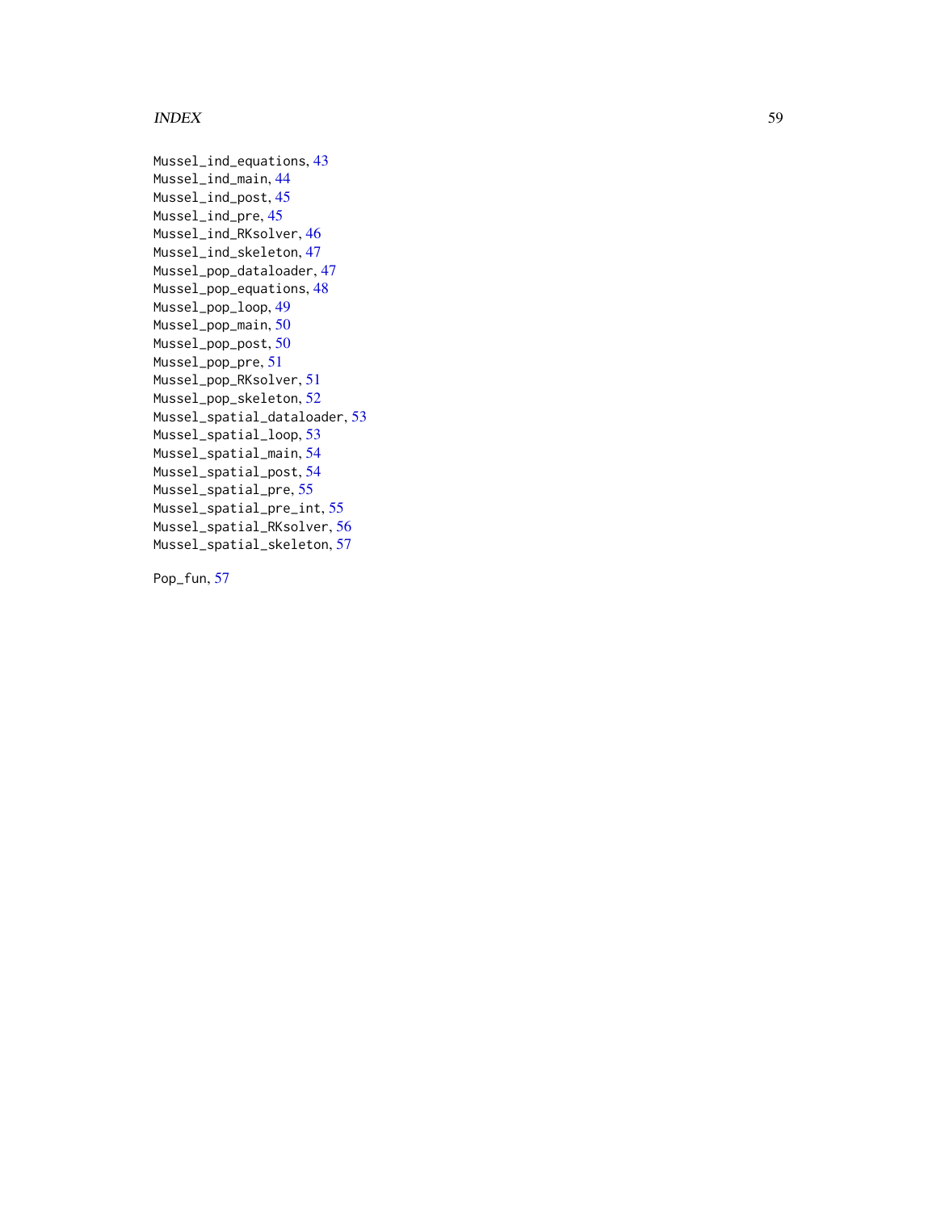Mussel_ind_equations, 43
Mussel_ind_main, 44
Mussel_ind_post, 45
Mussel_ind_pre, 45
Mussel_ind_RKsolver, 46
Mussel_ind_skeleton, 47
Mussel_pop_dataloader, 47
Mussel_pop_equations, 48
Mussel_pop_loop, 49
Mussel_pop_main, 50
Mussel_pop_post, 50
Mussel_pop_pre, 51
Mussel_pop_RKsolver, 51
Mussel_pop_skeleton, 52
Mussel_spatial_dataloader, 53
Mussel_spatial_loop, 53
Mussel_spatial_main, 54
Mussel_spatial_post, 54
Mussel_spatial_pre, 55
Mussel_spatial_pre_int, 55
Mussel_spatial_RKsolver, 56
Mussel_spatial_skeleton, 57

Pop_fun, 57